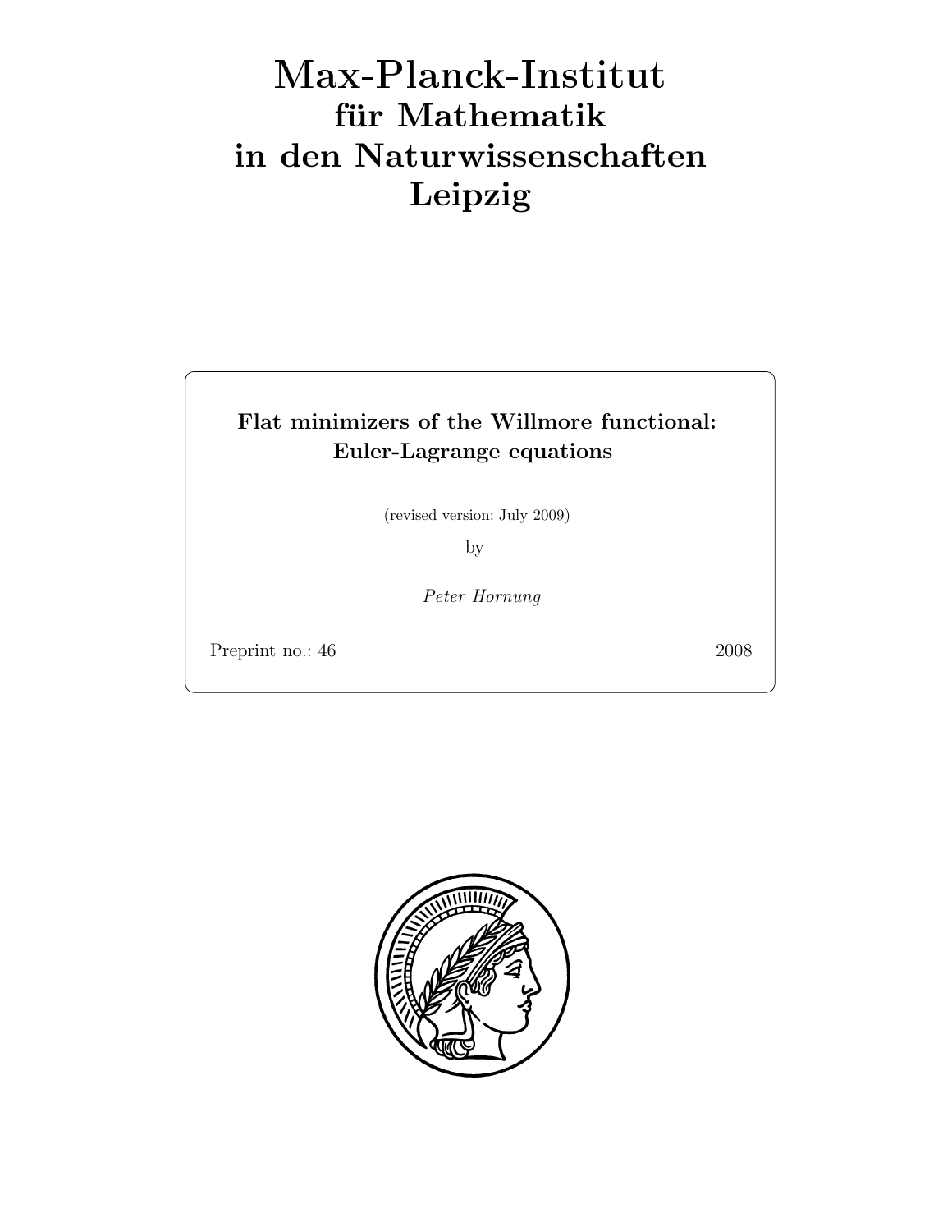# Max-Planck-Institut für Mathematik in den Naturwissenschaften Leipzig

**Flat minimizers of the Willmore functional: Euler-Lagrange equations**

(revised version: July 2009)

by

*Peter Hornung*

Preprint no.: 46 2008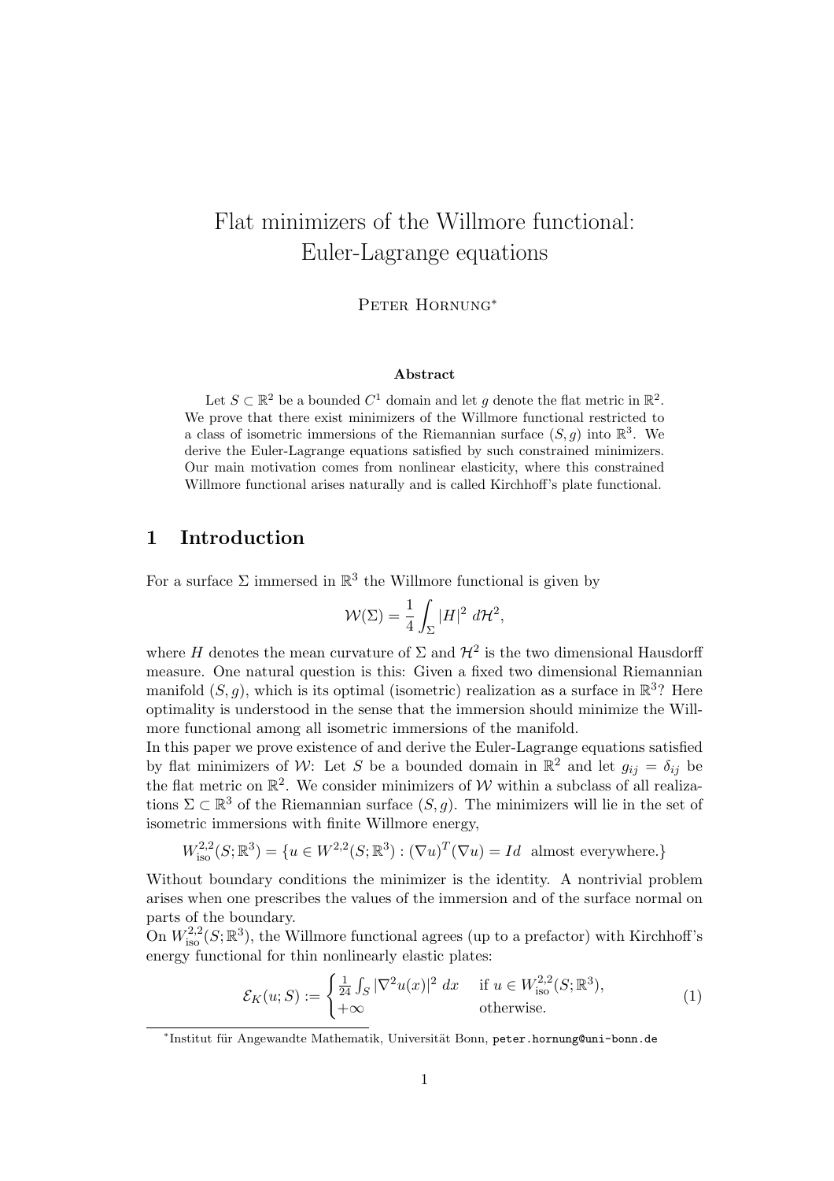# Flat minimizers of the Willmore functional: Euler-Lagrange equations

Peter Hornung[*]

### Abstract

Let $S \subset \mathbb{R}^2$ be a bounded $C^1$ domain and let $g$ denote the flat metric in $\mathbb{R}^2$. We prove that there exist minimizers of the Willmore functional restricted to a class of isometric immersions of the Riemannian surface $(S, g)$ into $\mathbb{R}^3$. We derive the Euler-Lagrange equations satisfied by such constrained minimizers. Our main motivation comes from nonlinear elasticity, where this constrained Willmore functional arises naturally and is called Kirchhoff's plate functional.

## 1 Introduction

For a surface $\Sigma$ immersed in $\mathbb{R}^3$ the Willmore functional is given by

$$\mathcal{W}(\Sigma) = \frac{1}{4}\int_\Sigma |H|^2 \, d\mathcal{H}^2,$$

where $H$ denotes the mean curvature of $\Sigma$ and $\mathcal{H}^2$ is the two dimensional Hausdorff measure. One natural question is this: Given a fixed two dimensional Riemannian manifold $(S, g)$, which is its optimal (isometric) realization as a surface in $\mathbb{R}^3$? Here optimality is understood in the sense that the immersion should minimize the Willmore functional among all isometric immersions of the manifold.

In this paper we prove existence of and derive the Euler-Lagrange equations satisfied by flat minimizers of $\mathcal{W}$: Let $S$ be a bounded domain in $\mathbb{R}^2$ and let $g_{ij} = \delta_{ij}$ be the flat metric on $\mathbb{R}^2$. We consider minimizers of $\mathcal{W}$ within a subclass of all realizations $\Sigma \subset \mathbb{R}^3$ of the Riemannian surface $(S, g)$. The minimizers will lie in the set of isometric immersions with finite Willmore energy,

$$W^{2,2}_{\text{iso}}(S;\mathbb{R}^3) = \{u \in W^{2,2}(S;\mathbb{R}^3) : (\nabla u)^T(\nabla u) = Id \ \text{ almost everywhere.}\}$$

Without boundary conditions the minimizer is the identity. A nontrivial problem arises when one prescribes the values of the immersion and of the surface normal on parts of the boundary.

On $W^{2,2}_{\text{iso}}(S;\mathbb{R}^3)$, the Willmore functional agrees (up to a prefactor) with Kirchhoff's energy functional for thin nonlinearly elastic plates:

$$\mathcal{E}_K(u; S) := \begin{cases} \frac{1}{24}\int_S |\nabla^2 u(x)|^2 \, dx & \text{if } u \in W^{2,2}_{\text{iso}}(S;\mathbb{R}^3), \\ +\infty & \text{otherwise.} \end{cases} \tag{1}$$

[*]Institut für Angewandte Mathematik, Universität Bonn, peter.hornung@uni-bonn.de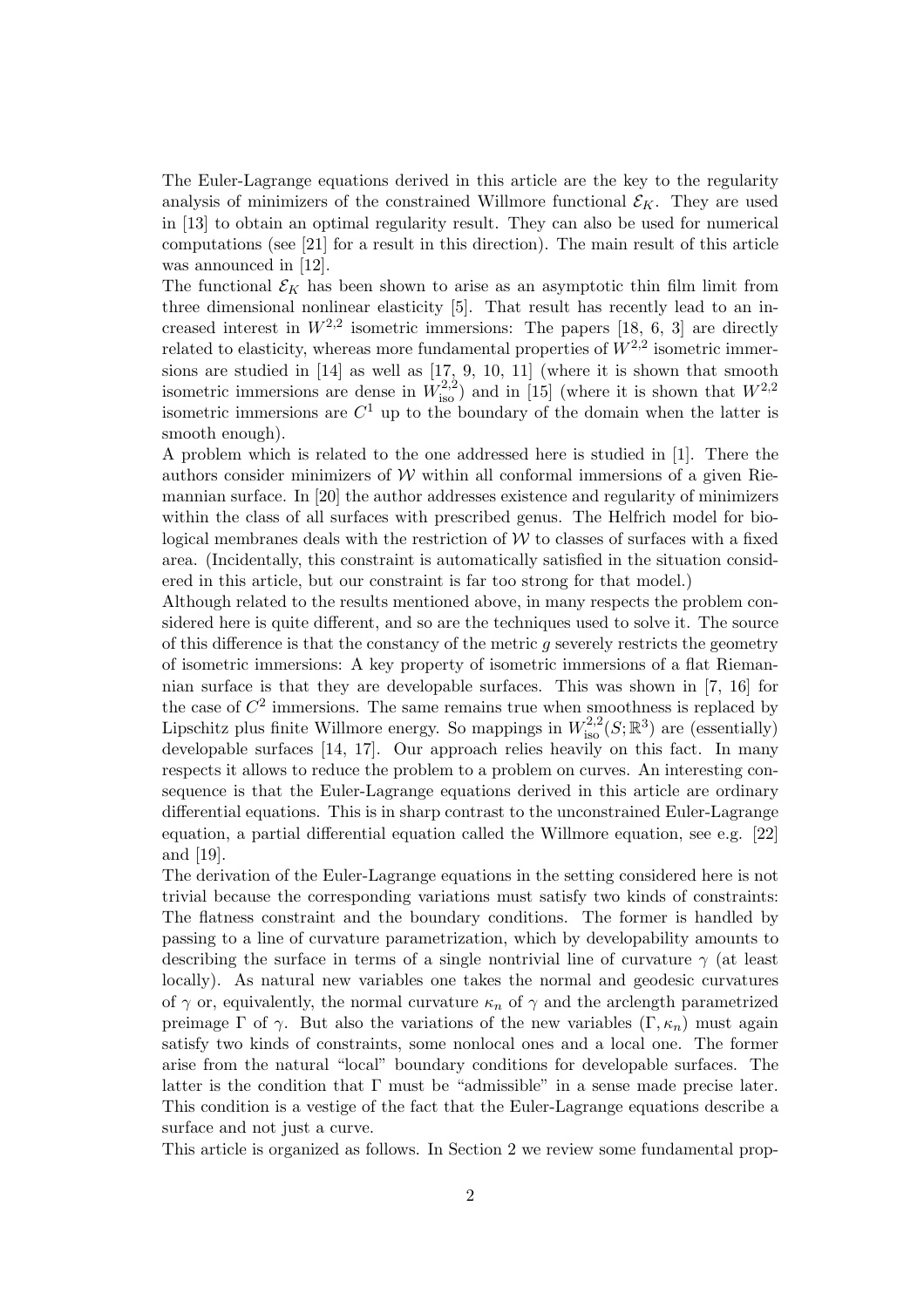The Euler-Lagrange equations derived in this article are the key to the regularity analysis of minimizers of the constrained Willmore functional $\mathcal{E}_K$. They are used in [13] to obtain an optimal regularity result. They can also be used for numerical computations (see [21] for a result in this direction). The main result of this article was announced in [12].

The functional $\mathcal{E}_K$ has been shown to arise as an asymptotic thin film limit from three dimensional nonlinear elasticity [5]. That result has recently lead to an increased interest in $W^{2,2}$ isometric immersions: The papers [18, 6, 3] are directly related to elasticity, whereas more fundamental properties of $W^{2,2}$ isometric immersions are studied in [14] as well as [17, 9, 10, 11] (where it is shown that smooth isometric immersions are dense in $W^{2,2}_{\text{iso}}$) and in [15] (where it is shown that $W^{2,2}$ isometric immersions are $C^1$ up to the boundary of the domain when the latter is smooth enough).

A problem which is related to the one addressed here is studied in [1]. There the authors consider minimizers of $\mathcal{W}$ within all conformal immersions of a given Riemannian surface. In [20] the author addresses existence and regularity of minimizers within the class of all surfaces with prescribed genus. The Helfrich model for biological membranes deals with the restriction of $\mathcal{W}$ to classes of surfaces with a fixed area. (Incidentally, this constraint is automatically satisfied in the situation considered in this article, but our constraint is far too strong for that model.)

Although related to the results mentioned above, in many respects the problem considered here is quite different, and so are the techniques used to solve it. The source of this difference is that the constancy of the metric $g$ severely restricts the geometry of isometric immersions: A key property of isometric immersions of a flat Riemannian surface is that they are developable surfaces. This was shown in [7, 16] for the case of $C^2$ immersions. The same remains true when smoothness is replaced by Lipschitz plus finite Willmore energy. So mappings in $W^{2,2}_{\text{iso}}(S;\mathbb{R}^3)$ are (essentially) developable surfaces [14, 17]. Our approach relies heavily on this fact. In many respects it allows to reduce the problem to a problem on curves. An interesting consequence is that the Euler-Lagrange equations derived in this article are ordinary differential equations. This is in sharp contrast to the unconstrained Euler-Lagrange equation, a partial differential equation called the Willmore equation, see e.g. [22] and [19].

The derivation of the Euler-Lagrange equations in the setting considered here is not trivial because the corresponding variations must satisfy two kinds of constraints: The flatness constraint and the boundary conditions. The former is handled by passing to a line of curvature parametrization, which by developability amounts to describing the surface in terms of a single nontrivial line of curvature $\gamma$ (at least locally). As natural new variables one takes the normal and geodesic curvatures of $\gamma$ or, equivalently, the normal curvature $\kappa_n$ of $\gamma$ and the arclength parametrized preimage $\Gamma$ of $\gamma$. But also the variations of the new variables $(\Gamma, \kappa_n)$ must again satisfy two kinds of constraints, some nonlocal ones and a local one. The former arise from the natural "local" boundary conditions for developable surfaces. The latter is the condition that $\Gamma$ must be "admissible" in a sense made precise later. This condition is a vestige of the fact that the Euler-Lagrange equations describe a surface and not just a curve.

This article is organized as follows. In Section 2 we review some fundamental prop-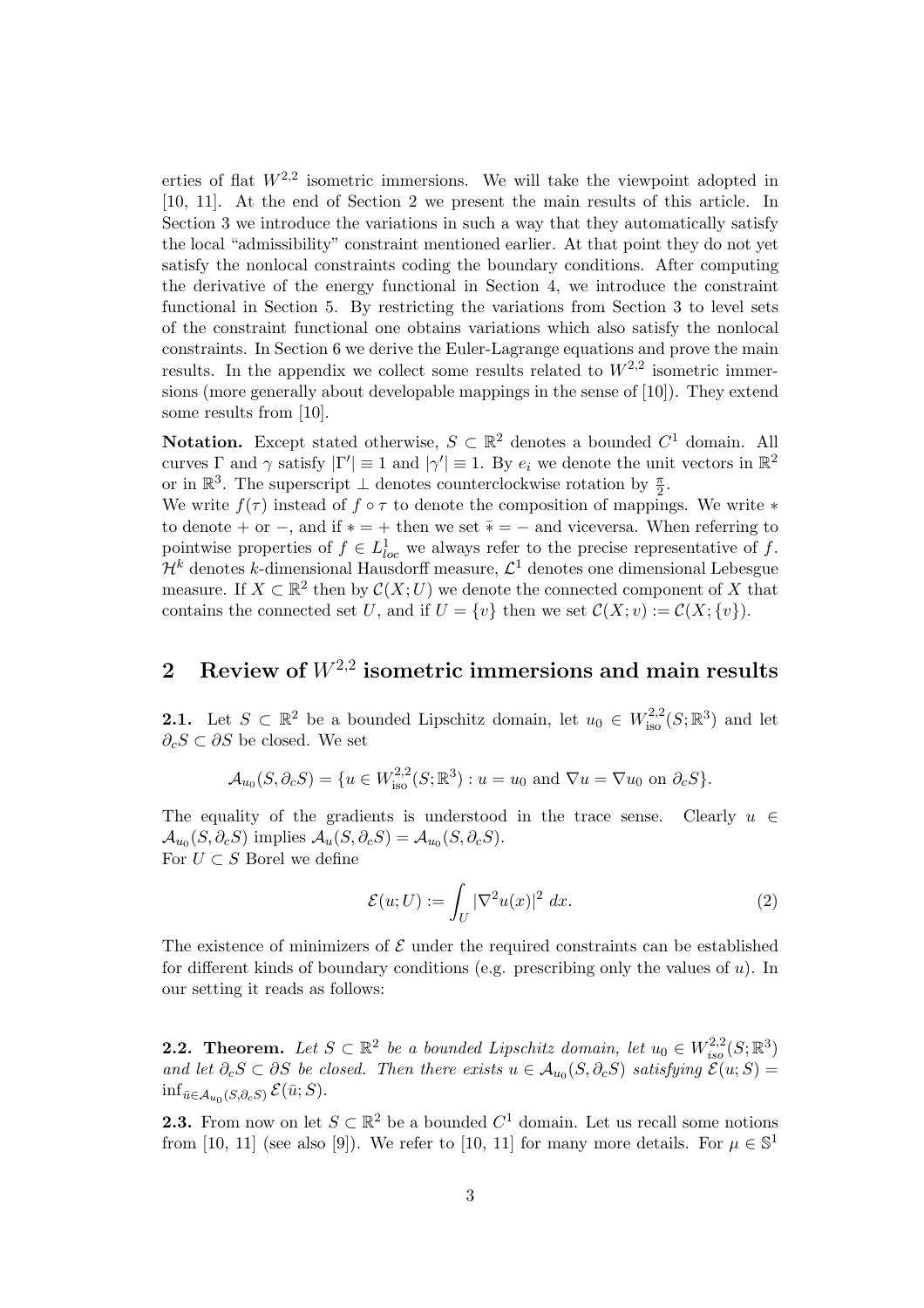erties of flat $W^{2,2}$ isometric immersions. We will take the viewpoint adopted in [10, 11]. At the end of Section 2 we present the main results of this article. In Section 3 we introduce the variations in such a way that they automatically satisfy the local "admissibility" constraint mentioned earlier. At that point they do not yet satisfy the nonlocal constraints coding the boundary conditions. After computing the derivative of the energy functional in Section 4, we introduce the constraint functional in Section 5. By restricting the variations from Section 3 to level sets of the constraint functional one obtains variations which also satisfy the nonlocal constraints. In Section 6 we derive the Euler-Lagrange equations and prove the main results. In the appendix we collect some results related to $W^{2,2}$ isometric immersions (more generally about developable mappings in the sense of [10]). They extend some results from [10].

**Notation.** Except stated otherwise, $S \subset \mathbb{R}^2$ denotes a bounded $C^1$ domain. All curves $\Gamma$ and $\gamma$ satisfy $|\Gamma'| \equiv 1$ and $|\gamma'| \equiv 1$. By $e_i$ we denote the unit vectors in $\mathbb{R}^2$ or in $\mathbb{R}^3$. The superscript $\perp$ denotes counterclockwise rotation by $\frac{\pi}{2}$.
We write $f(\tau)$ instead of $f \circ \tau$ to denote the composition of mappings. We write $*$ to denote $+$ or $-$, and if $* = +$ then we set $\bar{*} = -$ and viceversa. When referring to pointwise properties of $f \in L^1_{loc}$ we always refer to the precise representative of $f$. $\mathcal{H}^k$ denotes $k$-dimensional Hausdorff measure, $\mathcal{L}^1$ denotes one dimensional Lebesgue measure. If $X \subset \mathbb{R}^2$ then by $\mathcal{C}(X; U)$ we denote the connected component of $X$ that contains the connected set $U$, and if $U = \{v\}$ then we set $\mathcal{C}(X; v) := \mathcal{C}(X; \{v\})$.

## 2 Review of $W^{2,2}$ isometric immersions and main results

**2.1.** Let $S \subset \mathbb{R}^2$ be a bounded Lipschitz domain, let $u_0 \in W^{2,2}_{\text{iso}}(S; \mathbb{R}^3)$ and let $\partial_c S \subset \partial S$ be closed. We set

$$\mathcal{A}_{u_0}(S, \partial_c S) = \{u \in W^{2,2}_{\text{iso}}(S; \mathbb{R}^3) : u = u_0 \text{ and } \nabla u = \nabla u_0 \text{ on } \partial_c S\}.$$

The equality of the gradients is understood in the trace sense. Clearly $u \in \mathcal{A}_{u_0}(S, \partial_c S)$ implies $\mathcal{A}_u(S, \partial_c S) = \mathcal{A}_{u_0}(S, \partial_c S)$.
For $U \subset S$ Borel we define

$$\mathcal{E}(u; U) := \int_U |\nabla^2 u(x)|^2 \, dx. \tag{2}$$

The existence of minimizers of $\mathcal{E}$ under the required constraints can be established for different kinds of boundary conditions (e.g. prescribing only the values of $u$). In our setting it reads as follows:

**2.2. Theorem.** *Let $S \subset \mathbb{R}^2$ be a bounded Lipschitz domain, let $u_0 \in W^{2,2}_{iso}(S; \mathbb{R}^3)$ and let $\partial_c S \subset \partial S$ be closed. Then there exists $u \in \mathcal{A}_{u_0}(S, \partial_c S)$ satisfying $\mathcal{E}(u; S) = \inf_{\bar{u} \in \mathcal{A}_{u_0}(S, \partial_c S)} \mathcal{E}(\bar{u}; S)$.*

**2.3.** From now on let $S \subset \mathbb{R}^2$ be a bounded $C^1$ domain. Let us recall some notions from [10, 11] (see also [9]). We refer to [10, 11] for many more details. For $\mu \in \mathbb{S}^1$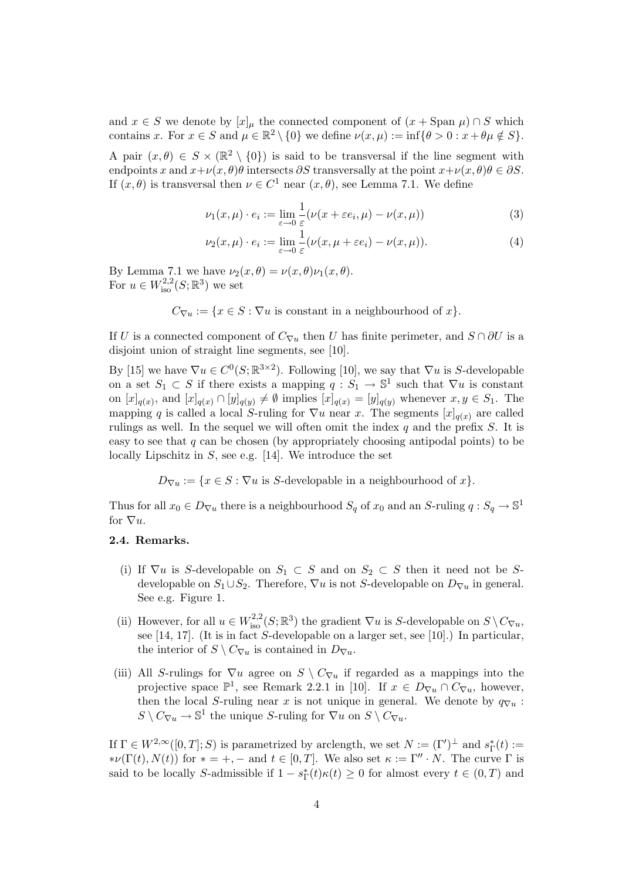and $x \in S$ we denote by $[x]_\mu$ the connected component of $(x + \text{Span}\, \mu) \cap S$ which contains $x$. For $x \in S$ and $\mu \in \mathbb{R}^2 \setminus \{0\}$ we define $\nu(x, \mu) := \inf\{\theta > 0 : x + \theta\mu \notin S\}$.

A pair $(x, \theta) \in S \times (\mathbb{R}^2 \setminus \{0\})$ is said to be transversal if the line segment with endpoints $x$ and $x + \nu(x, \theta)\theta$ intersects $\partial S$ transversally at the point $x + \nu(x, \theta)\theta \in \partial S$. If $(x, \theta)$ is transversal then $\nu \in C^1$ near $(x, \theta)$, see Lemma 7.1. We define

$$\nu_1(x, \mu) \cdot e_i := \lim_{\varepsilon \to 0} \frac{1}{\varepsilon}(\nu(x + \varepsilon e_i, \mu) - \nu(x, \mu)) \tag{3}$$

$$\nu_2(x, \mu) \cdot e_i := \lim_{\varepsilon \to 0} \frac{1}{\varepsilon}(\nu(x, \mu + \varepsilon e_i) - \nu(x, \mu)). \tag{4}$$

By Lemma 7.1 we have $\nu_2(x, \theta) = \nu(x, \theta)\nu_1(x, \theta)$.
For $u \in W^{2,2}_{\text{iso}}(S; \mathbb{R}^3)$ we set

$$C_{\nabla u} := \{x \in S : \nabla u \text{ is constant in a neighbourhood of } x\}.$$

If $U$ is a connected component of $C_{\nabla u}$ then $U$ has finite perimeter, and $S \cap \partial U$ is a disjoint union of straight line segments, see [10].

By [15] we have $\nabla u \in C^0(S; \mathbb{R}^{3\times 2})$. Following [10], we say that $\nabla u$ is $S$-developable on a set $S_1 \subset S$ if there exists a mapping $q : S_1 \to \mathbb{S}^1$ such that $\nabla u$ is constant on $[x]_{q(x)}$, and $[x]_{q(x)} \cap [y]_{q(y)} \neq \emptyset$ implies $[x]_{q(x)} = [y]_{q(y)}$ whenever $x, y \in S_1$. The mapping $q$ is called a local $S$-ruling for $\nabla u$ near $x$. The segments $[x]_{q(x)}$ are called rulings as well. In the sequel we will often omit the index $q$ and the prefix $S$. It is easy to see that $q$ can be chosen (by appropriately choosing antipodal points) to be locally Lipschitz in $S$, see e.g. [14]. We introduce the set

$$D_{\nabla u} := \{x \in S : \nabla u \text{ is } S\text{-developable in a neighbourhood of } x\}.$$

Thus for all $x_0 \in D_{\nabla u}$ there is a neighbourhood $S_q$ of $x_0$ and an $S$-ruling $q : S_q \to \mathbb{S}^1$ for $\nabla u$.

**2.4. Remarks.**

(i) If $\nabla u$ is $S$-developable on $S_1 \subset S$ and on $S_2 \subset S$ then it need not be $S$-developable on $S_1 \cup S_2$. Therefore, $\nabla u$ is not $S$-developable on $D_{\nabla u}$ in general. See e.g. Figure 1.

(ii) However, for all $u \in W^{2,2}_{\text{iso}}(S; \mathbb{R}^3)$ the gradient $\nabla u$ is $S$-developable on $S \setminus C_{\nabla u}$, see [14, 17]. (It is in fact $S$-developable on a larger set, see [10].) In particular, the interior of $S \setminus C_{\nabla u}$ is contained in $D_{\nabla u}$.

(iii) All $S$-rulings for $\nabla u$ agree on $S \setminus C_{\nabla u}$ if regarded as a mappings into the projective space $\mathbb{P}^1$, see Remark 2.2.1 in [10]. If $x \in D_{\nabla u} \cap C_{\nabla u}$, however, then the local $S$-ruling near $x$ is not unique in general. We denote by $q_{\nabla u} : S \setminus C_{\nabla u} \to \mathbb{S}^1$ the unique $S$-ruling for $\nabla u$ on $S \setminus C_{\nabla u}$.

If $\Gamma \in W^{2,\infty}([0, T]; S)$ is parametrized by arclength, we set $N := (\Gamma')^\perp$ and $s^*_\Gamma(t) := *\nu(\Gamma(t), N(t))$ for $* = +, -$ and $t \in [0, T]$. We also set $\kappa := \Gamma'' \cdot N$. The curve $\Gamma$ is said to be locally $S$-admissible if $1 - s^*_\Gamma(t)\kappa(t) \geq 0$ for almost every $t \in (0, T)$ and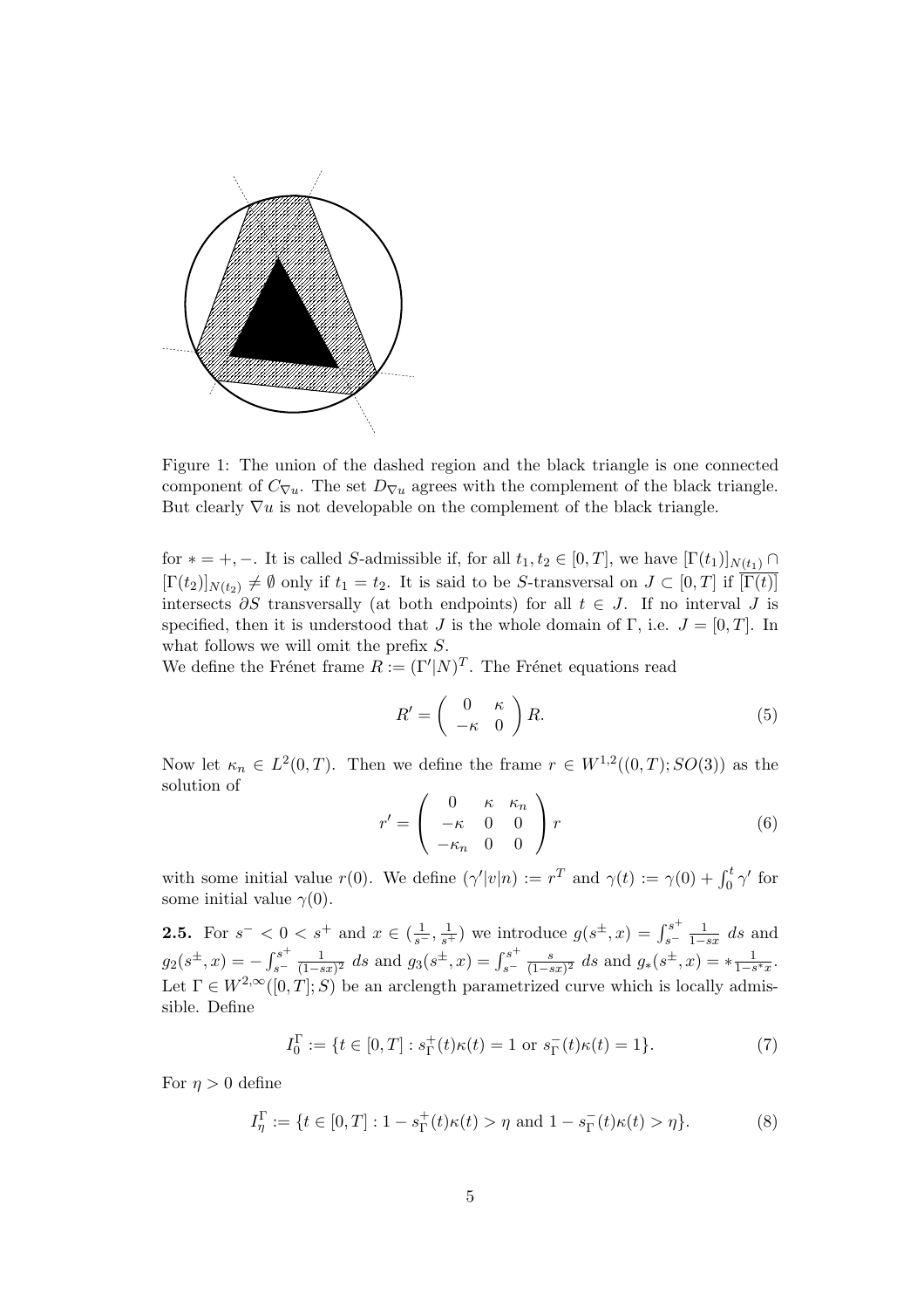Figure 1: The union of the dashed region and the black triangle is one connected component of $C_{\nabla u}$. The set $D_{\nabla u}$ agrees with the complement of the black triangle. But clearly $\nabla u$ is not developable on the complement of the black triangle.

for $* = +, -$. It is called $S$-admissible if, for all $t_1, t_2 \in [0, T]$, we have $[\Gamma(t_1)]_{N(t_1)} \cap [\Gamma(t_2)]_{N(t_2)} \neq \emptyset$ only if $t_1 = t_2$. It is said to be $S$-transversal on $J \subset [0, T]$ if $\overline{[\Gamma(t)]}$ intersects $\partial S$ transversally (at both endpoints) for all $t \in J$. If no interval $J$ is specified, then it is understood that $J$ is the whole domain of $\Gamma$, i.e. $J = [0, T]$. In what follows we will omit the prefix $S$.

We define the Frénet frame $R := (\Gamma'|N)^T$. The Frénet equations read

$$R' = \begin{pmatrix} 0 & \kappa \\ -\kappa & 0 \end{pmatrix} R. \tag{5}$$

Now let $\kappa_n \in L^2(0, T)$. Then we define the frame $r \in W^{1,2}((0, T); SO(3))$ as the solution of

$$r' = \begin{pmatrix} 0 & \kappa & \kappa_n \\ -\kappa & 0 & 0 \\ -\kappa_n & 0 & 0 \end{pmatrix} r \tag{6}$$

with some initial value $r(0)$. We define $(\gamma'|v|n) := r^T$ and $\gamma(t) := \gamma(0) + \int_0^t \gamma'$ for some initial value $\gamma(0)$.

**2.5.** For $s^- < 0 < s^+$ and $x \in (\frac{1}{s^-}, \frac{1}{s^+})$ we introduce $g(s^\pm, x) = \int_{s^-}^{s^+} \frac{1}{1-sx}\, ds$ and $g_2(s^\pm, x) = -\int_{s^-}^{s^+} \frac{1}{(1-sx)^2}\, ds$ and $g_3(s^\pm, x) = \int_{s^-}^{s^+} \frac{s}{(1-sx)^2}\, ds$ and $g_*(s^\pm, x) = *\frac{1}{1-s^* x}$. Let $\Gamma \in W^{2,\infty}([0, T]; S)$ be an arclength parametrized curve which is locally admissible. Define

$$I_0^\Gamma := \{t \in [0, T] : s_\Gamma^+(t)\kappa(t) = 1 \text{ or } s_\Gamma^-(t)\kappa(t) = 1\}. \tag{7}$$

For $\eta > 0$ define

$$I_\eta^\Gamma := \{t \in [0, T] : 1 - s_\Gamma^+(t)\kappa(t) > \eta \text{ and } 1 - s_\Gamma^-(t)\kappa(t) > \eta\}. \tag{8}$$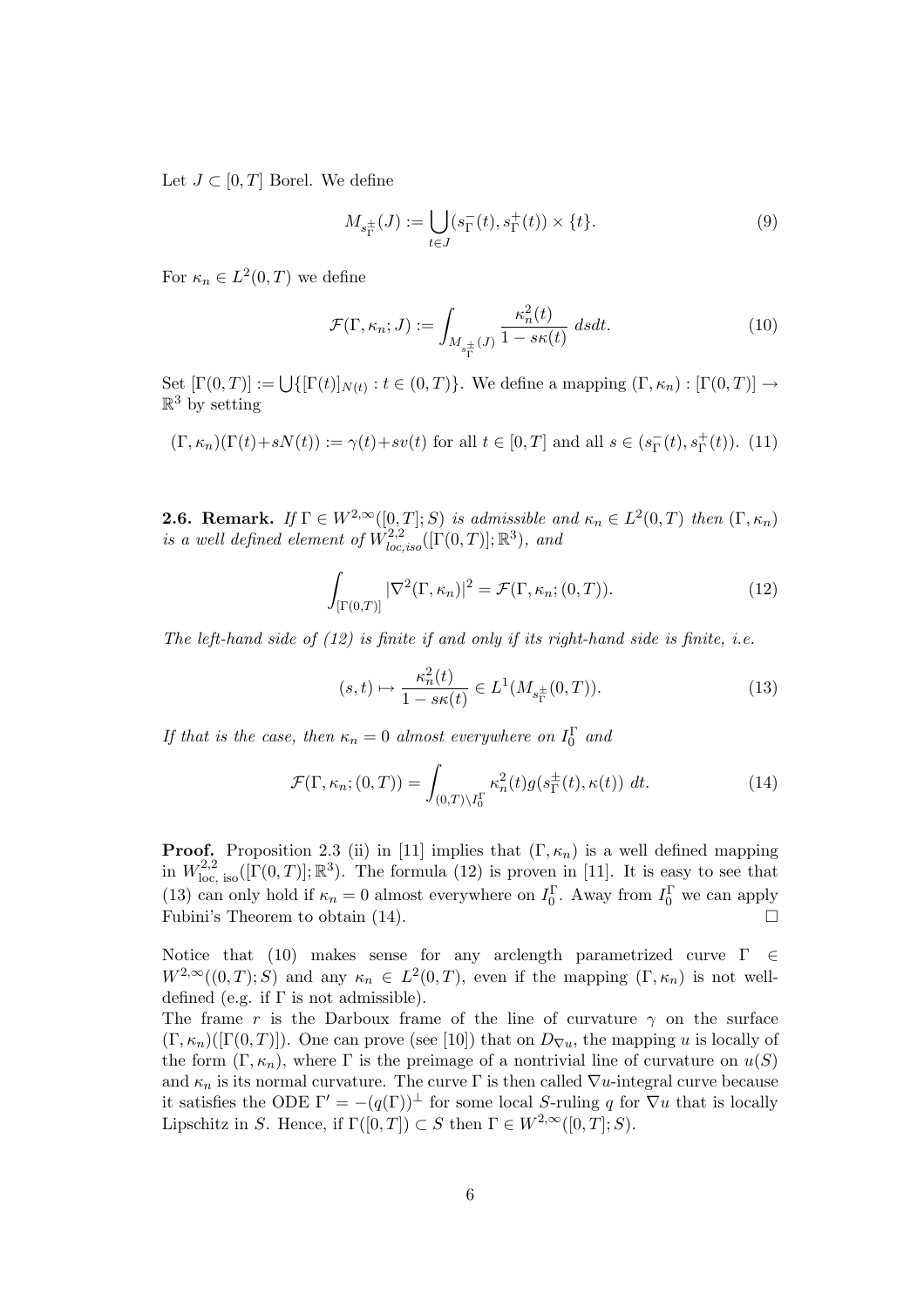Let $J \subset [0, T]$ Borel. We define

$$M_{s_\Gamma^\pm}(J) := \bigcup_{t \in J} (s_\Gamma^-(t), s_\Gamma^+(t)) \times \{t\}. \tag{9}$$

For $\kappa_n \in L^2(0, T)$ we define

$$\mathcal{F}(\Gamma, \kappa_n; J) := \int_{M_{s_\Gamma^\pm}(J)} \frac{\kappa_n^2(t)}{1 - s\kappa(t)} \, ds dt. \tag{10}$$

Set $[\Gamma(0, T)] := \bigcup\{[\Gamma(t)]_{N(t)} : t \in (0, T)\}$. We define a mapping $(\Gamma, \kappa_n) : [\Gamma(0, T)] \to \mathbb{R}^3$ by setting

$$(\Gamma, \kappa_n)(\Gamma(t) + sN(t)) := \gamma(t) + sv(t) \text{ for all } t \in [0, T] \text{ and all } s \in (s_\Gamma^-(t), s_\Gamma^+(t)). \tag{11}$$

**2.6. Remark.** *If $\Gamma \in W^{2,\infty}([0, T]; S)$ is admissible and $\kappa_n \in L^2(0, T)$ then $(\Gamma, \kappa_n)$ is a well defined element of $W^{2,2}_{loc,iso}([\Gamma(0, T)]; \mathbb{R}^3)$, and*

$$\int_{[\Gamma(0,T)]} |\nabla^2(\Gamma, \kappa_n)|^2 = \mathcal{F}(\Gamma, \kappa_n; (0, T)). \tag{12}$$

*The left-hand side of (12) is finite if and only if its right-hand side is finite, i.e.*

$$(s, t) \mapsto \frac{\kappa_n^2(t)}{1 - s\kappa(t)} \in L^1(M_{s_\Gamma^\pm}(0, T)). \tag{13}$$

*If that is the case, then $\kappa_n = 0$ almost everywhere on $I_0^\Gamma$ and*

$$\mathcal{F}(\Gamma, \kappa_n; (0, T)) = \int_{(0,T)\setminus I_0^\Gamma} \kappa_n^2(t) g(s_\Gamma^\pm(t), \kappa(t)) \, dt. \tag{14}$$

**Proof.** Proposition 2.3 (ii) in [11] implies that $(\Gamma, \kappa_n)$ is a well defined mapping in $W^{2,2}_{\text{loc, iso}}([\Gamma(0, T)]; \mathbb{R}^3)$. The formula (12) is proven in [11]. It is easy to see that (13) can only hold if $\kappa_n = 0$ almost everywhere on $I_0^\Gamma$. Away from $I_0^\Gamma$ we can apply Fubini's Theorem to obtain (14). $\square$

Notice that (10) makes sense for any arclength parametrized curve $\Gamma \in W^{2,\infty}((0, T); S)$ and any $\kappa_n \in L^2(0, T)$, even if the mapping $(\Gamma, \kappa_n)$ is not well-defined (e.g. if $\Gamma$ is not admissible).

The frame $r$ is the Darboux frame of the line of curvature $\gamma$ on the surface $(\Gamma, \kappa_n)([\Gamma(0, T)])$. One can prove (see [10]) that on $D_{\nabla u}$, the mapping $u$ is locally of the form $(\Gamma, \kappa_n)$, where $\Gamma$ is the preimage of a nontrivial line of curvature on $u(S)$ and $\kappa_n$ is its normal curvature. The curve $\Gamma$ is then called $\nabla u$-integral curve because it satisfies the ODE $\Gamma' = -(q(\Gamma))^\perp$ for some local $S$-ruling $q$ for $\nabla u$ that is locally Lipschitz in $S$. Hence, if $\Gamma([0, T]) \subset S$ then $\Gamma \in W^{2,\infty}([0, T]; S)$.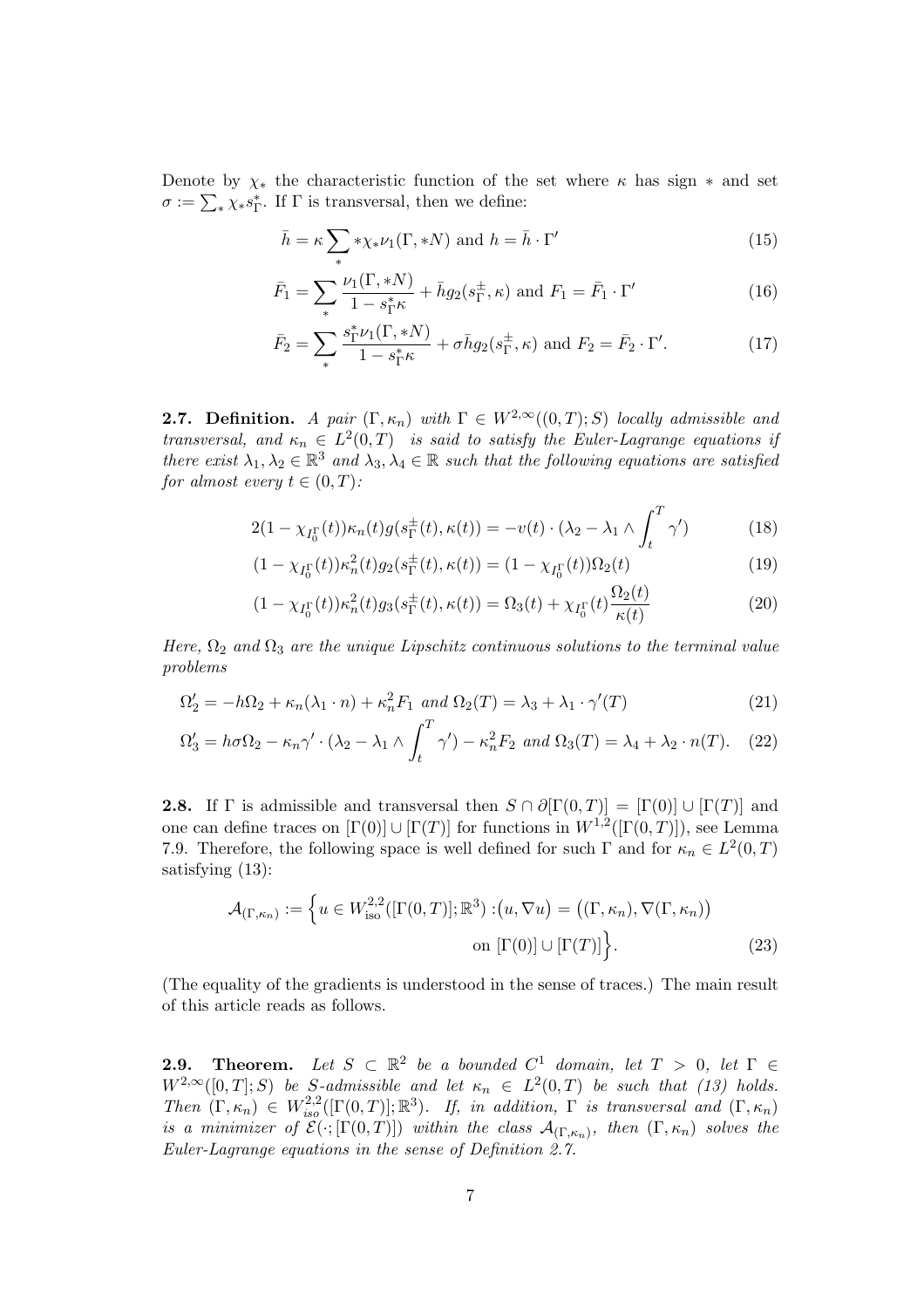Denote by $\chi_*$ the characteristic function of the set where $\kappa$ has sign $*$ and set $\sigma := \sum_* \chi_* s^*_\Gamma$. If $\Gamma$ is transversal, then we define:

$$\bar{h} = \kappa \sum_* * \chi_* \nu_1(\Gamma, *N) \text{ and } h = \bar{h} \cdot \Gamma' \tag{15}$$

$$\bar{F}_1 = \sum_* \frac{\nu_1(\Gamma, *N)}{1 - s^*_\Gamma \kappa} + \bar{h} g_2(s^\pm_\Gamma, \kappa) \text{ and } F_1 = \bar{F}_1 \cdot \Gamma' \tag{16}$$

$$\bar{F}_2 = \sum_* \frac{s^*_\Gamma \nu_1(\Gamma, *N)}{1 - s^*_\Gamma \kappa} + \sigma \bar{h} g_2(s^\pm_\Gamma, \kappa) \text{ and } F_2 = \bar{F}_2 \cdot \Gamma'. \tag{17}$$

**2.7. Definition.** *A pair $(\Gamma, \kappa_n)$ with $\Gamma \in W^{2,\infty}((0,T); S)$ locally admissible and transversal, and $\kappa_n \in L^2(0,T)$ is said to satisfy the Euler-Lagrange equations if there exist $\lambda_1, \lambda_2 \in \mathbb{R}^3$ and $\lambda_3, \lambda_4 \in \mathbb{R}$ such that the following equations are satisfied for almost every $t \in (0,T)$:*

$$2(1 - \chi_{I^\Gamma_0}(t))\kappa_n(t) g(s^\pm_\Gamma(t), \kappa(t)) = -v(t) \cdot (\lambda_2 - \lambda_1 \wedge \int_t^T \gamma') \tag{18}$$

$$(1 - \chi_{I^\Gamma_0}(t))\kappa_n^2(t) g_2(s^\pm_\Gamma(t), \kappa(t)) = (1 - \chi_{I^\Gamma_0}(t))\Omega_2(t) \tag{19}$$

$$(1 - \chi_{I^\Gamma_0}(t))\kappa_n^2(t) g_3(s^\pm_\Gamma(t), \kappa(t)) = \Omega_3(t) + \chi_{I^\Gamma_0}(t)\frac{\Omega_2(t)}{\kappa(t)} \tag{20}$$

*Here, $\Omega_2$ and $\Omega_3$ are the unique Lipschitz continuous solutions to the terminal value problems*

$$\Omega_2' = -h\Omega_2 + \kappa_n(\lambda_1 \cdot n) + \kappa_n^2 F_1 \text{ and } \Omega_2(T) = \lambda_3 + \lambda_1 \cdot \gamma'(T) \tag{21}$$

$$\Omega_3' = h\sigma\Omega_2 - \kappa_n \gamma' \cdot (\lambda_2 - \lambda_1 \wedge \int_t^T \gamma') - \kappa_n^2 F_2 \text{ and } \Omega_3(T) = \lambda_4 + \lambda_2 \cdot n(T). \tag{22}$$

**2.8.** If $\Gamma$ is admissible and transversal then $S \cap \partial[\Gamma(0,T)] = [\Gamma(0)] \cup [\Gamma(T)]$ and one can define traces on $[\Gamma(0)] \cup [\Gamma(T)]$ for functions in $W^{1,2}([\Gamma(0,T)])$, see Lemma 7.9. Therefore, the following space is well defined for such $\Gamma$ and for $\kappa_n \in L^2(0,T)$ satisfying (13):

$$\mathcal{A}_{(\Gamma,\kappa_n)} := \Big\{ u \in W^{2,2}_{\text{iso}}([\Gamma(0,T)]; \mathbb{R}^3) : \big(u, \nabla u\big) = \big((\Gamma, \kappa_n), \nabla(\Gamma, \kappa_n)\big) \text{ on } [\Gamma(0)] \cup [\Gamma(T)] \Big\}. \tag{23}$$

(The equality of the gradients is understood in the sense of traces.) The main result of this article reads as follows.

**2.9. Theorem.** *Let $S \subset \mathbb{R}^2$ be a bounded $C^1$ domain, let $T > 0$, let $\Gamma \in W^{2,\infty}([0,T]; S)$ be $S$-admissible and let $\kappa_n \in L^2(0,T)$ be such that (13) holds. Then $(\Gamma, \kappa_n) \in W^{2,2}_{iso}([\Gamma(0,T)]; \mathbb{R}^3)$. If, in addition, $\Gamma$ is transversal and $(\Gamma, \kappa_n)$ is a minimizer of $\mathcal{E}(\cdot; [\Gamma(0,T)])$ within the class $\mathcal{A}_{(\Gamma,\kappa_n)}$, then $(\Gamma, \kappa_n)$ solves the Euler-Lagrange equations in the sense of Definition 2.7.*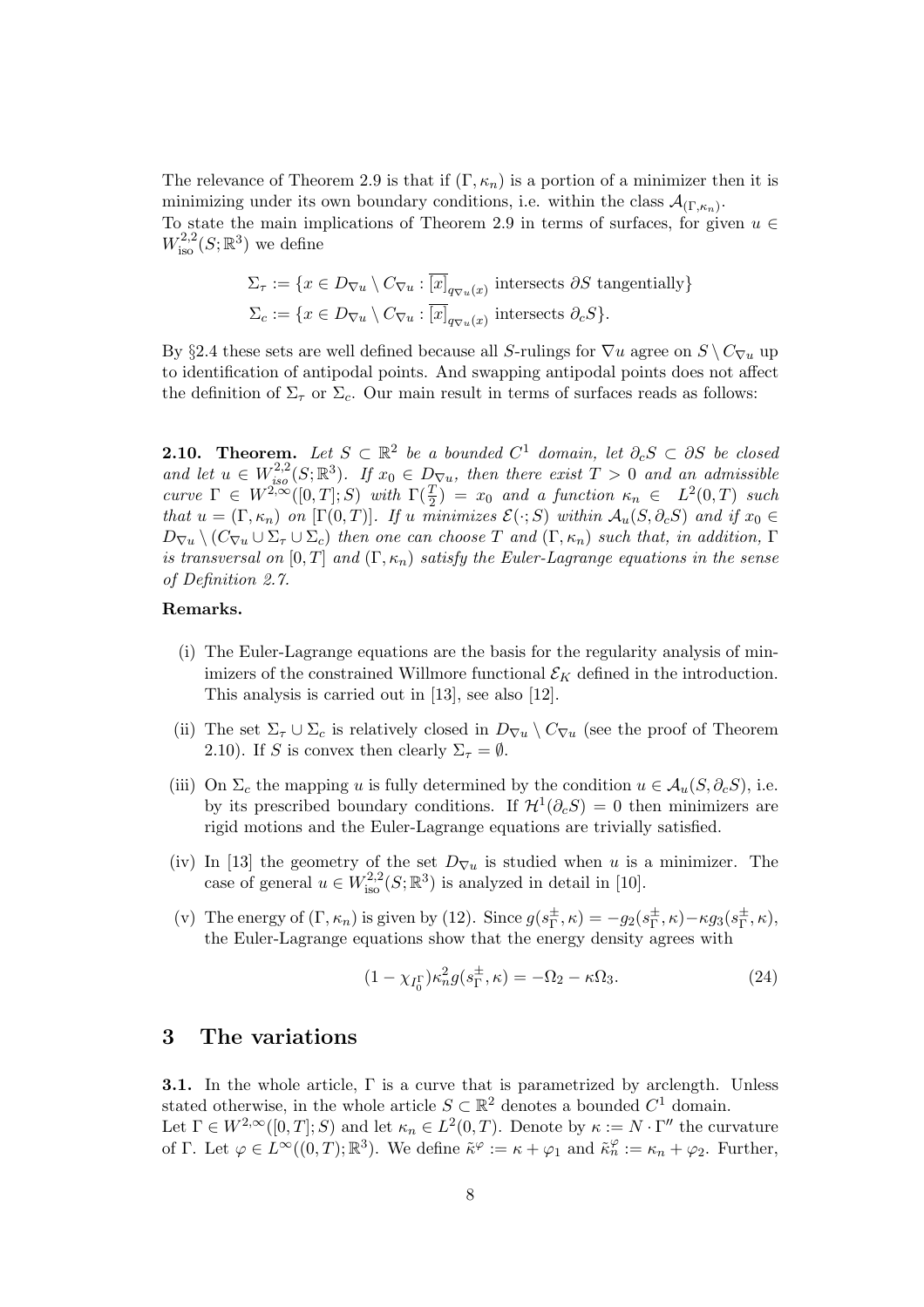The relevance of Theorem 2.9 is that if $(\Gamma, \kappa_n)$ is a portion of a minimizer then it is minimizing under its own boundary conditions, i.e. within the class $\mathcal{A}_{(\Gamma,\kappa_n)}$.
To state the main implications of Theorem 2.9 in terms of surfaces, for given $u \in W^{2,2}_{\text{iso}}(S;\mathbb{R}^3)$ we define

$$\Sigma_\tau := \{x \in D_{\nabla u} \setminus C_{\nabla u} : \overline{[x]}_{q_{\nabla u}(x)} \text{ intersects } \partial S \text{ tangentially}\}$$

$$\Sigma_c := \{x \in D_{\nabla u} \setminus C_{\nabla u} : \overline{[x]}_{q_{\nabla u}(x)} \text{ intersects } \partial_c S\}.$$

By §2.4 these sets are well defined because all $S$-rulings for $\nabla u$ agree on $S \setminus C_{\nabla u}$ up to identification of antipodal points. And swapping antipodal points does not affect the definition of $\Sigma_\tau$ or $\Sigma_c$. Our main result in terms of surfaces reads as follows:

**2.10. Theorem.** *Let $S \subset \mathbb{R}^2$ be a bounded $C^1$ domain, let $\partial_c S \subset \partial S$ be closed and let $u \in W^{2,2}_{iso}(S;\mathbb{R}^3)$. If $x_0 \in D_{\nabla u}$, then there exist $T > 0$ and an admissible curve $\Gamma \in W^{2,\infty}([0,T];S)$ with $\Gamma(\frac{T}{2}) = x_0$ and a function $\kappa_n \in L^2(0,T)$ such that $u = (\Gamma, \kappa_n)$ on $[\Gamma(0,T)]$. If $u$ minimizes $\mathcal{E}(\cdot;S)$ within $\mathcal{A}_u(S, \partial_c S)$ and if $x_0 \in D_{\nabla u} \setminus (C_{\nabla u} \cup \Sigma_\tau \cup \Sigma_c)$ then one can choose $T$ and $(\Gamma, \kappa_n)$ such that, in addition, $\Gamma$ is transversal on $[0,T]$ and $(\Gamma, \kappa_n)$ satisfy the Euler-Lagrange equations in the sense of Definition 2.7.*

**Remarks.**

(i) The Euler-Lagrange equations are the basis for the regularity analysis of minimizers of the constrained Willmore functional $\mathcal{E}_K$ defined in the introduction. This analysis is carried out in [13], see also [12].

(ii) The set $\Sigma_\tau \cup \Sigma_c$ is relatively closed in $D_{\nabla u} \setminus C_{\nabla u}$ (see the proof of Theorem 2.10). If $S$ is convex then clearly $\Sigma_\tau = \emptyset$.

(iii) On $\Sigma_c$ the mapping $u$ is fully determined by the condition $u \in \mathcal{A}_u(S, \partial_c S)$, i.e. by its prescribed boundary conditions. If $\mathcal{H}^1(\partial_c S) = 0$ then minimizers are rigid motions and the Euler-Lagrange equations are trivially satisfied.

(iv) In [13] the geometry of the set $D_{\nabla u}$ is studied when $u$ is a minimizer. The case of general $u \in W^{2,2}_{\text{iso}}(S;\mathbb{R}^3)$ is analyzed in detail in [10].

(v) The energy of $(\Gamma, \kappa_n)$ is given by (12). Since $g(s^\pm_\Gamma, \kappa) = -g_2(s^\pm_\Gamma, \kappa) - \kappa g_3(s^\pm_\Gamma, \kappa)$, the Euler-Lagrange equations show that the energy density agrees with

$$(1 - \chi_{I_0^\Gamma})\kappa_n^2 g(s^\pm_\Gamma, \kappa) = -\Omega_2 - \kappa\Omega_3. \tag{24}$$

# 3 The variations

**3.1.** In the whole article, $\Gamma$ is a curve that is parametrized by arclength. Unless stated otherwise, in the whole article $S \subset \mathbb{R}^2$ denotes a bounded $C^1$ domain.
Let $\Gamma \in W^{2,\infty}([0,T];S)$ and let $\kappa_n \in L^2(0,T)$. Denote by $\kappa := N \cdot \Gamma''$ the curvature of $\Gamma$. Let $\varphi \in L^\infty((0,T);\mathbb{R}^3)$. We define $\tilde{\kappa}^\varphi := \kappa + \varphi_1$ and $\tilde{\kappa}^\varphi_n := \kappa_n + \varphi_2$. Further,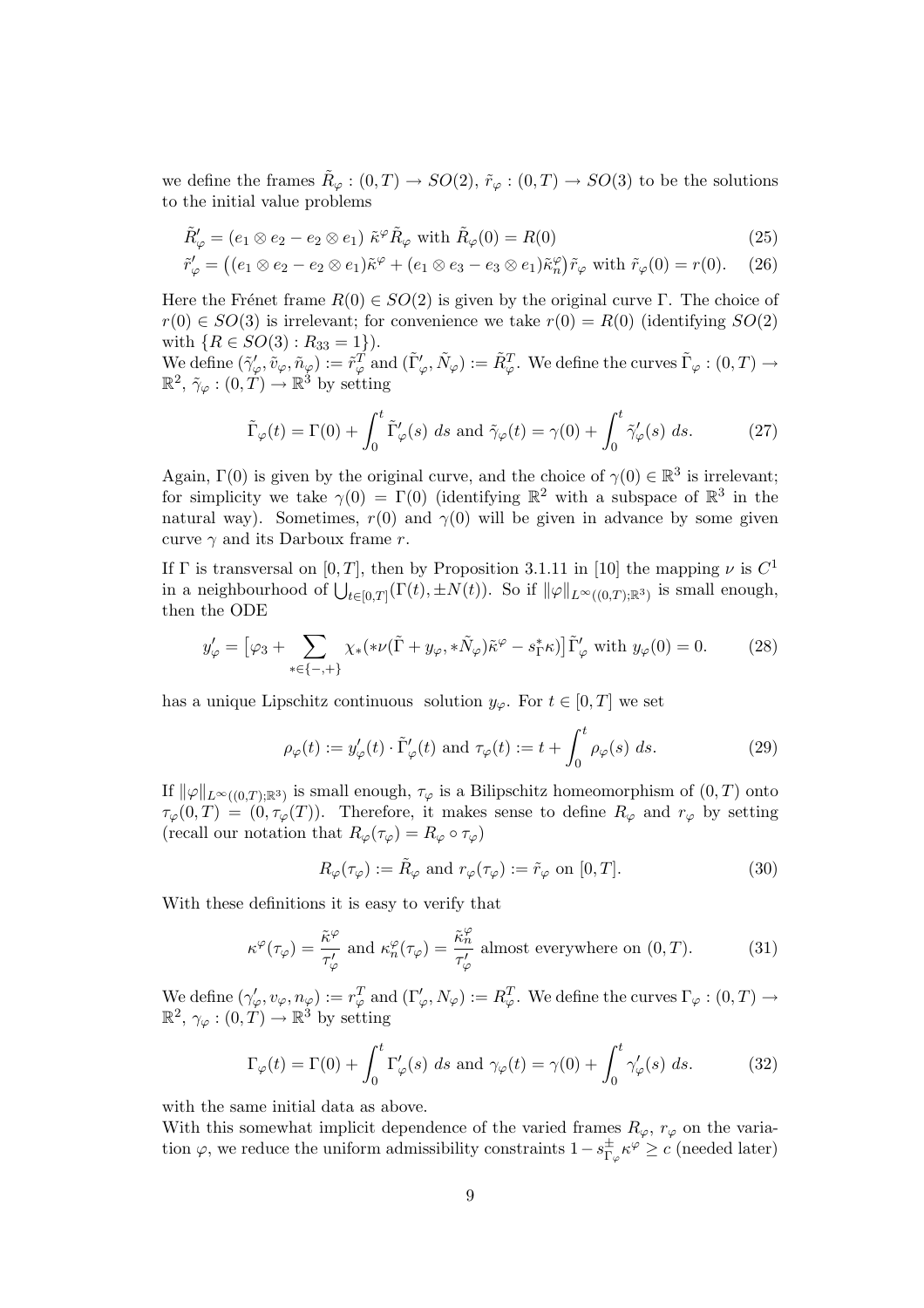we define the frames $\tilde{R}_\varphi : (0,T) \to SO(2)$, $\tilde{r}_\varphi : (0,T) \to SO(3)$ to be the solutions to the initial value problems

$$\tilde{R}_\varphi' = (e_1 \otimes e_2 - e_2 \otimes e_1)\ \tilde{\kappa}^\varphi \tilde{R}_\varphi \text{ with } \tilde{R}_\varphi(0) = R(0) \tag{25}$$

$$\tilde{r}_\varphi' = \big((e_1 \otimes e_2 - e_2 \otimes e_1)\tilde{\kappa}^\varphi + (e_1 \otimes e_3 - e_3 \otimes e_1)\tilde{\kappa}_n^\varphi\big)\tilde{r}_\varphi \text{ with } \tilde{r}_\varphi(0) = r(0). \tag{26}$$

Here the Frénet frame $R(0) \in SO(2)$ is given by the original curve $\Gamma$. The choice of $r(0) \in SO(3)$ is irrelevant; for convenience we take $r(0) = R(0)$ (identifying $SO(2)$ with $\{R \in SO(3) : R_{33} = 1\}$).

We define $(\tilde{\gamma}_\varphi', \tilde{v}_\varphi, \tilde{n}_\varphi) := \tilde{r}_\varphi^T$ and $(\tilde{\Gamma}_\varphi', \tilde{N}_\varphi) := \tilde{R}_\varphi^T$. We define the curves $\tilde{\Gamma}_\varphi : (0,T) \to \mathbb{R}^2$, $\tilde{\gamma}_\varphi : (0,T) \to \mathbb{R}^3$ by setting

$$\tilde{\Gamma}_\varphi(t) = \Gamma(0) + \int_0^t \tilde{\Gamma}_\varphi'(s)\ ds \text{ and } \tilde{\gamma}_\varphi(t) = \gamma(0) + \int_0^t \tilde{\gamma}_\varphi'(s)\ ds. \tag{27}$$

Again, $\Gamma(0)$ is given by the original curve, and the choice of $\gamma(0) \in \mathbb{R}^3$ is irrelevant; for simplicity we take $\gamma(0) = \Gamma(0)$ (identifying $\mathbb{R}^2$ with a subspace of $\mathbb{R}^3$ in the natural way). Sometimes, $r(0)$ and $\gamma(0)$ will be given in advance by some given curve $\gamma$ and its Darboux frame $r$.

If $\Gamma$ is transversal on $[0,T]$, then by Proposition 3.1.11 in [10] the mapping $\nu$ is $C^1$ in a neighbourhood of $\bigcup_{t\in[0,T]}(\Gamma(t), \pm N(t))$. So if $\|\varphi\|_{L^\infty((0,T);\mathbb{R}^3)}$ is small enough, then the ODE

$$y_\varphi' = \big[\varphi_3 + \sum_{*\in\{-,+\}} \chi_*(*\nu(\tilde{\Gamma} + y_\varphi, *\tilde{N}_\varphi)\tilde{\kappa}^\varphi - s_\Gamma^*\kappa)\big]\tilde{\Gamma}_\varphi' \text{ with } y_\varphi(0) = 0. \tag{28}$$

has a unique Lipschitz continuous solution $y_\varphi$. For $t \in [0,T]$ we set

$$\rho_\varphi(t) := y_\varphi'(t) \cdot \tilde{\Gamma}_\varphi'(t) \text{ and } \tau_\varphi(t) := t + \int_0^t \rho_\varphi(s)\ ds. \tag{29}$$

If $\|\varphi\|_{L^\infty((0,T);\mathbb{R}^3)}$ is small enough, $\tau_\varphi$ is a Bilipschitz homeomorphism of $(0,T)$ onto $\tau_\varphi(0,T) = (0, \tau_\varphi(T))$. Therefore, it makes sense to define $R_\varphi$ and $r_\varphi$ by setting (recall our notation that $R_\varphi(\tau_\varphi) = R_\varphi \circ \tau_\varphi$)

$$R_\varphi(\tau_\varphi) := \tilde{R}_\varphi \text{ and } r_\varphi(\tau_\varphi) := \tilde{r}_\varphi \text{ on } [0,T]. \tag{30}$$

With these definitions it is easy to verify that

$$\kappa^\varphi(\tau_\varphi) = \frac{\tilde{\kappa}^\varphi}{\tau_\varphi'} \text{ and } \kappa_n^\varphi(\tau_\varphi) = \frac{\tilde{\kappa}_n^\varphi}{\tau_\varphi'} \text{ almost everywhere on } (0,T). \tag{31}$$

We define $(\gamma_\varphi', v_\varphi, n_\varphi) := r_\varphi^T$ and $(\Gamma_\varphi', N_\varphi) := R_\varphi^T$. We define the curves $\Gamma_\varphi : (0,T) \to \mathbb{R}^2$, $\gamma_\varphi : (0,T) \to \mathbb{R}^3$ by setting

$$\Gamma_\varphi(t) = \Gamma(0) + \int_0^t \Gamma_\varphi'(s)\ ds \text{ and } \gamma_\varphi(t) = \gamma(0) + \int_0^t \gamma_\varphi'(s)\ ds. \tag{32}$$

with the same initial data as above.

With this somewhat implicit dependence of the varied frames $R_\varphi$, $r_\varphi$ on the variation $\varphi$, we reduce the uniform admissibility constraints $1 - s_{\Gamma_\varphi}^\pm \kappa^\varphi \geq c$ (needed later)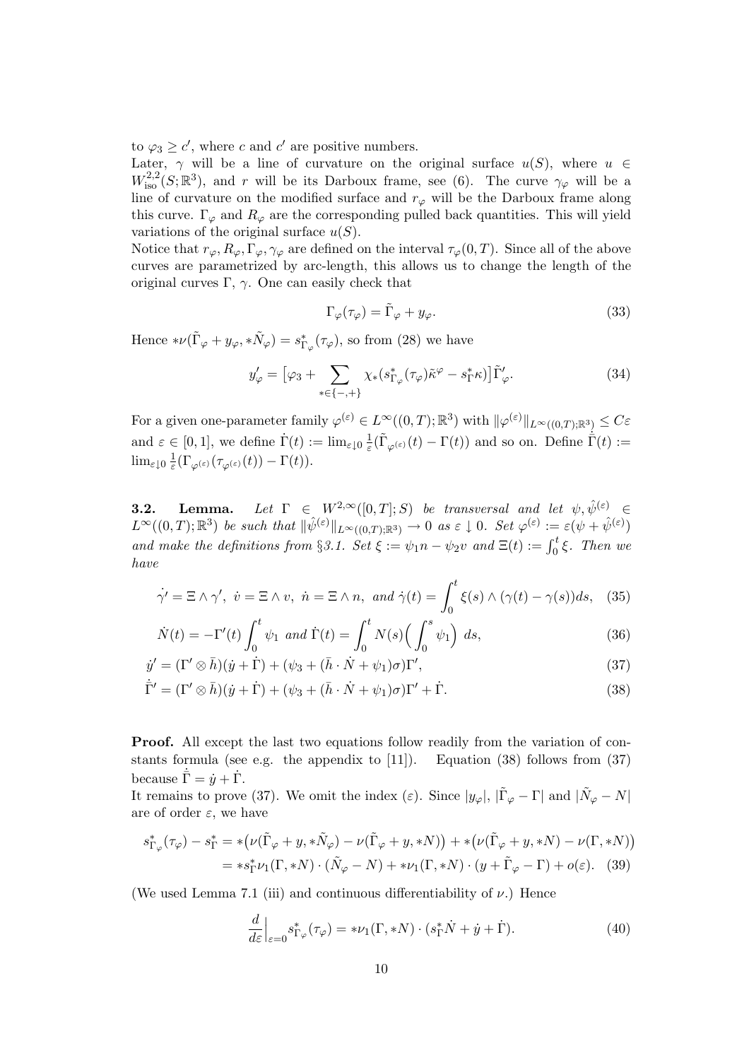to $\varphi_3 \geq c'$, where $c$ and $c'$ are positive numbers.

Later, $\gamma$ will be a line of curvature on the original surface $u(S)$, where $u \in W^{2,2}_{\text{iso}}(S;\mathbb{R}^3)$, and $r$ will be its Darboux frame, see (6). The curve $\gamma_\varphi$ will be a line of curvature on the modified surface and $r_\varphi$ will be the Darboux frame along this curve. $\Gamma_\varphi$ and $R_\varphi$ are the corresponding pulled back quantities. This will yield variations of the original surface $u(S)$.

Notice that $r_\varphi, R_\varphi, \Gamma_\varphi, \gamma_\varphi$ are defined on the interval $\tau_\varphi(0,T)$. Since all of the above curves are parametrized by arc-length, this allows us to change the length of the original curves $\Gamma$, $\gamma$. One can easily check that

$$\Gamma_\varphi(\tau_\varphi) = \tilde{\Gamma}_\varphi + y_\varphi. \tag{33}$$

Hence $*\nu(\tilde{\Gamma}_\varphi + y_\varphi, *\tilde{N}_\varphi) = s^*_{\Gamma_\varphi}(\tau_\varphi)$, so from (28) we have

$$y'_\varphi = \big[\varphi_3 + \sum_{*\in\{-,+\}} \chi_*(s^*_{\Gamma_\varphi}(\tau_\varphi)\tilde{\kappa}^\varphi - s^*_\Gamma \kappa)\big]\tilde{\Gamma}'_\varphi. \tag{34}$$

For a given one-parameter family $\varphi^{(\varepsilon)} \in L^\infty((0,T);\mathbb{R}^3)$ with $\|\varphi^{(\varepsilon)}\|_{L^\infty((0,T);\mathbb{R}^3)} \leq C\varepsilon$ and $\varepsilon \in [0,1]$, we define $\dot{\Gamma}(t) := \lim_{\varepsilon\downarrow 0} \frac{1}{\varepsilon}(\tilde{\Gamma}_{\varphi^{(\varepsilon)}}(t) - \Gamma(t))$ and so on. Define $\dot{\tilde{\Gamma}}(t) := \lim_{\varepsilon\downarrow 0} \frac{1}{\varepsilon}(\Gamma_{\varphi^{(\varepsilon)}}(\tau_{\varphi^{(\varepsilon)}}(t)) - \Gamma(t))$.

**3.2. Lemma.** *Let $\Gamma \in W^{2,\infty}([0,T];S)$ be transversal and let $\psi, \hat{\psi}^{(\varepsilon)} \in L^\infty((0,T);\mathbb{R}^3)$ be such that $\|\hat{\psi}^{(\varepsilon)}\|_{L^\infty((0,T);\mathbb{R}^3)} \to 0$ as $\varepsilon \downarrow 0$. Set $\varphi^{(\varepsilon)} := \varepsilon(\psi + \hat{\psi}^{(\varepsilon)})$ and make the definitions from §3.1. Set $\xi := \psi_1 n - \psi_2 v$ and $\Xi(t) := \int_0^t \xi$. Then we have*

$$\dot{\gamma'} = \Xi \wedge \gamma',\ \dot{v} = \Xi \wedge v,\ \dot{n} = \Xi \wedge n,\ \text{and}\ \dot{\gamma}(t) = \int_0^t \xi(s) \wedge (\gamma(t) - \gamma(s))ds, \tag{35}$$

$$\dot{N}(t) = -\Gamma'(t)\int_0^t \psi_1 \ \text{and}\ \dot{\Gamma}(t) = \int_0^t N(s)\Big(\int_0^s \psi_1\Big)\, ds, \tag{36}$$

$$\dot{y}' = (\Gamma' \otimes \bar{h})(\dot{y} + \dot{\Gamma}) + (\psi_3 + (\bar{h}\cdot\dot{N} + \psi_1)\sigma)\Gamma', \tag{37}$$

$$\dot{\tilde{\Gamma}}' = (\Gamma' \otimes \bar{h})(\dot{y} + \dot{\Gamma}) + (\psi_3 + (\bar{h}\cdot\dot{N} + \psi_1)\sigma)\Gamma' + \dot{\Gamma}. \tag{38}$$

**Proof.** All except the last two equations follow readily from the variation of constants formula (see e.g. the appendix to [11]). Equation (38) follows from (37) because $\dot{\tilde{\Gamma}} = \dot{y} + \dot{\Gamma}$.

It remains to prove (37). We omit the index $(\varepsilon)$. Since $|y_\varphi|$, $|\tilde{\Gamma}_\varphi - \Gamma|$ and $|\tilde{N}_\varphi - N|$ are of order $\varepsilon$, we have

$$\begin{aligned} s^*_{\Gamma_\varphi}(\tau_\varphi) - s^*_\Gamma &= *\big(\nu(\tilde{\Gamma}_\varphi + y, *\tilde{N}_\varphi) - \nu(\tilde{\Gamma}_\varphi + y, *N)\big) + *\big(\nu(\tilde{\Gamma}_\varphi + y, *N) - \nu(\Gamma, *N)\big) \\ &= *s^*_\Gamma \nu_1(\Gamma, *N)\cdot(\tilde{N}_\varphi - N) + *\nu_1(\Gamma, *N)\cdot(y + \tilde{\Gamma}_\varphi - \Gamma) + o(\varepsilon). \end{aligned} \tag{39}$$

(We used Lemma 7.1 (iii) and continuous differentiability of $\nu$.) Hence

$$\frac{d}{d\varepsilon}\Big|_{\varepsilon=0} s^*_{\Gamma_\varphi}(\tau_\varphi) = *\nu_1(\Gamma, *N)\cdot(s^*_\Gamma \dot{N} + \dot{y} + \dot{\Gamma}). \tag{40}$$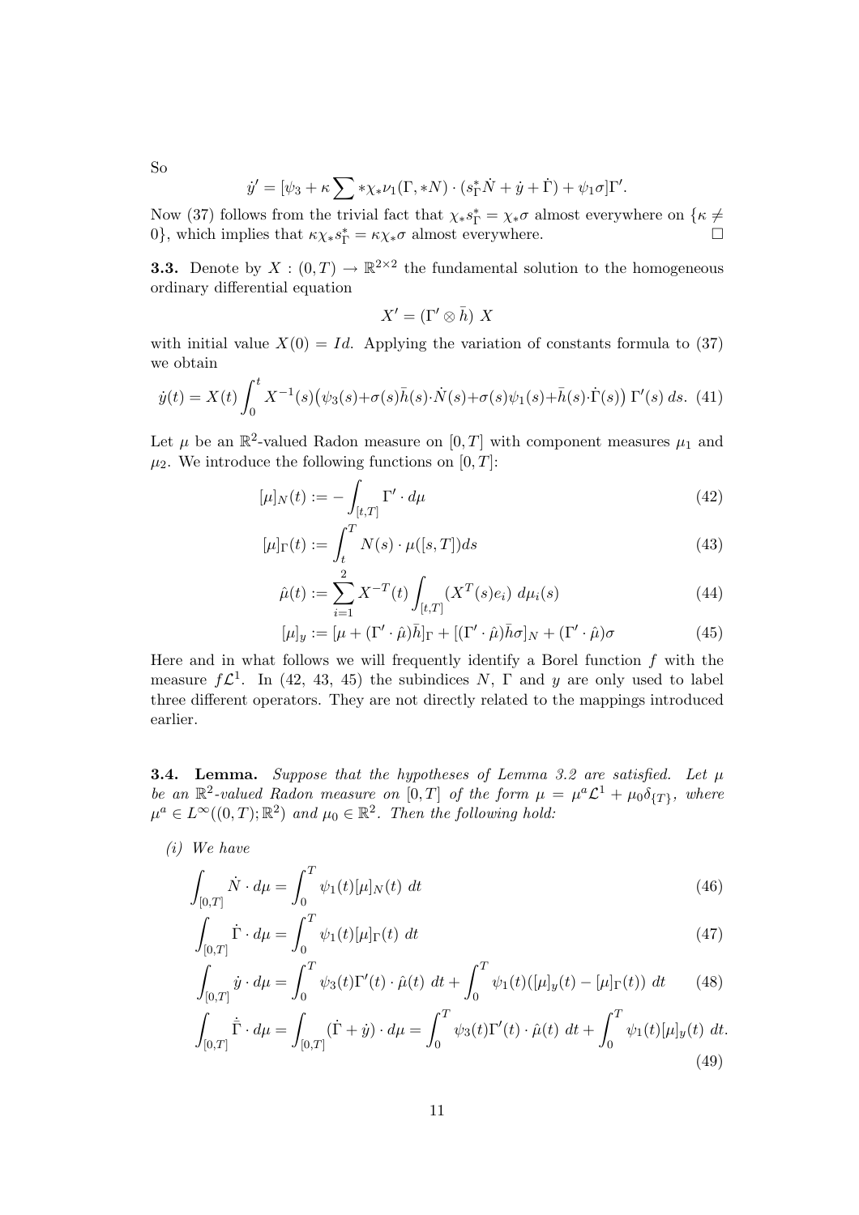So

$$\dot{y}' = [\psi_3 + \kappa \sum *\chi_* \nu_1(\Gamma, *N) \cdot (s_\Gamma^* \dot{N} + \dot{y} + \dot{\Gamma}) + \psi_1 \sigma]\Gamma'.$$

Now (37) follows from the trivial fact that $\chi_* s_\Gamma^* = \chi_* \sigma$ almost everywhere on $\{\kappa \neq 0\}$, which implies that $\kappa \chi_* s_\Gamma^* = \kappa \chi_* \sigma$ almost everywhere. $\square$

**3.3.** Denote by $X : (0, T) \to \mathbb{R}^{2\times 2}$ the fundamental solution to the homogeneous ordinary differential equation

$$X' = (\Gamma' \otimes \bar{h})\ X$$

with initial value $X(0) = Id$. Applying the variation of constants formula to (37) we obtain

$$\dot{y}(t) = X(t) \int_0^t X^{-1}(s)\big(\psi_3(s) + \sigma(s)\bar{h}(s)\cdot \dot{N}(s) + \sigma(s)\psi_1(s) + \bar{h}(s)\cdot \dot{\Gamma}(s)\big)\ \Gamma'(s)\ ds. \quad (41)$$

Let $\mu$ be an $\mathbb{R}^2$-valued Radon measure on $[0, T]$ with component measures $\mu_1$ and $\mu_2$. We introduce the following functions on $[0, T]$:

$$[\mu]_N(t) := -\int_{[t,T]} \Gamma' \cdot d\mu \quad (42)$$

$$[\mu]_\Gamma(t) := \int_t^T N(s) \cdot \mu([s, T]) ds \quad (43)$$

$$\hat{\mu}(t) := \sum_{i=1}^{2} X^{-T}(t) \int_{[t,T]} (X^T(s)e_i)\ d\mu_i(s) \quad (44)$$

$$[\mu]_y := [\mu + (\Gamma' \cdot \hat{\mu})\bar{h}]_\Gamma + [(\Gamma' \cdot \hat{\mu})\bar{h}\sigma]_N + (\Gamma' \cdot \hat{\mu})\sigma \quad (45)$$

Here and in what follows we will frequently identify a Borel function $f$ with the measure $f\mathcal{L}^1$. In (42, 43, 45) the subindices $N$, $\Gamma$ and $y$ are only used to label three different operators. They are not directly related to the mappings introduced earlier.

**3.4. Lemma.** *Suppose that the hypotheses of Lemma 3.2 are satisfied. Let $\mu$ be an $\mathbb{R}^2$-valued Radon measure on $[0, T]$ of the form $\mu = \mu^a \mathcal{L}^1 + \mu_0 \delta_{\{T\}}$, where $\mu^a \in L^\infty((0, T); \mathbb{R}^2)$ and $\mu_0 \in \mathbb{R}^2$. Then the following hold:*

*(i) We have*

$$\int_{[0,T]} \dot{N} \cdot d\mu = \int_0^T \psi_1(t)[\mu]_N(t)\ dt \quad (46)$$

$$\int_{[0,T]} \dot{\Gamma} \cdot d\mu = \int_0^T \psi_1(t)[\mu]_\Gamma(t)\ dt \quad (47)$$

$$\int_{[0,T]} \dot{y} \cdot d\mu = \int_0^T \psi_3(t)\Gamma'(t) \cdot \hat{\mu}(t)\ dt + \int_0^T \psi_1(t)([\mu]_y(t) - [\mu]_\Gamma(t))\ dt \quad (48)$$

$$\int_{[0,T]} \dot{\bar{\Gamma}} \cdot d\mu = \int_{[0,T]} (\dot{\Gamma} + \dot{y}) \cdot d\mu = \int_0^T \psi_3(t)\Gamma'(t) \cdot \hat{\mu}(t)\ dt + \int_0^T \psi_1(t)[\mu]_y(t)\ dt. \quad (49)$$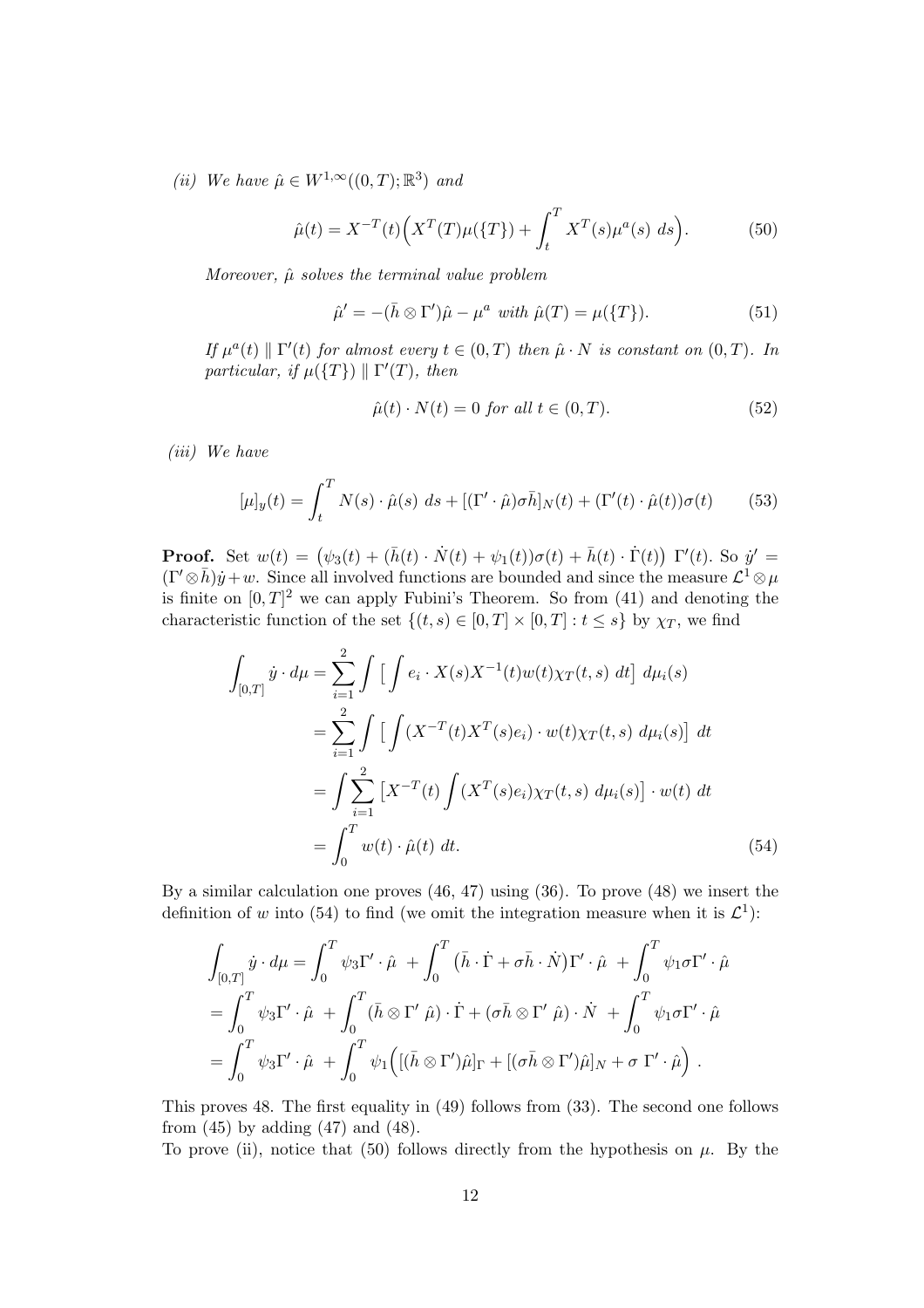*(ii) We have* $\hat{\mu} \in W^{1,\infty}((0,T);\mathbb{R}^3)$ *and*

$$\hat{\mu}(t) = X^{-T}(t)\Big(X^T(T)\mu(\{T\}) + \int_t^T X^T(s)\mu^a(s)\ ds\Big). \tag{50}$$

*Moreover,* $\hat{\mu}$ *solves the terminal value problem*

$$\hat{\mu}' = -(\bar{h} \otimes \Gamma')\hat{\mu} - \mu^a \text{ with } \hat{\mu}(T) = \mu(\{T\}). \tag{51}$$

*If* $\mu^a(t) \parallel \Gamma'(t)$ *for almost every* $t \in (0,T)$ *then* $\hat{\mu} \cdot N$ *is constant on* $(0,T)$*. In particular, if* $\mu(\{T\}) \parallel \Gamma'(T)$*, then*

$$\hat{\mu}(t) \cdot N(t) = 0 \text{ for all } t \in (0,T). \tag{52}$$

*(iii) We have*

$$[\mu]_y(t) = \int_t^T N(s) \cdot \hat{\mu}(s)\ ds + [(\Gamma' \cdot \hat{\mu})\sigma\bar{h}]_N(t) + (\Gamma'(t) \cdot \hat{\mu}(t))\sigma(t) \tag{53}$$

**Proof.** Set $w(t) = \big(\psi_3(t) + (\bar{h}(t) \cdot \dot{N}(t) + \psi_1(t))\sigma(t) + \bar{h}(t) \cdot \dot{\Gamma}(t)\big)\ \Gamma'(t)$. So $\dot{y}' = (\Gamma' \otimes \bar{h})\dot{y} + w$. Since all involved functions are bounded and since the measure $\mathcal{L}^1 \otimes \mu$ is finite on $[0,T]^2$ we can apply Fubini's Theorem. So from (41) and denoting the characteristic function of the set $\{(t,s) \in [0,T] \times [0,T] : t \leq s\}$ by $\chi_T$, we find

$$\begin{aligned}
\int_{[0,T]} \dot{y} \cdot d\mu &= \sum_{i=1}^2 \int \big[ \int e_i \cdot X(s)X^{-1}(t)w(t)\chi_T(t,s)\ dt \big]\ d\mu_i(s) \\
&= \sum_{i=1}^2 \int \big[ \int (X^{-T}(t)X^T(s)e_i) \cdot w(t)\chi_T(t,s)\ d\mu_i(s) \big]\ dt \\
&= \int \sum_{i=1}^2 \big[ X^{-T}(t) \int (X^T(s)e_i)\chi_T(t,s)\ d\mu_i(s) \big] \cdot w(t)\ dt \\
&= \int_0^T w(t) \cdot \hat{\mu}(t)\ dt. 
\end{aligned} \tag{54}$$

By a similar calculation one proves (46, 47) using (36). To prove (48) we insert the definition of $w$ into (54) to find (we omit the integration measure when it is $\mathcal{L}^1$):

$$\begin{aligned}
&\int_{[0,T]} \dot{y} \cdot d\mu = \int_0^T \psi_3 \Gamma' \cdot \hat{\mu}\ + \int_0^T \big(\bar{h} \cdot \dot{\Gamma} + \sigma\bar{h} \cdot \dot{N}\big)\Gamma' \cdot \hat{\mu}\ + \int_0^T \psi_1 \sigma \Gamma' \cdot \hat{\mu} \\
&= \int_0^T \psi_3 \Gamma' \cdot \hat{\mu}\ + \int_0^T (\bar{h} \otimes \Gamma'\ \hat{\mu}) \cdot \dot{\Gamma} + (\sigma\bar{h} \otimes \Gamma'\ \hat{\mu}) \cdot \dot{N}\ + \int_0^T \psi_1 \sigma \Gamma' \cdot \hat{\mu} \\
&= \int_0^T \psi_3 \Gamma' \cdot \hat{\mu}\ + \int_0^T \psi_1 \Big( [(\bar{h} \otimes \Gamma')\hat{\mu}]_\Gamma + [(\sigma\bar{h} \otimes \Gamma')\hat{\mu}]_N + \sigma\ \Gamma' \cdot \hat{\mu} \Big)\ .
\end{aligned}$$

This proves 48. The first equality in (49) follows from (33). The second one follows from (45) by adding (47) and (48).

To prove (ii), notice that (50) follows directly from the hypothesis on $\mu$. By the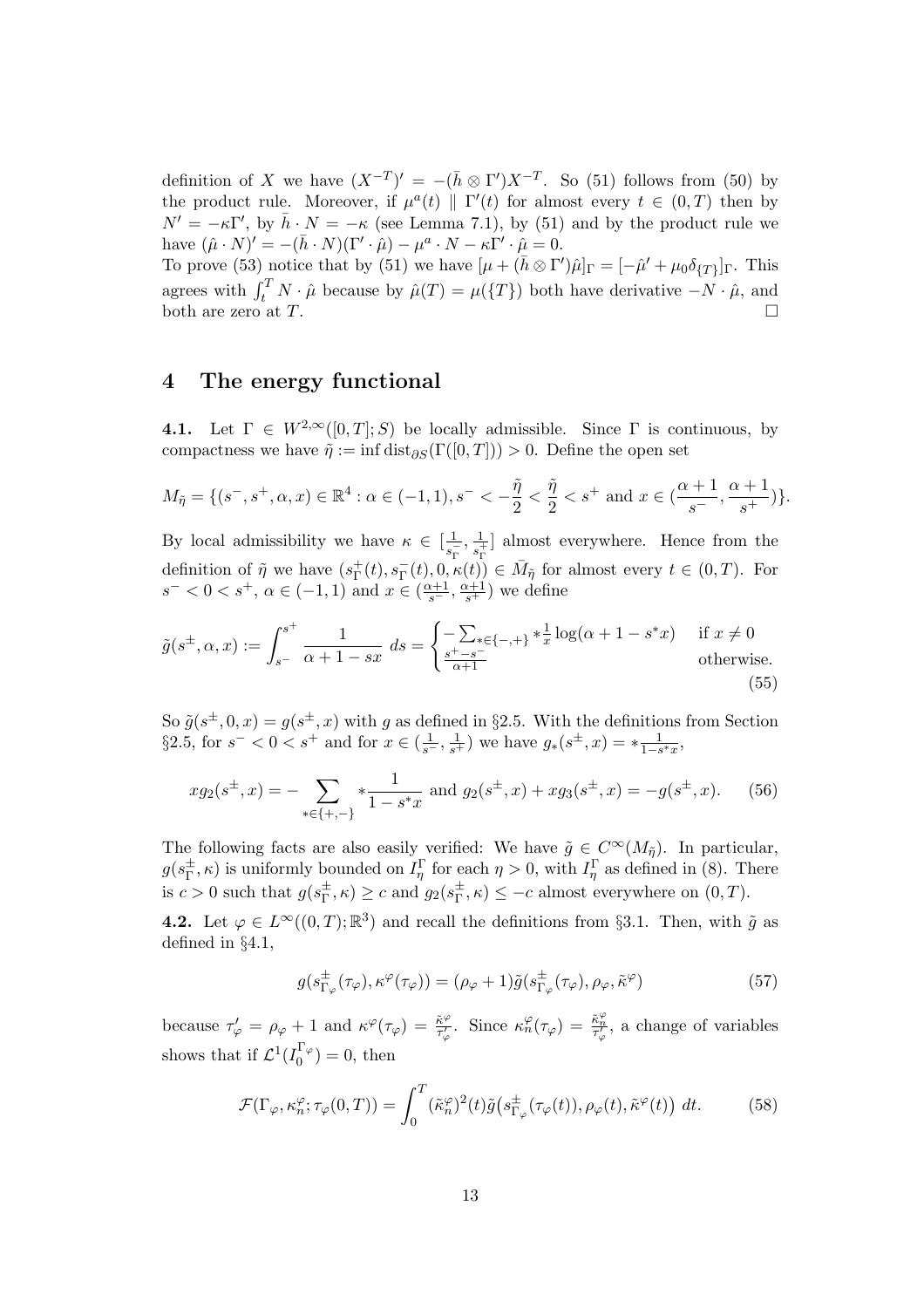definition of $X$ we have $(X^{-T})' = -(\bar{h} \otimes \Gamma')X^{-T}$. So (51) follows from (50) by the product rule. Moreover, if $\mu^a(t) \parallel \Gamma'(t)$ for almost every $t \in (0,T)$ then by $N' = -\kappa\Gamma'$, by $\bar{h} \cdot N = -\kappa$ (see Lemma 7.1), by (51) and by the product rule we have $(\hat{\mu} \cdot N)' = -(\bar{h} \cdot N)(\Gamma' \cdot \hat{\mu}) - \mu^a \cdot N - \kappa\Gamma' \cdot \hat{\mu} = 0$.
To prove (53) notice that by (51) we have $[\mu + (\bar{h} \otimes \Gamma')\hat{\mu}]_\Gamma = [-\hat{\mu}' + \mu_0\delta_{\{T\}}]_\Gamma$. This agrees with $\int_t^T N \cdot \hat{\mu}$ because by $\hat{\mu}(T) = \mu(\{T\})$ both have derivative $-N \cdot \hat{\mu}$, and both are zero at $T$. $\square$

## 4 The energy functional

**4.1.** Let $\Gamma \in W^{2,\infty}([0,T]; S)$ be locally admissible. Since $\Gamma$ is continuous, by compactness we have $\tilde{\eta} := \inf \operatorname{dist}_{\partial S}(\Gamma([0,T])) > 0$. Define the open set

$$M_{\tilde{\eta}} = \{(s^-, s^+, \alpha, x) \in \mathbb{R}^4 : \alpha \in (-1,1), s^- < -\frac{\tilde{\eta}}{2} < \frac{\tilde{\eta}}{2} < s^+ \text{ and } x \in (\frac{\alpha+1}{s^-}, \frac{\alpha+1}{s^+})\}.$$

By local admissibility we have $\kappa \in [\frac{1}{s_\Gamma^-}, \frac{1}{s_\Gamma^+}]$ almost everywhere. Hence from the definition of $\tilde{\eta}$ we have $(s_\Gamma^+(t), s_\Gamma^-(t), 0, \kappa(t)) \in \bar{M}_{\tilde{\eta}}$ for almost every $t \in (0,T)$. For $s^- < 0 < s^+$, $\alpha \in (-1,1)$ and $x \in (\frac{\alpha+1}{s^-}, \frac{\alpha+1}{s^+})$ we define

$$\tilde{g}(s^\pm, \alpha, x) := \int_{s^-}^{s^+} \frac{1}{\alpha + 1 - sx}\, ds = \begin{cases} -\sum_{*\in\{-,+\}} * \frac{1}{x} \log(\alpha + 1 - s^* x) & \text{if } x \neq 0 \\ \frac{s^+ - s^-}{\alpha+1} & \text{otherwise.} \end{cases} \tag{55}$$

So $\tilde{g}(s^\pm, 0, x) = g(s^\pm, x)$ with $g$ as defined in §2.5. With the definitions from Section §2.5, for $s^- < 0 < s^+$ and for $x \in (\frac{1}{s^-}, \frac{1}{s^+})$ we have $g_*(s^\pm, x) = * \frac{1}{1 - s^* x}$,

$$x g_2(s^\pm, x) = -\sum_{*\in\{+,-\}} * \frac{1}{1 - s^* x} \text{ and } g_2(s^\pm, x) + x g_3(s^\pm, x) = -g(s^\pm, x). \tag{56}$$

The following facts are also easily verified: We have $\tilde{g} \in C^\infty(M_{\tilde{\eta}})$. In particular, $g(s_\Gamma^\pm, \kappa)$ is uniformly bounded on $I_\eta^\Gamma$ for each $\eta > 0$, with $I_\eta^\Gamma$ as defined in (8). There is $c > 0$ such that $g(s_\Gamma^\pm, \kappa) \geq c$ and $g_2(s_\Gamma^\pm, \kappa) \leq -c$ almost everywhere on $(0,T)$.

**4.2.** Let $\varphi \in L^\infty((0,T); \mathbb{R}^3)$ and recall the definitions from §3.1. Then, with $\tilde{g}$ as defined in §4.1,

$$g(s_{\Gamma_\varphi}^\pm(\tau_\varphi), \kappa^\varphi(\tau_\varphi)) = (\rho_\varphi + 1)\tilde{g}(s_{\Gamma_\varphi}^\pm(\tau_\varphi), \rho_\varphi, \tilde{\kappa}^\varphi) \tag{57}$$

because $\tau_\varphi' = \rho_\varphi + 1$ and $\kappa^\varphi(\tau_\varphi) = \frac{\tilde{\kappa}^\varphi}{\tau_\varphi'}$. Since $\kappa_n^\varphi(\tau_\varphi) = \frac{\tilde{\kappa}_n^\varphi}{\tau_\varphi'}$, a change of variables shows that if $\mathcal{L}^1(I_0^{\Gamma_\varphi}) = 0$, then

$$\mathcal{F}(\Gamma_\varphi, \kappa_n^\varphi; \tau_\varphi(0,T)) = \int_0^T (\tilde{\kappa}_n^\varphi)^2(t)\tilde{g}\big(s_{\Gamma_\varphi}^\pm(\tau_\varphi(t)), \rho_\varphi(t), \tilde{\kappa}^\varphi(t)\big)\, dt. \tag{58}$$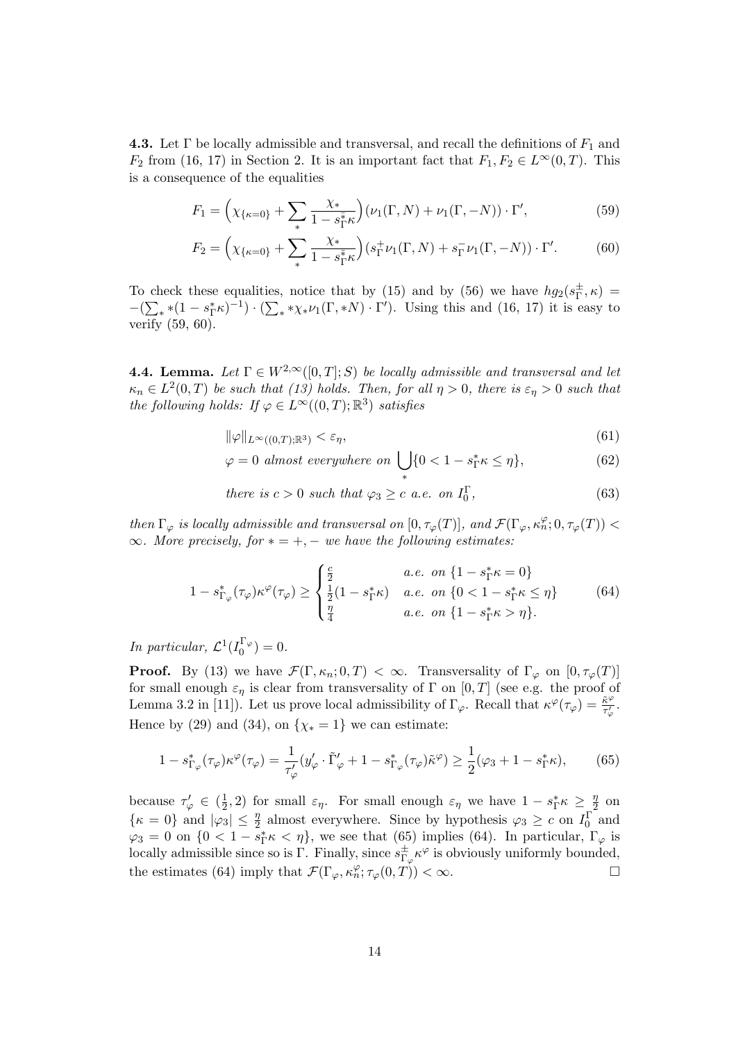**4.3.** Let $\Gamma$ be locally admissible and transversal, and recall the definitions of $F_1$ and $F_2$ from (16, 17) in Section 2. It is an important fact that $F_1, F_2 \in L^\infty(0,T)$. This is a consequence of the equalities

$$F_1 = \Big(\chi_{\{\kappa=0\}} + \sum_* \frac{\chi_*}{1 - s^{\bar{*}}_\Gamma \kappa}\Big)(\nu_1(\Gamma, N) + \nu_1(\Gamma, -N)) \cdot \Gamma', \tag{59}$$

$$F_2 = \Big(\chi_{\{\kappa=0\}} + \sum_* \frac{\chi_*}{1 - s^{\bar{*}}_\Gamma \kappa}\Big)(s^+_\Gamma \nu_1(\Gamma, N) + s^-_\Gamma \nu_1(\Gamma, -N)) \cdot \Gamma'. \tag{60}$$

To check these equalities, notice that by (15) and by (56) we have $hg_2(s^\pm_\Gamma, \kappa) = -(\sum_* *(1 - s^*_\Gamma \kappa)^{-1}) \cdot (\sum_* *\chi_* \nu_1(\Gamma, *N) \cdot \Gamma')$. Using this and (16, 17) it is easy to verify (59, 60).

**4.4. Lemma.** *Let $\Gamma \in W^{2,\infty}([0,T]; S)$ be locally admissible and transversal and let $\kappa_n \in L^2(0,T)$ be such that (13) holds. Then, for all $\eta > 0$, there is $\varepsilon_\eta > 0$ such that the following holds: If $\varphi \in L^\infty((0,T); \mathbb{R}^3)$ satisfies*

$$\|\varphi\|_{L^\infty((0,T);\mathbb{R}^3)} < \varepsilon_\eta, \tag{61}$$

$$\varphi = 0 \textit{ almost everywhere on } \bigcup_* \{0 < 1 - s^*_\Gamma \kappa \leq \eta\}, \tag{62}$$

$$\textit{there is } c > 0 \textit{ such that } \varphi_3 \geq c \textit{ a.e. on } I^\Gamma_0, \tag{63}$$

*then $\Gamma_\varphi$ is locally admissible and transversal on $[0, \tau_\varphi(T)]$, and $\mathcal{F}(\Gamma_\varphi, \kappa^\varphi_n; 0, \tau_\varphi(T)) < \infty$. More precisely, for $* = +, -$ we have the following estimates:*

$$1 - s^*_{\Gamma_\varphi}(\tau_\varphi)\kappa^\varphi(\tau_\varphi) \geq \begin{cases} \frac{c}{2} & \textit{a.e. on } \{1 - s^*_\Gamma \kappa = 0\} \\ \frac{1}{2}(1 - s^*_\Gamma \kappa) & \textit{a.e. on } \{0 < 1 - s^*_\Gamma \kappa \leq \eta\} \\ \frac{\eta}{4} & \textit{a.e. on } \{1 - s^*_\Gamma \kappa > \eta\}. \end{cases} \tag{64}$$

*In particular, $\mathcal{L}^1(I^{\Gamma_\varphi}_0) = 0$.*

**Proof.** By (13) we have $\mathcal{F}(\Gamma, \kappa_n; 0, T) < \infty$. Transversality of $\Gamma_\varphi$ on $[0, \tau_\varphi(T)]$ for small enough $\varepsilon_\eta$ is clear from transversality of $\Gamma$ on $[0,T]$ (see e.g. the proof of Lemma 3.2 in [11]). Let us prove local admissibility of $\Gamma_\varphi$. Recall that $\kappa^\varphi(\tau_\varphi) = \frac{\tilde{\kappa}^\varphi}{\tau'_\varphi}$. Hence by (29) and (34), on $\{\chi_* = 1\}$ we can estimate:

$$1 - s^*_{\Gamma_\varphi}(\tau_\varphi)\kappa^\varphi(\tau_\varphi) = \frac{1}{\tau'_\varphi}(y'_\varphi \cdot \tilde{\Gamma}'_\varphi + 1 - s^*_{\Gamma_\varphi}(\tau_\varphi)\tilde{\kappa}^\varphi) \geq \frac{1}{2}(\varphi_3 + 1 - s^*_\Gamma \kappa), \tag{65}$$

because $\tau'_\varphi \in (\frac{1}{2}, 2)$ for small $\varepsilon_\eta$. For small enough $\varepsilon_\eta$ we have $1 - s^*_\Gamma \kappa \geq \frac{\eta}{2}$ on $\{\kappa = 0\}$ and $|\varphi_3| \leq \frac{\eta}{2}$ almost everywhere. Since by hypothesis $\varphi_3 \geq c$ on $I^\Gamma_0$ and $\varphi_3 = 0$ on $\{0 < 1 - s^*_\Gamma \kappa < \eta\}$, we see that (65) implies (64). In particular, $\Gamma_\varphi$ is locally admissible since so is $\Gamma$. Finally, since $s^\pm_{\Gamma_\varphi} \kappa^\varphi$ is obviously uniformly bounded, the estimates (64) imply that $\mathcal{F}(\Gamma_\varphi, \kappa^\varphi_n; \tau_\varphi(0, T)) < \infty$. □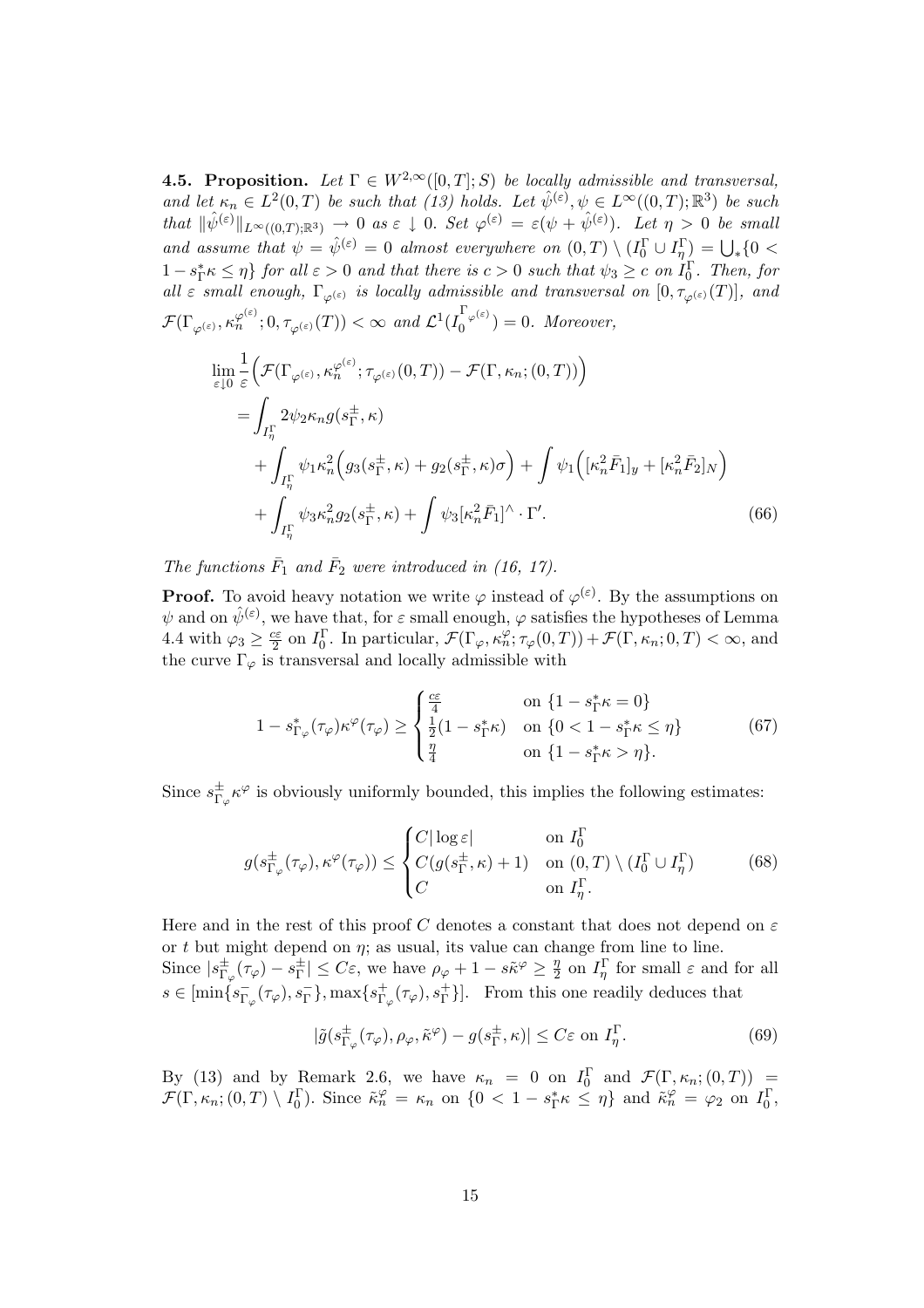**4.5. Proposition.** *Let $\Gamma \in W^{2,\infty}([0,T];S)$ be locally admissible and transversal, and let $\kappa_n \in L^2(0,T)$ be such that (13) holds. Let $\hat\psi^{(\varepsilon)}, \psi \in L^\infty((0,T);\mathbb{R}^3)$ be such that $\|\hat\psi^{(\varepsilon)}\|_{L^\infty((0,T);\mathbb{R}^3)} \to 0$ as $\varepsilon \downarrow 0$. Set $\varphi^{(\varepsilon)} = \varepsilon(\psi + \hat\psi^{(\varepsilon)})$. Let $\eta > 0$ be small and assume that $\psi = \hat\psi^{(\varepsilon)} = 0$ almost everywhere on $(0,T)\setminus(I_0^\Gamma \cup I_\eta^\Gamma) = \bigcup_* \{0 < 1 - s^*_\Gamma\kappa \le \eta\}$ for all $\varepsilon > 0$ and that there is $c > 0$ such that $\psi_3 \ge c$ on $I_0^\Gamma$. Then, for all $\varepsilon$ small enough, $\Gamma_{\varphi^{(\varepsilon)}}$ is locally admissible and transversal on $[0, \tau_{\varphi^{(\varepsilon)}}(T)]$, and $\mathcal{F}(\Gamma_{\varphi^{(\varepsilon)}}, \kappa_n^{\varphi^{(\varepsilon)}}; 0, \tau_{\varphi^{(\varepsilon)}}(T)) < \infty$ and $\mathcal{L}^1(I_0^{\Gamma_{\varphi^{(\varepsilon)}}}) = 0$. Moreover,*

$$
\begin{aligned}
\lim_{\varepsilon\downarrow 0} \frac{1}{\varepsilon}&\Big(\mathcal{F}(\Gamma_{\varphi^{(\varepsilon)}}, \kappa_n^{\varphi^{(\varepsilon)}}; \tau_{\varphi^{(\varepsilon)}}(0,T)) - \mathcal{F}(\Gamma, \kappa_n; (0,T))\Big) \\
&= \int_{I_\eta^\Gamma} 2\psi_2 \kappa_n g(s_\Gamma^\pm, \kappa) \\
&\quad + \int_{I_\eta^\Gamma} \psi_1 \kappa_n^2 \Big(g_3(s_\Gamma^\pm, \kappa) + g_2(s_\Gamma^\pm, \kappa)\sigma\Big) + \int \psi_1 \Big([\kappa_n^2 \bar F_1]_y + [\kappa_n^2 \bar F_2]_N\Big) \\
&\quad + \int_{I_\eta^\Gamma} \psi_3 \kappa_n^2 g_2(s_\Gamma^\pm, \kappa) + \int \psi_3 [\kappa_n^2 \bar F_1]^\wedge \cdot \Gamma'.
\end{aligned}
\tag{66}
$$

*The functions $\bar F_1$ and $\bar F_2$ were introduced in (16, 17).*

**Proof.** To avoid heavy notation we write $\varphi$ instead of $\varphi^{(\varepsilon)}$. By the assumptions on $\psi$ and on $\hat\psi^{(\varepsilon)}$, we have that, for $\varepsilon$ small enough, $\varphi$ satisfies the hypotheses of Lemma 4.4 with $\varphi_3 \ge \frac{c\varepsilon}{2}$ on $I_0^\Gamma$. In particular, $\mathcal{F}(\Gamma_\varphi, \kappa_n^\varphi; \tau_\varphi(0,T)) + \mathcal{F}(\Gamma, \kappa_n; 0, T) < \infty$, and the curve $\Gamma_\varphi$ is transversal and locally admissible with

$$
1 - s^*_{\Gamma_\varphi}(\tau_\varphi)\kappa^\varphi(\tau_\varphi) \ge
\begin{cases}
\frac{c\varepsilon}{4} & \text{on } \{1 - s^*_\Gamma\kappa = 0\} \\
\frac{1}{2}(1 - s^*_\Gamma\kappa) & \text{on } \{0 < 1 - s^*_\Gamma\kappa \le \eta\} \\
\frac{\eta}{4} & \text{on } \{1 - s^*_\Gamma\kappa > \eta\}.
\end{cases}
\tag{67}
$$

Since $s^\pm_{\Gamma_\varphi}\kappa^\varphi$ is obviously uniformly bounded, this implies the following estimates:

$$
g(s^\pm_{\Gamma_\varphi}(\tau_\varphi), \kappa^\varphi(\tau_\varphi)) \le
\begin{cases}
C|\log\varepsilon| & \text{on } I_0^\Gamma \\
C(g(s^\pm_\Gamma, \kappa) + 1) & \text{on } (0,T)\setminus(I_0^\Gamma \cup I_\eta^\Gamma) \\
C & \text{on } I_\eta^\Gamma.
\end{cases}
\tag{68}
$$

Here and in the rest of this proof $C$ denotes a constant that does not depend on $\varepsilon$ or $t$ but might depend on $\eta$; as usual, its value can change from line to line.
Since $|s^\pm_{\Gamma_\varphi}(\tau_\varphi) - s^\pm_\Gamma| \le C\varepsilon$, we have $\rho_\varphi + 1 - s\tilde\kappa^\varphi \ge \frac{\eta}{2}$ on $I_\eta^\Gamma$ for small $\varepsilon$ and for all $s \in [\min\{s^-_{\Gamma_\varphi}(\tau_\varphi), s^-_\Gamma\}, \max\{s^+_{\Gamma_\varphi}(\tau_\varphi), s^+_\Gamma\}]$. From this one readily deduces that

$$
|\tilde g(s^\pm_{\Gamma_\varphi}(\tau_\varphi), \rho_\varphi, \tilde\kappa^\varphi) - g(s^\pm_\Gamma, \kappa)| \le C\varepsilon \text{ on } I_\eta^\Gamma.
\tag{69}
$$

By (13) and by Remark 2.6, we have $\kappa_n = 0$ on $I_0^\Gamma$ and $\mathcal{F}(\Gamma, \kappa_n; (0,T)) = \mathcal{F}(\Gamma, \kappa_n; (0,T)\setminus I_0^\Gamma)$. Since $\tilde\kappa_n^\varphi = \kappa_n$ on $\{0 < 1 - s^*_\Gamma\kappa \le \eta\}$ and $\tilde\kappa_n^\varphi = \varphi_2$ on $I_0^\Gamma$,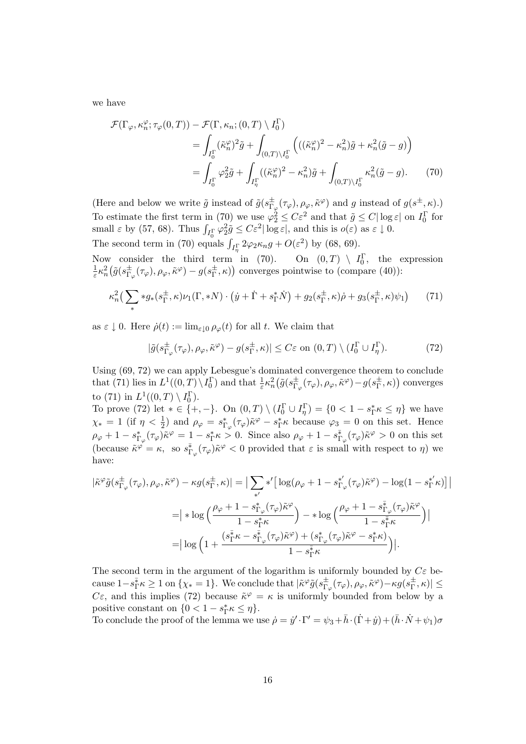we have

$$\begin{aligned}
\mathcal{F}(\Gamma_\varphi, \kappa_n^\varphi; \tau_\varphi(0,T)) - \mathcal{F}(\Gamma, \kappa_n; (0,T) \setminus I_0^\Gamma) \\
&= \int_{I_0^\Gamma} (\tilde{\kappa}_n^\varphi)^2 \tilde{g} + \int_{(0,T)\setminus I_0^\Gamma} \Big( ((\tilde{\kappa}_n^\varphi)^2 - \kappa_n^2)\tilde{g} + \kappa_n^2(\tilde{g} - g) \Big) \\
&= \int_{I_0^\Gamma} \varphi_2^2 \tilde{g} + \int_{I_\eta^\Gamma} ((\tilde{\kappa}_n^\varphi)^2 - \kappa_n^2)\tilde{g} + \int_{(0,T)\setminus I_0^\Gamma} \kappa_n^2(\tilde{g} - g). \qquad (70)
\end{aligned}$$

(Here and below we write $\tilde{g}$ instead of $\tilde{g}(s^\pm_{\Gamma_\varphi}(\tau_\varphi), \rho_\varphi, \tilde{\kappa}^\varphi)$ and $g$ instead of $g(s^\pm, \kappa)$.) To estimate the first term in (70) we use $\varphi_2^2 \le C\varepsilon^2$ and that $\tilde{g} \le C|\log\varepsilon|$ on $I_0^\Gamma$ for small $\varepsilon$ by (57, 68). Thus $\int_{I_0^\Gamma} \varphi_2^2 \tilde{g} \le C\varepsilon^2 |\log\varepsilon|$, and this is $o(\varepsilon)$ as $\varepsilon \downarrow 0$.

The second term in (70) equals $\int_{I_\eta^\Gamma} 2\varphi_2\kappa_n g + O(\varepsilon^2)$ by (68, 69).

Now consider the third term in (70). On $(0,T) \setminus I_0^\Gamma$, the expression $\frac{1}{\varepsilon}\kappa_n^2\big(\tilde{g}(s^\pm_{\Gamma_\varphi}(\tau_\varphi), \rho_\varphi, \tilde{\kappa}^\varphi) - g(s^\pm_\Gamma, \kappa)\big)$ converges pointwise to (compare (40)):

$$\kappa_n^2 \big( \sum_* * g_*(s^\pm_\Gamma, \kappa)\nu_1(\Gamma, *N) \cdot \big(\dot{y} + \dot{\Gamma} + s^*_\Gamma \dot{N}\big) + g_2(s^\pm_\Gamma, \kappa)\dot{\rho} + g_3(s^\pm_\Gamma, \kappa)\psi_1 \big) \qquad (71)$$

as $\varepsilon \downarrow 0$. Here $\dot{\rho}(t) := \lim_{\varepsilon\downarrow 0} \rho_\varphi(t)$ for all $t$. We claim that

$$|\tilde{g}(s^\pm_{\Gamma_\varphi}(\tau_\varphi), \rho_\varphi, \tilde{\kappa}^\varphi) - g(s^\pm_\Gamma, \kappa)| \le C\varepsilon \text{ on } (0,T) \setminus (I_0^\Gamma \cup I_\eta^\Gamma). \qquad (72)$$

Using (69, 72) we can apply Lebesgue's dominated convergence theorem to conclude that (71) lies in $L^1((0,T)\setminus I_0^\Gamma)$ and that $\frac{1}{\varepsilon}\kappa_n^2\big(\tilde{g}(s^\pm_{\Gamma_\varphi}(\tau_\varphi), \rho_\varphi, \tilde{\kappa}^\varphi) - g(s^\pm_\Gamma, \kappa)\big)$ converges to (71) in $L^1((0,T) \setminus I_0^\Gamma)$.

To prove (72) let $* \in \{+,-\}$. On $(0,T) \setminus (I_0^\Gamma \cup I_\eta^\Gamma) = \{0 < 1 - s^*_\Gamma\kappa \le \eta\}$ we have $\chi_* = 1$ (if $\eta < \frac{1}{2}$) and $\rho_\varphi = s^*_{\Gamma_\varphi}(\tau_\varphi)\tilde{\kappa}^\varphi - s^*_\Gamma\kappa$ because $\varphi_3 = 0$ on this set. Hence $\rho_\varphi + 1 - s^*_{\Gamma_\varphi}(\tau_\varphi)\tilde{\kappa}^\varphi = 1 - s^*_\Gamma\kappa > 0$. Since also $\rho_\varphi + 1 - s^{\bar{*}}_{\Gamma_\varphi}(\tau_\varphi)\tilde{\kappa}^\varphi > 0$ on this set (because $\tilde{\kappa}^\varphi = \kappa$, so $s^{\bar{*}}_{\Gamma_\varphi}(\tau_\varphi)\tilde{\kappa}^\varphi < 0$ provided that $\varepsilon$ is small with respect to $\eta$) we have:

$$\begin{aligned}
|\tilde{\kappa}^\varphi \tilde{g}(s^\pm_{\Gamma_\varphi}(\tau_\varphi), \rho_\varphi, \tilde{\kappa}^\varphi) - \kappa g(s^\pm_\Gamma, \kappa)| &= \big| \sum_{*'} *' \big[ \log(\rho_\varphi + 1 - s^{*'}_{\Gamma_\varphi}(\tau_\varphi)\tilde{\kappa}^\varphi) - \log(1 - s^{*'}_\Gamma \kappa) \big] \big| \\
&= \big| * \log\Big( \frac{\rho_\varphi + 1 - s^*_{\Gamma_\varphi}(\tau_\varphi)\tilde{\kappa}^\varphi}{1 - s^*_\Gamma\kappa} \Big) - * \log\Big( \frac{\rho_\varphi + 1 - s^{\bar{*}}_{\Gamma_\varphi}(\tau_\varphi)\tilde{\kappa}^\varphi}{1 - s^{\bar{*}}_\Gamma\kappa} \Big) \big| \\
&= \big| \log\Big( 1 + \frac{(s^{\bar{*}}_\Gamma\kappa - s^{\bar{*}}_{\Gamma_\varphi}(\tau_\varphi)\tilde{\kappa}^\varphi) + (s^*_{\Gamma_\varphi}(\tau_\varphi)\tilde{\kappa}^\varphi - s^*_\Gamma\kappa)}{1 - s^{\bar{*}}_\Gamma\kappa} \Big) \big|.
\end{aligned}$$

The second term in the argument of the logarithm is uniformly bounded by $C\varepsilon$ because $1 - s^{\bar{*}}_\Gamma\kappa \ge 1$ on $\{\chi_* = 1\}$. We conclude that $|\tilde{\kappa}^\varphi \tilde{g}(s^\pm_{\Gamma_\varphi}(\tau_\varphi), \rho_\varphi, \tilde{\kappa}^\varphi) - \kappa g(s^\pm_\Gamma, \kappa)| \le C\varepsilon$, and this implies (72) because $\tilde{\kappa}^\varphi = \kappa$ is uniformly bounded from below by a positive constant on $\{0 < 1 - s^*_\Gamma\kappa \le \eta\}$.

To conclude the proof of the lemma we use $\dot{\rho} = \dot{y}' \cdot \Gamma' = \psi_3 + \bar{h} \cdot (\dot{\Gamma} + \dot{y}) + (\bar{h} \cdot \dot{N} + \psi_1)\sigma$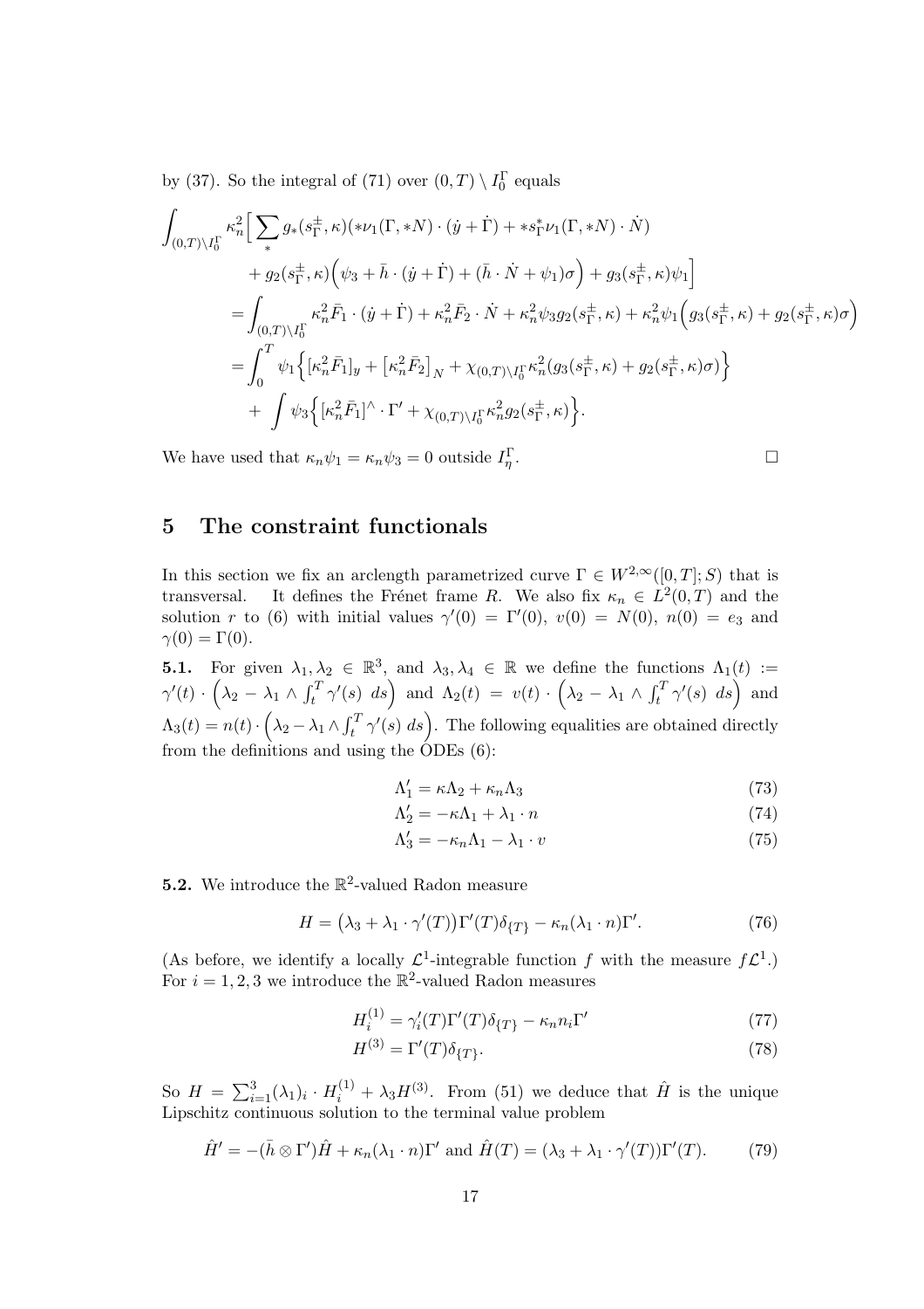by (37). So the integral of (71) over $(0,T)\setminus I_0^\Gamma$ equals

$$
\begin{aligned}
&\int_{(0,T)\setminus I_0^\Gamma} \kappa_n^2 \Big[ \sum_* g_*(s_\Gamma^\pm,\kappa)(*\nu_1(\Gamma,*N)\cdot(\dot y+\dot\Gamma) + *s_\Gamma^*\nu_1(\Gamma,*N)\cdot\dot N) \\
&\qquad + g_2(s_\Gamma^\pm,\kappa)\Big(\psi_3 + \bar h\cdot(\dot y+\dot\Gamma) + (\bar h\cdot\dot N+\psi_1)\sigma\Big) + g_3(s_\Gamma^\pm,\kappa)\psi_1\Big] \\
&= \int_{(0,T)\setminus I_0^\Gamma} \kappa_n^2\bar F_1\cdot(\dot y+\dot\Gamma) + \kappa_n^2\bar F_2\cdot\dot N + \kappa_n^2\psi_3 g_2(s_\Gamma^\pm,\kappa) + \kappa_n^2\psi_1\Big(g_3(s_\Gamma^\pm,\kappa)+g_2(s_\Gamma^\pm,\kappa)\sigma\Big) \\
&= \int_0^T \psi_1\Big\{[\kappa_n^2\bar F_1]_y + \big[\kappa_n^2\bar F_2\big]_N + \chi_{(0,T)\setminus I_0^\Gamma}\kappa_n^2(g_3(s_\Gamma^\pm,\kappa)+g_2(s_\Gamma^\pm,\kappa)\sigma)\Big\} \\
&\quad + \int \psi_3\Big\{[\kappa_n^2\bar F_1]^\wedge\cdot\Gamma' + \chi_{(0,T)\setminus I_0^\Gamma}\kappa_n^2 g_2(s_\Gamma^\pm,\kappa)\Big\}.
\end{aligned}
$$

We have used that $\kappa_n\psi_1 = \kappa_n\psi_3 = 0$ outside $I_\eta^\Gamma$. □

## 5 The constraint functionals

In this section we fix an arclength parametrized curve $\Gamma \in W^{2,\infty}([0,T];S)$ that is transversal. It defines the Frénet frame $R$. We also fix $\kappa_n \in L^2(0,T)$ and the solution $r$ to (6) with initial values $\gamma'(0) = \Gamma'(0)$, $v(0) = N(0)$, $n(0) = e_3$ and $\gamma(0) = \Gamma(0)$.

**5.1.** For given $\lambda_1, \lambda_2 \in \mathbb{R}^3$, and $\lambda_3, \lambda_4 \in \mathbb{R}$ we define the functions $\Lambda_1(t) := \gamma'(t)\cdot\Big(\lambda_2 - \lambda_1\wedge\int_t^T\gamma'(s)\ ds\Big)$ and $\Lambda_2(t) = v(t)\cdot\Big(\lambda_2 - \lambda_1\wedge\int_t^T\gamma'(s)\ ds\Big)$ and $\Lambda_3(t) = n(t)\cdot\Big(\lambda_2 - \lambda_1\wedge\int_t^T\gamma'(s)\ ds\Big)$. The following equalities are obtained directly from the definitions and using the ODEs (6):

$$\Lambda_1' = \kappa\Lambda_2 + \kappa_n\Lambda_3 \tag{73}$$

$$\Lambda_2' = -\kappa\Lambda_1 + \lambda_1\cdot n \tag{74}$$

$$\Lambda_3' = -\kappa_n\Lambda_1 - \lambda_1\cdot v \tag{75}$$

**5.2.** We introduce the $\mathbb{R}^2$-valued Radon measure

$$H = \big(\lambda_3 + \lambda_1\cdot\gamma'(T)\big)\Gamma'(T)\delta_{\{T\}} - \kappa_n(\lambda_1\cdot n)\Gamma'. \tag{76}$$

(As before, we identify a locally $\mathcal{L}^1$-integrable function $f$ with the measure $f\mathcal{L}^1$.) For $i = 1,2,3$ we introduce the $\mathbb{R}^2$-valued Radon measures

$$H_i^{(1)} = \gamma_i'(T)\Gamma'(T)\delta_{\{T\}} - \kappa_n n_i\Gamma' \tag{77}$$

$$H^{(3)} = \Gamma'(T)\delta_{\{T\}}. \tag{78}$$

So $H = \sum_{i=1}^3(\lambda_1)_i\cdot H_i^{(1)} + \lambda_3 H^{(3)}$. From (51) we deduce that $\hat H$ is the unique Lipschitz continuous solution to the terminal value problem

$$\hat H' = -(\bar h\otimes\Gamma')\hat H + \kappa_n(\lambda_1\cdot n)\Gamma' \text{ and } \hat H(T) = (\lambda_3 + \lambda_1\cdot\gamma'(T))\Gamma'(T). \tag{79}$$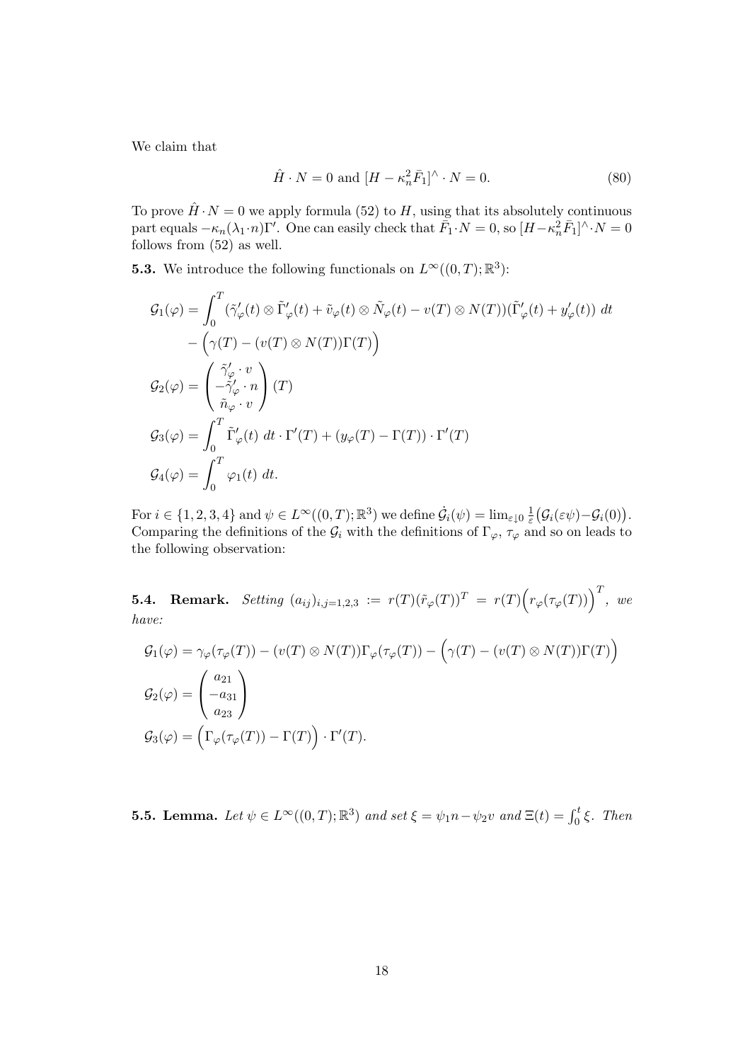We claim that

$$\hat{H} \cdot N = 0 \text{ and } [H - \kappa_n^2 \bar{F}_1]^\wedge \cdot N = 0. \tag{80}$$

To prove $\hat{H} \cdot N = 0$ we apply formula (52) to $H$, using that its absolutely continuous part equals $-\kappa_n(\lambda_1 \cdot n)\Gamma'$. One can easily check that $\bar{F}_1 \cdot N = 0$, so $[H - \kappa_n^2 \bar{F}_1]^\wedge \cdot N = 0$ follows from (52) as well.

**5.3.** We introduce the following functionals on $L^\infty((0,T);\mathbb{R}^3)$:

$$\begin{aligned}
\mathcal{G}_1(\varphi) &= \int_0^T (\tilde{\gamma}_\varphi'(t) \otimes \tilde{\Gamma}_\varphi'(t) + \tilde{v}_\varphi(t) \otimes \tilde{N}_\varphi(t) - v(T) \otimes N(T))(\tilde{\Gamma}_\varphi'(t) + y_\varphi'(t))\ dt \\
&\quad - \Big(\gamma(T) - (v(T) \otimes N(T))\Gamma(T)\Big) \\
\mathcal{G}_2(\varphi) &= \begin{pmatrix} \tilde{\gamma}_\varphi' \cdot v \\ -\tilde{\gamma}_\varphi' \cdot n \\ \tilde{n}_\varphi \cdot v \end{pmatrix}(T) \\
\mathcal{G}_3(\varphi) &= \int_0^T \tilde{\Gamma}_\varphi'(t)\ dt \cdot \Gamma'(T) + (y_\varphi(T) - \Gamma(T)) \cdot \Gamma'(T) \\
\mathcal{G}_4(\varphi) &= \int_0^T \varphi_1(t)\ dt.
\end{aligned}$$

For $i \in \{1,2,3,4\}$ and $\psi \in L^\infty((0,T);\mathbb{R}^3)$ we define $\dot{\mathcal{G}}_i(\psi) = \lim_{\varepsilon \downarrow 0} \frac{1}{\varepsilon}\big(\mathcal{G}_i(\varepsilon\psi) - \mathcal{G}_i(0)\big)$. Comparing the definitions of the $\mathcal{G}_i$ with the definitions of $\Gamma_\varphi$, $\tau_\varphi$ and so on leads to the following observation:

**5.4. Remark.** *Setting* $(a_{ij})_{i,j=1,2,3} := r(T)(\tilde{r}_\varphi(T))^T = r(T)\Big(r_\varphi(\tau_\varphi(T))\Big)^T$, *we have:*

$$\begin{aligned}
\mathcal{G}_1(\varphi) &= \gamma_\varphi(\tau_\varphi(T)) - (v(T) \otimes N(T))\Gamma_\varphi(\tau_\varphi(T)) - \Big(\gamma(T) - (v(T) \otimes N(T))\Gamma(T)\Big) \\
\mathcal{G}_2(\varphi) &= \begin{pmatrix} a_{21} \\ -a_{31} \\ a_{23} \end{pmatrix} \\
\mathcal{G}_3(\varphi) &= \Big(\Gamma_\varphi(\tau_\varphi(T)) - \Gamma(T)\Big) \cdot \Gamma'(T).
\end{aligned}$$

**5.5. Lemma.** *Let* $\psi \in L^\infty((0,T);\mathbb{R}^3)$ *and set* $\xi = \psi_1 n - \psi_2 v$ *and* $\Xi(t) = \int_0^t \xi$. *Then*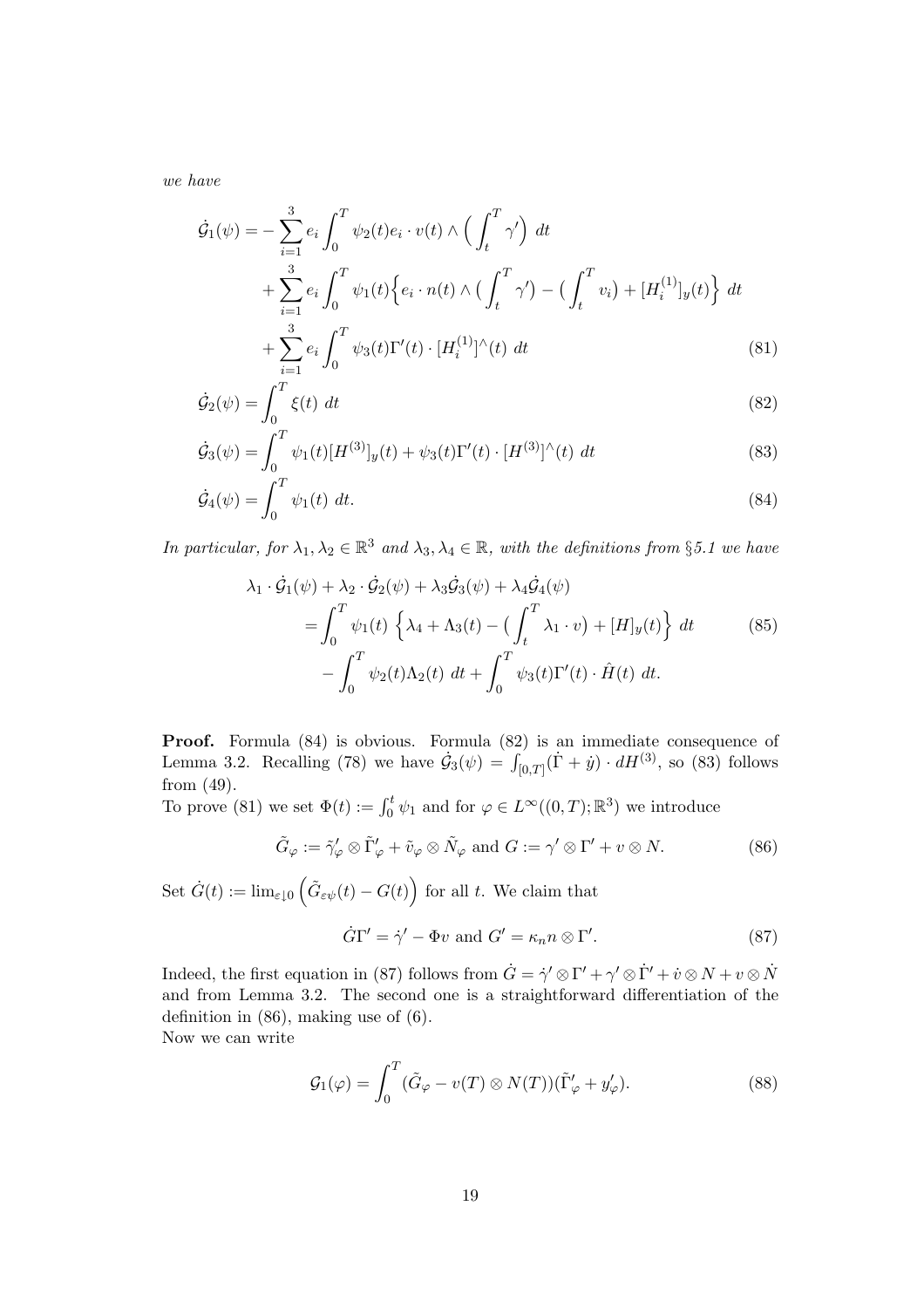*we have*

$$
\begin{aligned}
\dot{\mathcal{G}}_1(\psi) = &-\sum_{i=1}^{3} e_i \int_0^T \psi_2(t) e_i \cdot v(t) \wedge \Big( \int_t^T \gamma' \Big) \ dt \\
&+ \sum_{i=1}^{3} e_i \int_0^T \psi_1(t) \Big\{ e_i \cdot n(t) \wedge \big( \int_t^T \gamma' \big) - \big( \int_t^T v_i \big) + [H_i^{(1)}]_y(t) \Big\} \ dt \\
&+ \sum_{i=1}^{3} e_i \int_0^T \psi_3(t) \Gamma'(t) \cdot [H_i^{(1)}]^\wedge(t) \ dt
\end{aligned} \tag{81}
$$

$$
\dot{\mathcal{G}}_2(\psi) = \int_0^T \xi(t) \ dt \tag{82}
$$

$$
\dot{\mathcal{G}}_3(\psi) = \int_0^T \psi_1(t) [H^{(3)}]_y(t) + \psi_3(t) \Gamma'(t) \cdot [H^{(3)}]^\wedge(t) \ dt \tag{83}
$$

$$
\dot{\mathcal{G}}_4(\psi) = \int_0^T \psi_1(t) \ dt. \tag{84}
$$

*In particular, for $\lambda_1, \lambda_2 \in \mathbb{R}^3$ and $\lambda_3, \lambda_4 \in \mathbb{R}$, with the definitions from §5.1 we have*

$$
\begin{aligned}
\lambda_1 \cdot \dot{\mathcal{G}}_1(\psi) &+ \lambda_2 \cdot \dot{\mathcal{G}}_2(\psi) + \lambda_3 \dot{\mathcal{G}}_3(\psi) + \lambda_4 \dot{\mathcal{G}}_4(\psi) \\
&= \int_0^T \psi_1(t) \ \Big\{ \lambda_4 + \Lambda_3(t) - \big( \int_t^T \lambda_1 \cdot v \big) + [H]_y(t) \Big\} \ dt \\
&\quad - \int_0^T \psi_2(t) \Lambda_2(t) \ dt + \int_0^T \psi_3(t) \Gamma'(t) \cdot \hat{H}(t) \ dt.
\end{aligned} \tag{85}
$$

**Proof.** Formula (84) is obvious. Formula (82) is an immediate consequence of Lemma 3.2. Recalling (78) we have $\dot{\mathcal{G}}_3(\psi) = \int_{[0,T]} (\dot{\Gamma} + \dot{y}) \cdot dH^{(3)}$, so (83) follows from (49).
To prove (81) we set $\Phi(t) := \int_0^t \psi_1$ and for $\varphi \in L^\infty((0,T);\mathbb{R}^3)$ we introduce

$$
\tilde{G}_\varphi := \tilde{\gamma}'_\varphi \otimes \tilde{\Gamma}'_\varphi + \tilde{v}_\varphi \otimes \tilde{N}_\varphi \text{ and } G := \gamma' \otimes \Gamma' + v \otimes N. \tag{86}
$$

Set $\dot{G}(t) := \lim_{\varepsilon \downarrow 0} \Big( \tilde{G}_{\varepsilon\psi}(t) - G(t) \Big)$ for all $t$. We claim that

$$
\dot{G}\Gamma' = \dot{\gamma}' - \Phi v \text{ and } G' = \kappa_n n \otimes \Gamma'. \tag{87}
$$

Indeed, the first equation in (87) follows from $\dot{G} = \dot{\gamma}' \otimes \Gamma' + \gamma' \otimes \dot{\Gamma}' + \dot{v} \otimes N + v \otimes \dot{N}$ and from Lemma 3.2. The second one is a straightforward differentiation of the definition in (86), making use of (6).
Now we can write

$$
\mathcal{G}_1(\varphi) = \int_0^T (\tilde{G}_\varphi - v(T) \otimes N(T))(\tilde{\Gamma}'_\varphi + y'_\varphi). \tag{88}
$$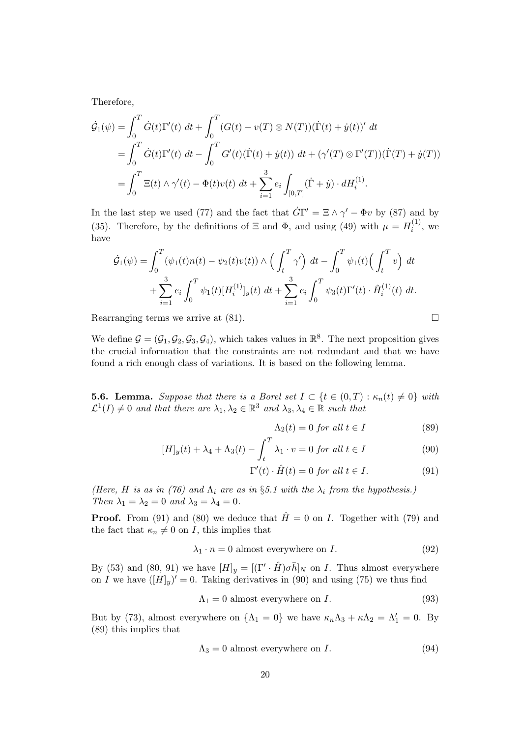Therefore,

$$
\begin{aligned}
\dot{\mathcal{G}}_1(\psi) &= \int_0^T \dot{G}(t)\Gamma'(t)\ dt + \int_0^T (G(t) - v(T) \otimes N(T))(\dot{\Gamma}(t) + \dot{y}(t))'\ dt \\
&= \int_0^T \dot{G}(t)\Gamma'(t)\ dt - \int_0^T G'(t)(\dot{\Gamma}(t) + \dot{y}(t))\ dt + (\gamma'(T) \otimes \Gamma'(T))(\dot{\Gamma}(T) + \dot{y}(T)) \\
&= \int_0^T \Xi(t) \wedge \gamma'(t) - \Phi(t)v(t)\ dt + \sum_{i=1}^3 e_i \int_{[0,T]} (\dot{\Gamma} + \dot{y}) \cdot dH_i^{(1)}.
\end{aligned}
$$

In the last step we used (77) and the fact that $\dot{G}\Gamma' = \Xi \wedge \gamma' - \Phi v$ by (87) and by (35). Therefore, by the definitions of $\Xi$ and $\Phi$, and using (49) with $\mu = H_i^{(1)}$, we have

$$
\begin{aligned}
\dot{\mathcal{G}}_1(\psi) = &\int_0^T (\psi_1(t)n(t) - \psi_2(t)v(t)) \wedge \Big( \int_t^T \gamma' \Big)\ dt - \int_0^T \psi_1(t) \Big( \int_t^T v \Big)\ dt \\
&+ \sum_{i=1}^3 e_i \int_0^T \psi_1(t)[H_i^{(1)}]_y(t)\ dt + \sum_{i=1}^3 e_i \int_0^T \psi_3(t)\Gamma'(t) \cdot \hat{H}_i^{(1)}(t)\ dt.
\end{aligned}
$$

Rearranging terms we arrive at (81). $\square$

We define $\mathcal{G} = (\mathcal{G}_1, \mathcal{G}_2, \mathcal{G}_3, \mathcal{G}_4)$, which takes values in $\mathbb{R}^8$. The next proposition gives the crucial information that the constraints are not redundant and that we have found a rich enough class of variations. It is based on the following lemma.

**5.6. Lemma.** *Suppose that there is a Borel set $I \subset \{t \in (0,T) : \kappa_n(t) \neq 0\}$ with $\mathcal{L}^1(I) \neq 0$ and that there are $\lambda_1, \lambda_2 \in \mathbb{R}^3$ and $\lambda_3, \lambda_4 \in \mathbb{R}$ such that*

$$
\Lambda_2(t) = 0 \text{ for all } t \in I \tag{89}
$$

$$
[H]_y(t) + \lambda_4 + \Lambda_3(t) - \int_t^T \lambda_1 \cdot v = 0 \text{ for all } t \in I \tag{90}
$$

$$
\Gamma'(t) \cdot \hat{H}(t) = 0 \text{ for all } t \in I. \tag{91}
$$

*(Here, $H$ is as in (76) and $\Lambda_i$ are as in §5.1 with the $\lambda_i$ from the hypothesis.) Then $\lambda_1 = \lambda_2 = 0$ and $\lambda_3 = \lambda_4 = 0$.*

**Proof.** From (91) and (80) we deduce that $\hat{H} = 0$ on $I$. Together with (79) and the fact that $\kappa_n \neq 0$ on $I$, this implies that

$$
\lambda_1 \cdot n = 0 \text{ almost everywhere on } I. \tag{92}
$$

By (53) and (80, 91) we have $[H]_y = [(\Gamma' \cdot \hat{H})\sigma\bar{h}]_N$ on $I$. Thus almost everywhere on $I$ we have $([H]_y)' = 0$. Taking derivatives in (90) and using (75) we thus find

$$
\Lambda_1 = 0 \text{ almost everywhere on } I. \tag{93}
$$

But by (73), almost everywhere on $\{\Lambda_1 = 0\}$ we have $\kappa_n\Lambda_3 + \kappa\Lambda_2 = \Lambda_1' = 0$. By (89) this implies that

$$
\Lambda_3 = 0 \text{ almost everywhere on } I. \tag{94}
$$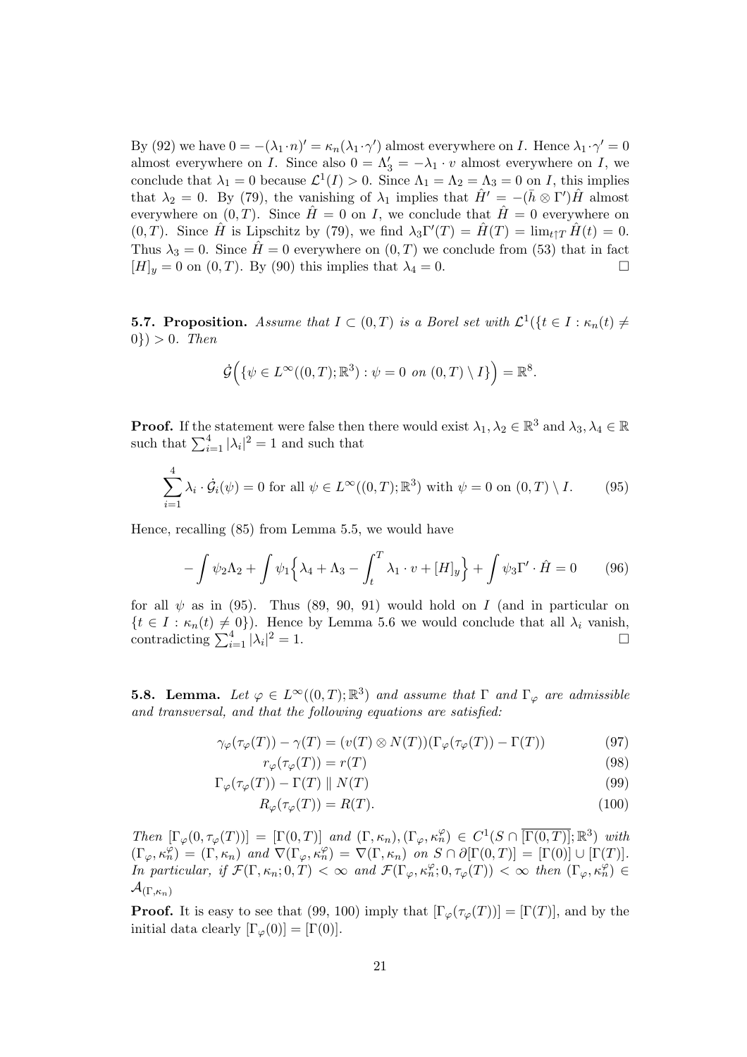By (92) we have $0 = -(\lambda_1 \cdot n)' = \kappa_n(\lambda_1 \cdot \gamma')$ almost everywhere on $I$. Hence $\lambda_1 \cdot \gamma' = 0$ almost everywhere on $I$. Since also $0 = \Lambda_3' = -\lambda_1 \cdot v$ almost everywhere on $I$, we conclude that $\lambda_1 = 0$ because $\mathcal{L}^1(I) > 0$. Since $\Lambda_1 = \Lambda_2 = \Lambda_3 = 0$ on $I$, this implies that $\lambda_2 = 0$. By (79), the vanishing of $\lambda_1$ implies that $\hat{H}' = -(\bar{h} \otimes \Gamma')\hat{H}$ almost everywhere on $(0,T)$. Since $\hat{H} = 0$ on $I$, we conclude that $\hat{H} = 0$ everywhere on $(0,T)$. Since $\hat{H}$ is Lipschitz by (79), we find $\lambda_3 \Gamma'(T) = \hat{H}(T) = \lim_{t \uparrow T} \hat{H}(t) = 0$. Thus $\lambda_3 = 0$. Since $\hat{H} = 0$ everywhere on $(0,T)$ we conclude from (53) that in fact $[H]_y = 0$ on $(0,T)$. By (90) this implies that $\lambda_4 = 0$. $\square$

**5.7. Proposition.** *Assume that $I \subset (0,T)$ is a Borel set with $\mathcal{L}^1(\{t \in I : \kappa_n(t) \neq 0\}) > 0$. Then*

$$\dot{\mathcal{G}}\Big(\{\psi \in L^\infty((0,T);\mathbb{R}^3) : \psi = 0 \text{ on } (0,T) \setminus I\}\Big) = \mathbb{R}^8.$$

**Proof.** If the statement were false then there would exist $\lambda_1, \lambda_2 \in \mathbb{R}^3$ and $\lambda_3, \lambda_4 \in \mathbb{R}$ such that $\sum_{i=1}^4 |\lambda_i|^2 = 1$ and such that

$$\sum_{i=1}^4 \lambda_i \cdot \dot{\mathcal{G}}_i(\psi) = 0 \text{ for all } \psi \in L^\infty((0,T);\mathbb{R}^3) \text{ with } \psi = 0 \text{ on } (0,T) \setminus I. \tag{95}$$

Hence, recalling (85) from Lemma 5.5, we would have

$$-\int \psi_2 \Lambda_2 + \int \psi_1 \Big\{\lambda_4 + \Lambda_3 - \int_t^T \lambda_1 \cdot v + [H]_y\Big\} + \int \psi_3 \Gamma' \cdot \hat{H} = 0 \tag{96}$$

for all $\psi$ as in (95). Thus (89, 90, 91) would hold on $I$ (and in particular on $\{t \in I : \kappa_n(t) \neq 0\}$). Hence by Lemma 5.6 we would conclude that all $\lambda_i$ vanish, contradicting $\sum_{i=1}^4 |\lambda_i|^2 = 1$. $\square$

**5.8. Lemma.** *Let $\varphi \in L^\infty((0,T);\mathbb{R}^3)$ and assume that $\Gamma$ and $\Gamma_\varphi$ are admissible and transversal, and that the following equations are satisfied:*

$$\gamma_\varphi(\tau_\varphi(T)) - \gamma(T) = (v(T) \otimes N(T))(\Gamma_\varphi(\tau_\varphi(T)) - \Gamma(T)) \tag{97}$$

$$r_\varphi(\tau_\varphi(T)) = r(T) \tag{98}$$

$$\Gamma_\varphi(\tau_\varphi(T)) - \Gamma(T) \parallel N(T) \tag{99}$$

$$R_\varphi(\tau_\varphi(T)) = R(T). \tag{100}$$

*Then $[\Gamma_\varphi(0, \tau_\varphi(T))] = [\Gamma(0,T)]$ and $(\Gamma, \kappa_n), (\Gamma_\varphi, \kappa_n^\varphi) \in C^1(S \cap \overline{[\Gamma(0,T)]};\mathbb{R}^3)$ with $(\Gamma_\varphi, \kappa_n^\varphi) = (\Gamma, \kappa_n)$ and $\nabla(\Gamma_\varphi, \kappa_n^\varphi) = \nabla(\Gamma, \kappa_n)$ on $S \cap \partial[\Gamma(0,T)] = [\Gamma(0)] \cup [\Gamma(T)]$. In particular, if $\mathcal{F}(\Gamma, \kappa_n; 0, T) < \infty$ and $\mathcal{F}(\Gamma_\varphi, \kappa_n^\varphi; 0, \tau_\varphi(T)) < \infty$ then $(\Gamma_\varphi, \kappa_n^\varphi) \in \mathcal{A}_{(\Gamma, \kappa_n)}$*

**Proof.** It is easy to see that (99, 100) imply that $[\Gamma_\varphi(\tau_\varphi(T))] = [\Gamma(T)]$, and by the initial data clearly $[\Gamma_\varphi(0)] = [\Gamma(0)]$.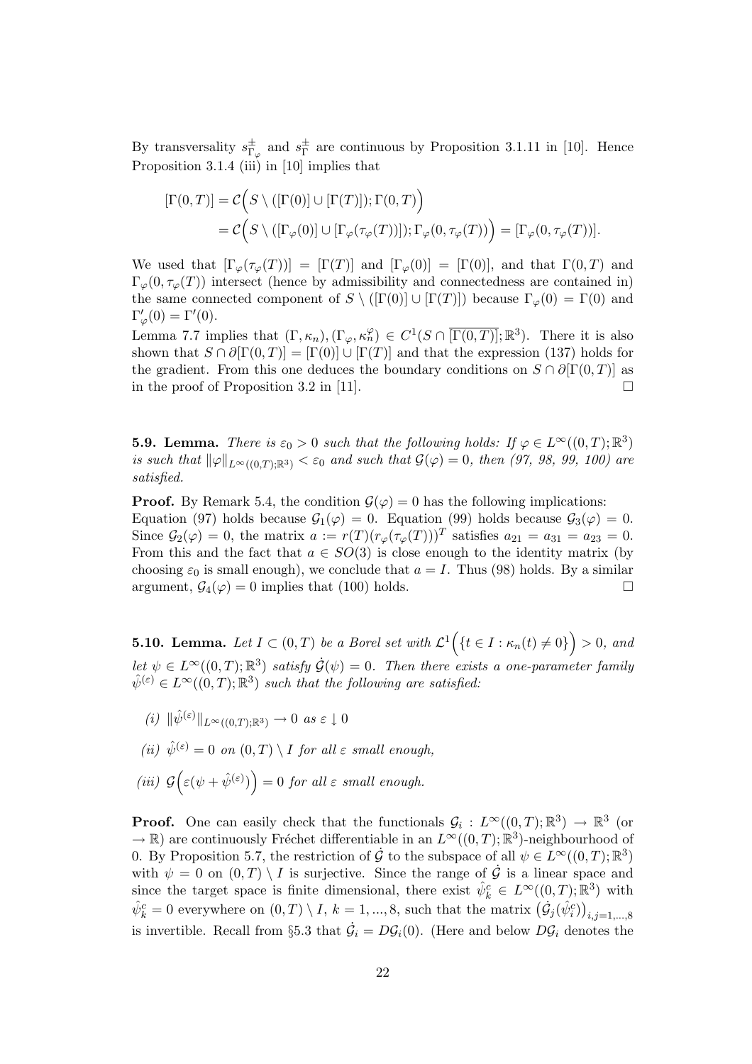By transversality $s^{\pm}_{\Gamma_\varphi}$ and $s^{\pm}_{\Gamma}$ are continuous by Proposition 3.1.11 in [10]. Hence Proposition 3.1.4 (iii) in [10] implies that

$$
\begin{aligned}
[\Gamma(0,T)] &= \mathcal{C}\Big(S \setminus ([\Gamma(0)] \cup [\Gamma(T)]); \Gamma(0,T)\Big) \\
&= \mathcal{C}\Big(S \setminus ([\Gamma_\varphi(0)] \cup [\Gamma_\varphi(\tau_\varphi(T))]); \Gamma_\varphi(0,\tau_\varphi(T))\Big) = [\Gamma_\varphi(0,\tau_\varphi(T))].
\end{aligned}
$$

We used that $[\Gamma_\varphi(\tau_\varphi(T))] = [\Gamma(T)]$ and $[\Gamma_\varphi(0)] = [\Gamma(0)]$, and that $\Gamma(0,T)$ and $\Gamma_\varphi(0,\tau_\varphi(T))$ intersect (hence by admissibility and connectedness are contained in) the same connected component of $S \setminus ([\Gamma(0)] \cup [\Gamma(T)])$ because $\Gamma_\varphi(0) = \Gamma(0)$ and $\Gamma'_\varphi(0) = \Gamma'(0)$.
Lemma 7.7 implies that $(\Gamma, \kappa_n), (\Gamma_\varphi, \kappa_n^\varphi) \in C^1(S \cap \overline{[\Gamma(0,T)]}; \mathbb{R}^3)$. There it is also shown that $S \cap \partial[\Gamma(0,T)] = [\Gamma(0)] \cup [\Gamma(T)]$ and that the expression (137) holds for the gradient. From this one deduces the boundary conditions on $S \cap \partial[\Gamma(0,T)]$ as in the proof of Proposition 3.2 in [11]. $\square$

**5.9. Lemma.** *There is $\varepsilon_0 > 0$ such that the following holds: If $\varphi \in L^\infty((0,T);\mathbb{R}^3)$ is such that $\|\varphi\|_{L^\infty((0,T);\mathbb{R}^3)} < \varepsilon_0$ and such that $\mathcal{G}(\varphi) = 0$, then (97, 98, 99, 100) are satisfied.*

**Proof.** By Remark 5.4, the condition $\mathcal{G}(\varphi) = 0$ has the following implications:
Equation (97) holds because $\mathcal{G}_1(\varphi) = 0$. Equation (99) holds because $\mathcal{G}_3(\varphi) = 0$. Since $\mathcal{G}_2(\varphi) = 0$, the matrix $a := r(T)(r_\varphi(\tau_\varphi(T)))^T$ satisfies $a_{21} = a_{31} = a_{23} = 0$. From this and the fact that $a \in SO(3)$ is close enough to the identity matrix (by choosing $\varepsilon_0$ is small enough), we conclude that $a = I$. Thus (98) holds. By a similar argument, $\mathcal{G}_4(\varphi) = 0$ implies that (100) holds. $\square$

**5.10. Lemma.** *Let $I \subset (0,T)$ be a Borel set with $\mathcal{L}^1\Big(\{t \in I : \kappa_n(t) \neq 0\}\Big) > 0$, and let $\psi \in L^\infty((0,T);\mathbb{R}^3)$ satisfy $\dot{\mathcal{G}}(\psi) = 0$. Then there exists a one-parameter family $\hat{\psi}^{(\varepsilon)} \in L^\infty((0,T);\mathbb{R}^3)$ such that the following are satisfied:*

*(i) $\|\hat{\psi}^{(\varepsilon)}\|_{L^\infty((0,T);\mathbb{R}^3)} \to 0$ as $\varepsilon \downarrow 0$*

*(ii) $\hat{\psi}^{(\varepsilon)} = 0$ on $(0,T) \setminus I$ for all $\varepsilon$ small enough,*

*(iii) $\mathcal{G}\Big(\varepsilon(\psi + \hat{\psi}^{(\varepsilon)})\Big) = 0$ for all $\varepsilon$ small enough.*

**Proof.** One can easily check that the functionals $\mathcal{G}_i : L^\infty((0,T);\mathbb{R}^3) \to \mathbb{R}^3$ (or $\to \mathbb{R}$) are continuously Fréchet differentiable in an $L^\infty((0,T);\mathbb{R}^3)$-neighbourhood of 0. By Proposition 5.7, the restriction of $\dot{\mathcal{G}}$ to the subspace of all $\psi \in L^\infty((0,T);\mathbb{R}^3)$ with $\psi = 0$ on $(0,T) \setminus I$ is surjective. Since the range of $\dot{\mathcal{G}}$ is a linear space and since the target space is finite dimensional, there exist $\hat{\psi}^c_k \in L^\infty((0,T);\mathbb{R}^3)$ with $\hat{\psi}^c_k = 0$ everywhere on $(0,T) \setminus I$, $k = 1, ..., 8$, such that the matrix $\big(\dot{\mathcal{G}}_j(\hat{\psi}^c_i)\big)_{i,j=1,...,8}$ is invertible. Recall from §5.3 that $\dot{\mathcal{G}}_i = D\mathcal{G}_i(0)$. (Here and below $D\mathcal{G}_i$ denotes the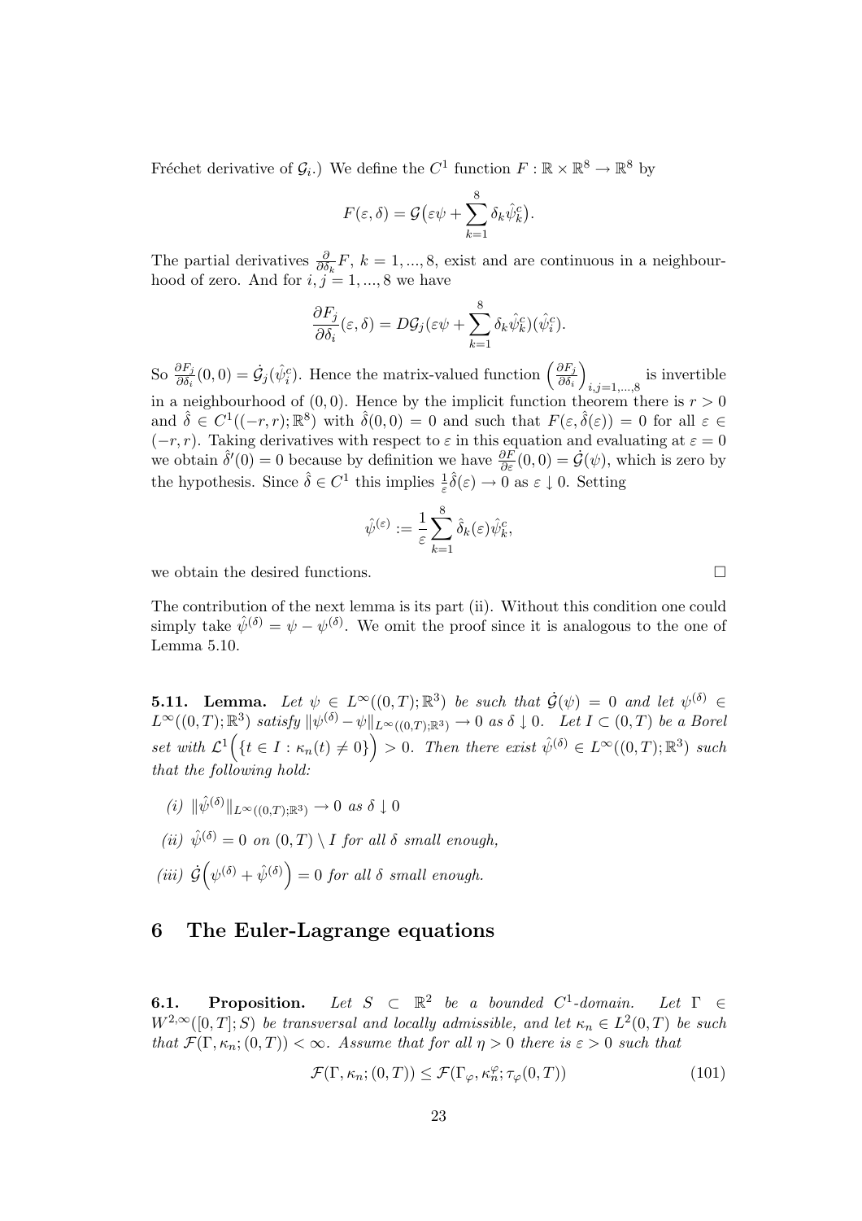Fréchet derivative of $\mathcal{G}_i$.) We define the $C^1$ function $F : \mathbb{R} \times \mathbb{R}^8 \to \mathbb{R}^8$ by

$$F(\varepsilon, \delta) = \mathcal{G}\big(\varepsilon\psi + \sum_{k=1}^{8} \delta_k \hat{\psi}_k^c\big).$$

The partial derivatives $\frac{\partial}{\partial \delta_k} F$, $k = 1, ..., 8$, exist and are continuous in a neighbourhood of zero. And for $i, j = 1, ..., 8$ we have

$$\frac{\partial F_j}{\partial \delta_i}(\varepsilon, \delta) = D\mathcal{G}_j(\varepsilon\psi + \sum_{k=1}^{8} \delta_k \hat{\psi}_k^c)(\hat{\psi}_i^c).$$

So $\frac{\partial F_j}{\partial \delta_i}(0, 0) = \dot{\mathcal{G}}_j(\hat{\psi}_i^c)$. Hence the matrix-valued function $\left(\frac{\partial F_j}{\partial \delta_i}\right)_{i,j=1,...,8}$ is invertible in a neighbourhood of $(0, 0)$. Hence by the implicit function theorem there is $r > 0$ and $\hat{\delta} \in C^1((-r, r); \mathbb{R}^8)$ with $\hat{\delta}(0, 0) = 0$ and such that $F(\varepsilon, \hat{\delta}(\varepsilon)) = 0$ for all $\varepsilon \in (-r, r)$. Taking derivatives with respect to $\varepsilon$ in this equation and evaluating at $\varepsilon = 0$ we obtain $\hat{\delta}'(0) = 0$ because by definition we have $\frac{\partial F}{\partial \varepsilon}(0, 0) = \dot{\mathcal{G}}(\psi)$, which is zero by the hypothesis. Since $\hat{\delta} \in C^1$ this implies $\frac{1}{\varepsilon}\hat{\delta}(\varepsilon) \to 0$ as $\varepsilon \downarrow 0$. Setting

$$\hat{\psi}^{(\varepsilon)} := \frac{1}{\varepsilon} \sum_{k=1}^{8} \hat{\delta}_k(\varepsilon) \hat{\psi}_k^c,$$

we obtain the desired functions. $\square$

The contribution of the next lemma is its part (ii). Without this condition one could simply take $\hat{\psi}^{(\delta)} = \psi - \psi^{(\delta)}$. We omit the proof since it is analogous to the one of Lemma 5.10.

**5.11. Lemma.** *Let $\psi \in L^\infty((0, T); \mathbb{R}^3)$ be such that $\dot{\mathcal{G}}(\psi) = 0$ and let $\psi^{(\delta)} \in L^\infty((0, T); \mathbb{R}^3)$ satisfy $\|\psi^{(\delta)} - \psi\|_{L^\infty((0,T);\mathbb{R}^3)} \to 0$ as $\delta \downarrow 0$. Let $I \subset (0, T)$ be a Borel set with $\mathcal{L}^1\Big(\{t \in I : \kappa_n(t) \neq 0\}\Big) > 0$. Then there exist $\hat{\psi}^{(\delta)} \in L^\infty((0, T); \mathbb{R}^3)$ such that the following hold:*

*(i) $\|\hat{\psi}^{(\delta)}\|_{L^\infty((0,T);\mathbb{R}^3)} \to 0$ as $\delta \downarrow 0$*

*(ii) $\hat{\psi}^{(\delta)} = 0$ on $(0, T) \setminus I$ for all $\delta$ small enough,*

*(iii) $\dot{\mathcal{G}}\Big(\psi^{(\delta)} + \hat{\psi}^{(\delta)}\Big) = 0$ for all $\delta$ small enough.*

# 6 The Euler-Lagrange equations

**6.1. Proposition.** *Let $S \subset \mathbb{R}^2$ be a bounded $C^1$-domain. Let $\Gamma \in W^{2,\infty}([0, T]; S)$ be transversal and locally admissible, and let $\kappa_n \in L^2(0, T)$ be such that $\mathcal{F}(\Gamma, \kappa_n; (0, T)) < \infty$. Assume that for all $\eta > 0$ there is $\varepsilon > 0$ such that*

$$\mathcal{F}(\Gamma, \kappa_n; (0, T)) \leq \mathcal{F}(\Gamma_\varphi, \kappa_n^\varphi; \tau_\varphi(0, T)) \tag{101}$$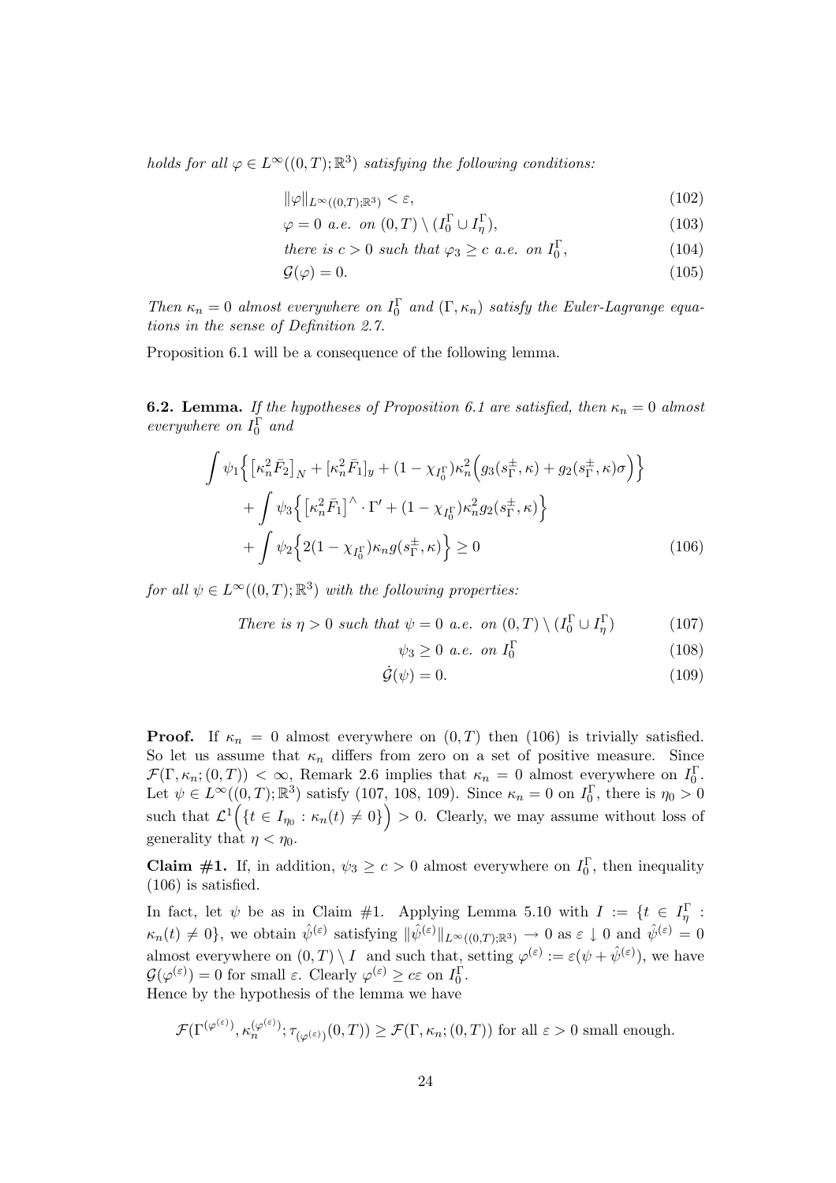*holds for all* $\varphi \in L^\infty((0,T);\mathbb{R}^3)$ *satisfying the following conditions:*

$$\|\varphi\|_{L^\infty((0,T);\mathbb{R}^3)} < \varepsilon, \tag{102}$$

$$\varphi = 0 \text{ a.e. on } (0,T) \setminus (I_0^\Gamma \cup I_\eta^\Gamma), \tag{103}$$

$$\text{there is } c > 0 \text{ such that } \varphi_3 \geq c \text{ a.e. on } I_0^\Gamma, \tag{104}$$

$$\mathcal{G}(\varphi) = 0. \tag{105}$$

*Then* $\kappa_n = 0$ *almost everywhere on* $I_0^\Gamma$ *and* $(\Gamma, \kappa_n)$ *satisfy the Euler-Lagrange equations in the sense of Definition 2.7.*

Proposition 6.1 will be a consequence of the following lemma.

**6.2. Lemma.** *If the hypotheses of Proposition 6.1 are satisfied, then* $\kappa_n = 0$ *almost everywhere on* $I_0^\Gamma$ *and*

$$\begin{aligned}
&\int \psi_1 \Big\{ \big[\kappa_n^2 \bar{F}_2\big]_N + [\kappa_n^2 \bar{F}_1]_y + (1 - \chi_{I_0^\Gamma})\kappa_n^2 \Big( g_3(s_\Gamma^\pm, \kappa) + g_2(s_\Gamma^\pm, \kappa)\sigma \Big) \Big\} \\
&\quad + \int \psi_3 \Big\{ \big[\kappa_n^2 \bar{F}_1\big]^\wedge \cdot \Gamma' + (1 - \chi_{I_0^\Gamma})\kappa_n^2 g_2(s_\Gamma^\pm, \kappa) \Big\} \\
&\quad + \int \psi_2 \Big\{ 2(1 - \chi_{I_0^\Gamma})\kappa_n g(s_\Gamma^\pm, \kappa) \Big\} \geq 0
\end{aligned} \tag{106}$$

*for all* $\psi \in L^\infty((0,T);\mathbb{R}^3)$ *with the following properties:*

$$\text{There is } \eta > 0 \text{ such that } \psi = 0 \text{ a.e. on } (0,T) \setminus (I_0^\Gamma \cup I_\eta^\Gamma) \tag{107}$$

$$\psi_3 \geq 0 \text{ a.e. on } I_0^\Gamma \tag{108}$$

$$\dot{\mathcal{G}}(\psi) = 0. \tag{109}$$

**Proof.** If $\kappa_n = 0$ almost everywhere on $(0,T)$ then (106) is trivially satisfied. So let us assume that $\kappa_n$ differs from zero on a set of positive measure. Since $\mathcal{F}(\Gamma, \kappa_n; (0,T)) < \infty$, Remark 2.6 implies that $\kappa_n = 0$ almost everywhere on $I_0^\Gamma$. Let $\psi \in L^\infty((0,T);\mathbb{R}^3)$ satisfy (107, 108, 109). Since $\kappa_n = 0$ on $I_0^\Gamma$, there is $\eta_0 > 0$ such that $\mathcal{L}^1\Big(\{t \in I_{\eta_0} : \kappa_n(t) \neq 0\}\Big) > 0$. Clearly, we may assume without loss of generality that $\eta < \eta_0$.

**Claim #1.** If, in addition, $\psi_3 \geq c > 0$ almost everywhere on $I_0^\Gamma$, then inequality (106) is satisfied.

In fact, let $\psi$ be as in Claim #1. Applying Lemma 5.10 with $I := \{t \in I_\eta^\Gamma : \kappa_n(t) \neq 0\}$, we obtain $\hat{\psi}^{(\varepsilon)}$ satisfying $\|\hat{\psi}^{(\varepsilon)}\|_{L^\infty((0,T);\mathbb{R}^3)} \to 0$ as $\varepsilon \downarrow 0$ and $\hat{\psi}^{(\varepsilon)} = 0$ almost everywhere on $(0,T) \setminus I$ and such that, setting $\varphi^{(\varepsilon)} := \varepsilon(\psi + \hat{\psi}^{(\varepsilon)})$, we have $\mathcal{G}(\varphi^{(\varepsilon)}) = 0$ for small $\varepsilon$. Clearly $\varphi^{(\varepsilon)} \geq c\varepsilon$ on $I_0^\Gamma$.
Hence by the hypothesis of the lemma we have

$$\mathcal{F}(\Gamma^{(\varphi^{(\varepsilon)})}, \kappa_n^{(\varphi^{(\varepsilon)})}; \tau_{(\varphi^{(\varepsilon)})}(0,T)) \geq \mathcal{F}(\Gamma, \kappa_n; (0,T)) \text{ for all } \varepsilon > 0 \text{ small enough.}$$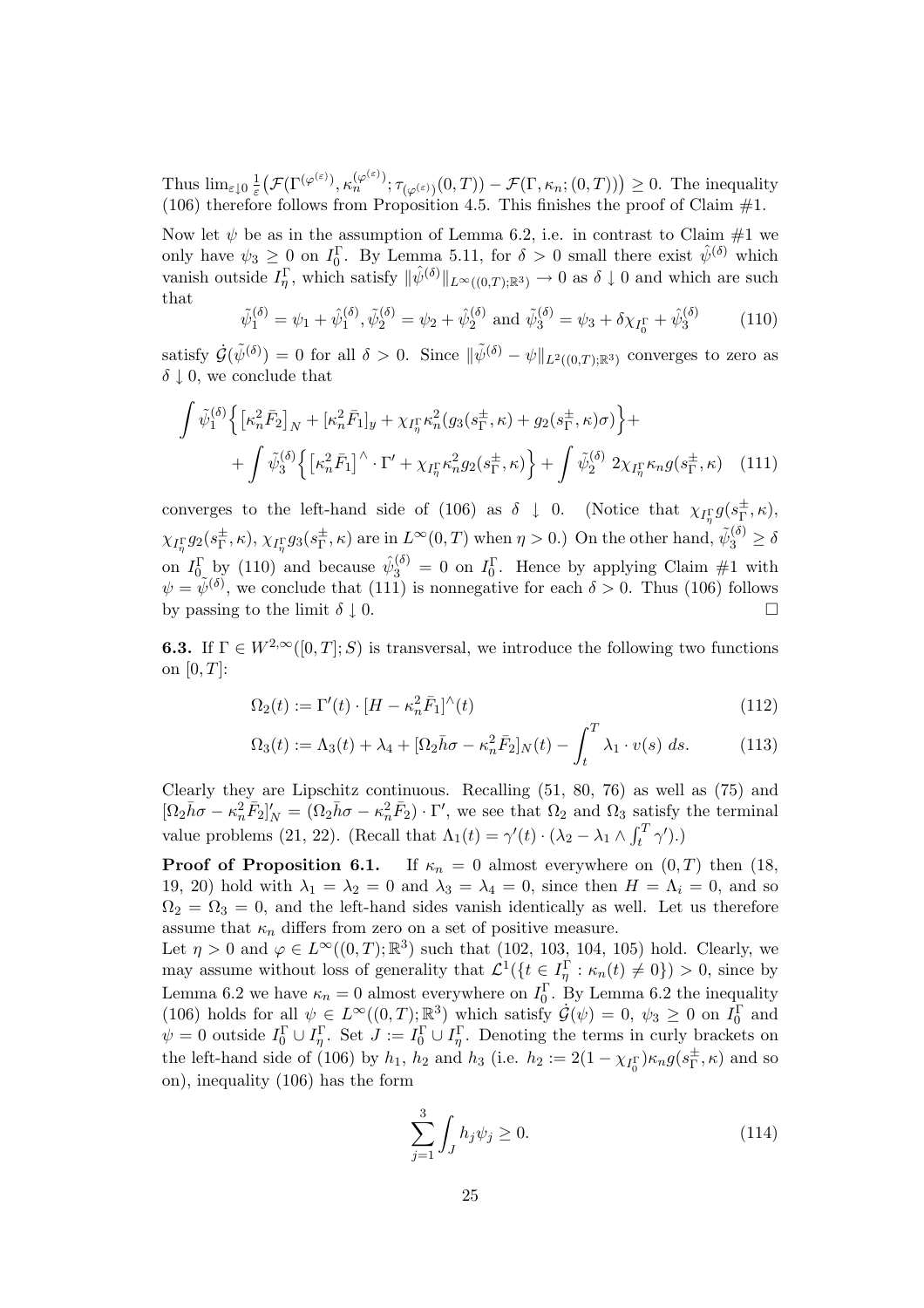Thus $\lim_{\varepsilon\downarrow 0} \frac{1}{\varepsilon}\big(\mathcal{F}(\Gamma^{(\varphi^{(\varepsilon)})}, \kappa_n^{(\varphi^{(\varepsilon)})}; \tau_{(\varphi^{(\varepsilon)})}(0,T)) - \mathcal{F}(\Gamma, \kappa_n; (0,T))\big) \geq 0$. The inequality (106) therefore follows from Proposition 4.5. This finishes the proof of Claim #1.

Now let $\psi$ be as in the assumption of Lemma 6.2, i.e. in contrast to Claim #1 we only have $\psi_3 \geq 0$ on $I_0^\Gamma$. By Lemma 5.11, for $\delta > 0$ small there exist $\hat{\psi}^{(\delta)}$ which vanish outside $I_\eta^\Gamma$, which satisfy $\|\hat{\psi}^{(\delta)}\|_{L^\infty((0,T);\mathbb{R}^3)} \to 0$ as $\delta \downarrow 0$ and which are such that

$$\tilde{\psi}_1^{(\delta)} = \psi_1 + \hat{\psi}_1^{(\delta)}, \tilde{\psi}_2^{(\delta)} = \psi_2 + \hat{\psi}_2^{(\delta)} \text{ and } \tilde{\psi}_3^{(\delta)} = \psi_3 + \delta\chi_{I_0^\Gamma} + \hat{\psi}_3^{(\delta)} \tag{110}$$

satisfy $\dot{\mathcal{G}}(\tilde{\psi}^{(\delta)}) = 0$ for all $\delta > 0$. Since $\|\tilde{\psi}^{(\delta)} - \psi\|_{L^2((0,T);\mathbb{R}^3)}$ converges to zero as $\delta \downarrow 0$, we conclude that

$$\int \tilde{\psi}_1^{(\delta)} \Big\{ \big[\kappa_n^2 \bar{F}_2\big]_N + [\kappa_n^2 \bar{F}_1]_y + \chi_{I_\eta^\Gamma} \kappa_n^2 (g_3(s_\Gamma^\pm, \kappa) + g_2(s_\Gamma^\pm, \kappa)\sigma) \Big\} + \\ + \int \tilde{\psi}_3^{(\delta)} \Big\{ \big[\kappa_n^2 \bar{F}_1\big]^\wedge \cdot \Gamma' + \chi_{I_\eta^\Gamma} \kappa_n^2 g_2(s_\Gamma^\pm, \kappa) \Big\} + \int \tilde{\psi}_2^{(\delta)}\ 2\chi_{I_\eta^\Gamma} \kappa_n g(s_\Gamma^\pm, \kappa) \tag{111}$$

converges to the left-hand side of (106) as $\delta \downarrow 0$. (Notice that $\chi_{I_\eta^\Gamma} g(s_\Gamma^\pm, \kappa)$, $\chi_{I_\eta^\Gamma} g_2(s_\Gamma^\pm, \kappa)$, $\chi_{I_\eta^\Gamma} g_3(s_\Gamma^\pm, \kappa)$ are in $L^\infty(0,T)$ when $\eta > 0$.) On the other hand, $\tilde{\psi}_3^{(\delta)} \geq \delta$ on $I_0^\Gamma$ by (110) and because $\hat{\psi}_3^{(\delta)} = 0$ on $I_0^\Gamma$. Hence by applying Claim #1 with $\psi = \tilde{\psi}^{(\delta)}$, we conclude that (111) is nonnegative for each $\delta > 0$. Thus (106) follows by passing to the limit $\delta \downarrow 0$. $\square$

**6.3.** If $\Gamma \in W^{2,\infty}([0,T]; S)$ is transversal, we introduce the following two functions on $[0,T]$:

$$\Omega_2(t) := \Gamma'(t) \cdot [H - \kappa_n^2 \bar{F}_1]^\wedge(t) \tag{112}$$

$$\Omega_3(t) := \Lambda_3(t) + \lambda_4 + [\Omega_2 \bar{h}\sigma - \kappa_n^2 \bar{F}_2]_N(t) - \int_t^T \lambda_1 \cdot v(s)\, ds. \tag{113}$$

Clearly they are Lipschitz continuous. Recalling (51, 80, 76) as well as (75) and $[\Omega_2 \bar{h}\sigma - \kappa_n^2 \bar{F}_2]_N' = (\Omega_2 \bar{h}\sigma - \kappa_n^2 \bar{F}_2) \cdot \Gamma'$, we see that $\Omega_2$ and $\Omega_3$ satisfy the terminal value problems (21, 22). (Recall that $\Lambda_1(t) = \gamma'(t) \cdot (\lambda_2 - \lambda_1 \wedge \int_t^T \gamma')$.)

**Proof of Proposition 6.1.** If $\kappa_n = 0$ almost everywhere on $(0,T)$ then (18, 19, 20) hold with $\lambda_1 = \lambda_2 = 0$ and $\lambda_3 = \lambda_4 = 0$, since then $H = \Lambda_i = 0$, and so $\Omega_2 = \Omega_3 = 0$, and the left-hand sides vanish identically as well. Let us therefore assume that $\kappa_n$ differs from zero on a set of positive measure.

Let $\eta > 0$ and $\varphi \in L^\infty((0,T);\mathbb{R}^3)$ such that (102, 103, 104, 105) hold. Clearly, we may assume without loss of generality that $\mathcal{L}^1(\{t \in I_\eta^\Gamma : \kappa_n(t) \neq 0\}) > 0$, since by Lemma 6.2 we have $\kappa_n = 0$ almost everywhere on $I_0^\Gamma$. By Lemma 6.2 the inequality (106) holds for all $\psi \in L^\infty((0,T);\mathbb{R}^3)$ which satisfy $\dot{\mathcal{G}}(\psi) = 0$, $\psi_3 \geq 0$ on $I_0^\Gamma$ and $\psi = 0$ outside $I_0^\Gamma \cup I_\eta^\Gamma$. Set $J := I_0^\Gamma \cup I_\eta^\Gamma$. Denoting the terms in curly brackets on the left-hand side of (106) by $h_1$, $h_2$ and $h_3$ (i.e. $h_2 := 2(1 - \chi_{I_0^\Gamma})\kappa_n g(s_\Gamma^\pm, \kappa)$ and so on), inequality (106) has the form

$$\sum_{j=1}^{3} \int_J h_j \psi_j \geq 0. \tag{114}$$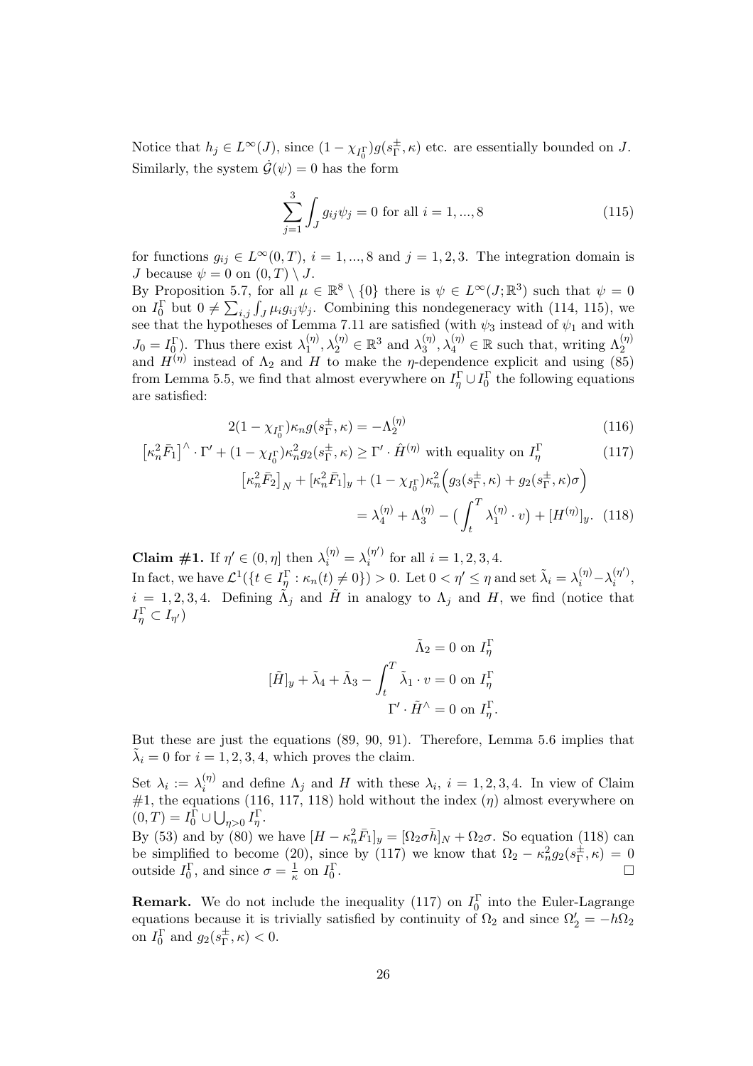Notice that $h_j \in L^\infty(J)$, since $(1-\chi_{I_0^\Gamma})g(s_\Gamma^\pm,\kappa)$ etc. are essentially bounded on $J$. Similarly, the system $\hat{\mathcal{G}}(\psi) = 0$ has the form

$$\sum_{j=1}^{3} \int_J g_{ij}\psi_j = 0 \text{ for all } i = 1, ..., 8 \tag{115}$$

for functions $g_{ij} \in L^\infty(0,T)$, $i = 1,...,8$ and $j = 1,2,3$. The integration domain is $J$ because $\psi = 0$ on $(0,T) \setminus J$.

By Proposition 5.7, for all $\mu \in \mathbb{R}^8 \setminus \{0\}$ there is $\psi \in L^\infty(J;\mathbb{R}^3)$ such that $\psi = 0$ on $I_0^\Gamma$ but $0 \neq \sum_{i,j}\int_J \mu_i g_{ij}\psi_j$. Combining this nondegeneracy with (114, 115), we see that the hypotheses of Lemma 7.11 are satisfied (with $\psi_3$ instead of $\psi_1$ and with $J_0 = I_0^\Gamma$). Thus there exist $\lambda_1^{(\eta)}, \lambda_2^{(\eta)} \in \mathbb{R}^3$ and $\lambda_3^{(\eta)}, \lambda_4^{(\eta)} \in \mathbb{R}$ such that, writing $\Lambda_2^{(\eta)}$ and $H^{(\eta)}$ instead of $\Lambda_2$ and $H$ to make the $\eta$-dependence explicit and using (85) from Lemma 5.5, we find that almost everywhere on $I_\eta^\Gamma \cup I_0^\Gamma$ the following equations are satisfied:

$$2(1-\chi_{I_0^\Gamma})\kappa_n g(s_\Gamma^\pm,\kappa) = -\Lambda_2^{(\eta)} \tag{116}$$

$$\left[\kappa_n^2\bar{F}_1\right]^\wedge \cdot \Gamma' + (1-\chi_{I_0^\Gamma})\kappa_n^2 g_2(s_\Gamma^\pm,\kappa) \geq \Gamma' \cdot \hat{H}^{(\eta)} \text{ with equality on } I_\eta^\Gamma \tag{117}$$

$$\begin{aligned}\left[\kappa_n^2\bar{F}_2\right]_N + [\kappa_n^2\bar{F}_1]_y + (1-\chi_{I_0^\Gamma})\kappa_n^2\Big(g_3(s_\Gamma^\pm,\kappa) + g_2(s_\Gamma^\pm,\kappa)\sigma\Big) \\ = \lambda_4^{(\eta)} + \Lambda_3^{(\eta)} - \Big(\int_t^T \lambda_1^{(\eta)}\cdot v\Big) + [H^{(\eta)}]_y. \end{aligned} \tag{118}$$

**Claim #1.** If $\eta' \in (0,\eta]$ then $\lambda_i^{(\eta)} = \lambda_i^{(\eta')}$ for all $i = 1,2,3,4$.

In fact, we have $\mathcal{L}^1(\{t \in I_\eta^\Gamma : \kappa_n(t) \neq 0\}) > 0$. Let $0 < \eta' \leq \eta$ and set $\tilde{\lambda}_i = \lambda_i^{(\eta)} - \lambda_i^{(\eta')}$, $i = 1,2,3,4$. Defining $\tilde{\Lambda}_j$ and $\tilde{H}$ in analogy to $\Lambda_j$ and $H$, we find (notice that $I_\eta^\Gamma \subset I_{\eta'}$)

$$\tilde{\Lambda}_2 = 0 \text{ on } I_\eta^\Gamma$$

$$[\tilde{H}]_y + \tilde{\lambda}_4 + \tilde{\Lambda}_3 - \int_t^T \tilde{\lambda}_1 \cdot v = 0 \text{ on } I_\eta^\Gamma$$

$$\Gamma' \cdot \tilde{H}^\wedge = 0 \text{ on } I_\eta^\Gamma.$$

But these are just the equations (89, 90, 91). Therefore, Lemma 5.6 implies that $\tilde{\lambda}_i = 0$ for $i = 1,2,3,4$, which proves the claim.

Set $\lambda_i := \lambda_i^{(\eta)}$ and define $\Lambda_j$ and $H$ with these $\lambda_i$, $i = 1,2,3,4$. In view of Claim #1, the equations (116, 117, 118) hold without the index $(\eta)$ almost everywhere on $(0,T) = I_0^\Gamma \cup \bigcup_{\eta>0} I_\eta^\Gamma$.

By (53) and by (80) we have $[H - \kappa_n^2\bar{F}_1]_y = [\Omega_2\sigma\bar{h}]_N + \Omega_2\sigma$. So equation (118) can be simplified to become (20), since by (117) we know that $\Omega_2 - \kappa_n^2 g_2(s_\Gamma^\pm,\kappa) = 0$ outside $I_0^\Gamma$, and since $\sigma = \frac{1}{\kappa}$ on $I_0^\Gamma$. $\square$

**Remark.** We do not include the inequality (117) on $I_0^\Gamma$ into the Euler-Lagrange equations because it is trivially satisfied by continuity of $\Omega_2$ and since $\Omega_2' = -h\Omega_2$ on $I_0^\Gamma$ and $g_2(s_\Gamma^\pm,\kappa) < 0$.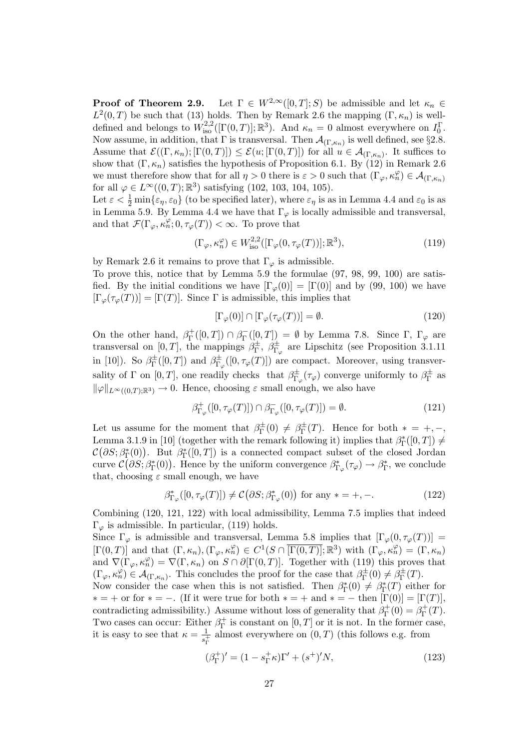**Proof of Theorem 2.9.** Let $\Gamma \in W^{2,\infty}([0,T];S)$ be admissible and let $\kappa_n \in L^2(0,T)$ be such that (13) holds. Then by Remark 2.6 the mapping $(\Gamma, \kappa_n)$ is well-defined and belongs to $W^{2,2}_{\text{iso}}([\Gamma(0,T)];\mathbb{R}^3)$. And $\kappa_n = 0$ almost everywhere on $I_0^\Gamma$. Now assume, in addition, that $\Gamma$ is transversal. Then $\mathcal{A}_{(\Gamma,\kappa_n)}$ is well defined, see §2.8. Assume that $\mathcal{E}((\Gamma,\kappa_n);[\Gamma(0,T)]) \leq \mathcal{E}(u;[\Gamma(0,T)])$ for all $u \in \mathcal{A}_{(\Gamma,\kappa_n)}$. It suffices to show that $(\Gamma,\kappa_n)$ satisfies the hypothesis of Proposition 6.1. By (12) in Remark 2.6 we must therefore show that for all $\eta > 0$ there is $\varepsilon > 0$ such that $(\Gamma_\varphi, \kappa_n^\varphi) \in \mathcal{A}_{(\Gamma,\kappa_n)}$ for all $\varphi \in L^\infty((0,T);\mathbb{R}^3)$ satisfying (102, 103, 104, 105).

Let $\varepsilon < \frac{1}{2}\min\{\varepsilon_\eta, \varepsilon_0\}$ (to be specified later), where $\varepsilon_\eta$ is as in Lemma 4.4 and $\varepsilon_0$ is as in Lemma 5.9. By Lemma 4.4 we have that $\Gamma_\varphi$ is locally admissible and transversal, and that $\mathcal{F}(\Gamma_\varphi, \kappa_n^\varphi; 0, \tau_\varphi(T)) < \infty$. To prove that

$$(\Gamma_\varphi, \kappa_n^\varphi) \in W^{2,2}_{\text{iso}}([\Gamma_\varphi(0,\tau_\varphi(T))];\mathbb{R}^3), \tag{119}$$

by Remark 2.6 it remains to prove that $\Gamma_\varphi$ is admissible.

To prove this, notice that by Lemma 5.9 the formulae (97, 98, 99, 100) are satisfied. By the initial conditions we have $[\Gamma_\varphi(0)] = [\Gamma(0)]$ and by (99, 100) we have $[\Gamma_\varphi(\tau_\varphi(T))] = [\Gamma(T)]$. Since $\Gamma$ is admissible, this implies that

$$[\Gamma_\varphi(0)] \cap [\Gamma_\varphi(\tau_\varphi(T))] = \emptyset. \tag{120}$$

On the other hand, $\beta_\Gamma^+([0,T]) \cap \beta_\Gamma^-([0,T]) = \emptyset$ by Lemma 7.8. Since $\Gamma$, $\Gamma_\varphi$ are transversal on $[0,T]$, the mappings $\beta_\Gamma^\pm$, $\beta_{\Gamma_\varphi}^\pm$ are Lipschitz (see Proposition 3.1.11 in [10]). So $\beta_\Gamma^\pm([0,T])$ and $\beta_{\Gamma_\varphi}^\pm([0,\tau_\varphi(T)])$ are compact. Moreover, using transversality of $\Gamma$ on $[0,T]$, one readily checks that $\beta_{\Gamma_\varphi}^\pm(\tau_\varphi)$ converge uniformly to $\beta_\Gamma^\pm$ as $\|\varphi\|_{L^\infty((0,T);\mathbb{R}^3)} \to 0$. Hence, choosing $\varepsilon$ small enough, we also have

$$\beta_{\Gamma_\varphi}^+([0,\tau_\varphi(T)]) \cap \beta_{\Gamma_\varphi}^-([0,\tau_\varphi(T)]) = \emptyset. \tag{121}$$

Let us assume for the moment that $\beta_\Gamma^\pm(0) \neq \beta_\Gamma^\pm(T)$. Hence for both $* = +, -$, Lemma 3.1.9 in [10] (together with the remark following it) implies that $\beta_\Gamma^*([0,T]) \neq \mathcal{C}(\partial S; \beta_\Gamma^*(0))$. But $\beta_\Gamma^*([0,T])$ is a connected compact subset of the closed Jordan curve $\mathcal{C}(\partial S; \beta_\Gamma^*(0))$. Hence by the uniform convergence $\beta_{\Gamma_\varphi}^*(\tau_\varphi) \to \beta_\Gamma^*$, we conclude that, choosing $\varepsilon$ small enough, we have

$$\beta_{\Gamma_\varphi}^*([0,\tau_\varphi(T)]) \neq \mathcal{C}(\partial S; \beta_{\Gamma_\varphi}^*(0)) \text{ for any } * = +, -. \tag{122}$$

Combining (120, 121, 122) with local admissibility, Lemma 7.5 implies that indeed $\Gamma_\varphi$ is admissible. In particular, (119) holds.

Since $\Gamma_\varphi$ is admissible and transversal, Lemma 5.8 implies that $[\Gamma_\varphi(0,\tau_\varphi(T))] = [\Gamma(0,T)]$ and that $(\Gamma,\kappa_n), (\Gamma_\varphi,\kappa_n^\varphi) \in C^1(S \cap \overline{[\Gamma(0,T)]};\mathbb{R}^3)$ with $(\Gamma_\varphi,\kappa_n^\varphi) = (\Gamma,\kappa_n)$ and $\nabla(\Gamma_\varphi,\kappa_n^\varphi) = \nabla(\Gamma,\kappa_n)$ on $S \cap \partial[\Gamma(0,T)]$. Together with (119) this proves that $(\Gamma_\varphi,\kappa_n^\varphi) \in \mathcal{A}_{(\Gamma,\kappa_n)}$. This concludes the proof for the case that $\beta_\Gamma^\pm(0) \neq \beta_\Gamma^\pm(T)$.

Now consider the case when this is not satisfied. Then $\beta_\Gamma^*(0) \neq \beta_\Gamma^*(T)$ either for $* = +$ or for $* = -$. (If it were true for both $* = +$ and $* = -$ then $[\Gamma(0)] = [\Gamma(T)]$, contradicting admissibility.) Assume without loss of generality that $\beta_\Gamma^+(0) = \beta_\Gamma^+(T)$. Two cases can occur: Either $\beta_\Gamma^+$ is constant on $[0,T]$ or it is not. In the former case, it is easy to see that $\kappa = \frac{1}{s_\Gamma^+}$ almost everywhere on $(0,T)$ (this follows e.g. from

$$(\beta_\Gamma^+)' = (1 - s_\Gamma^+ \kappa)\Gamma' + (s^+)' N, \tag{123}$$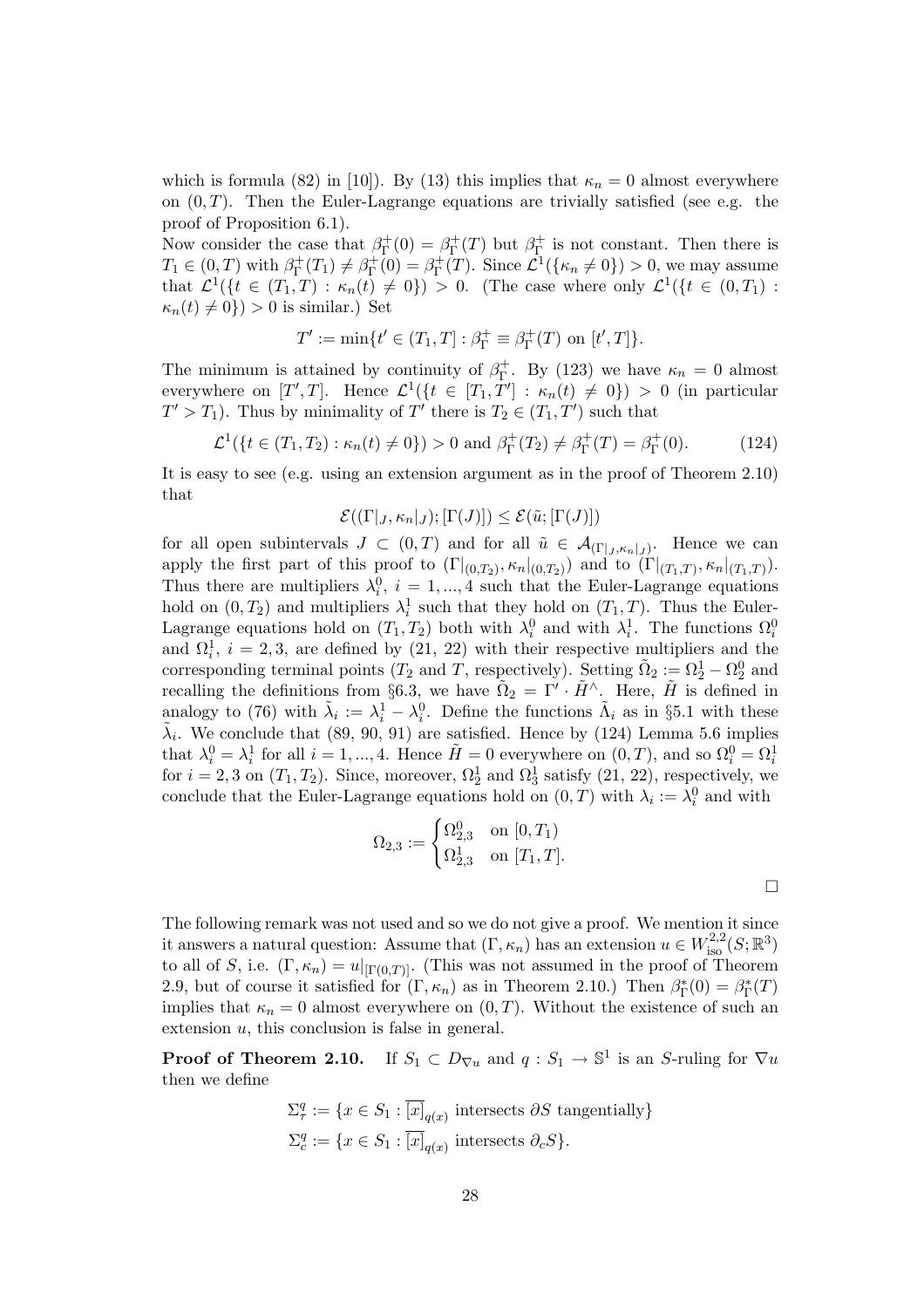which is formula (82) in [10]). By (13) this implies that $\kappa_n = 0$ almost everywhere on $(0, T)$. Then the Euler-Lagrange equations are trivially satisfied (see e.g. the proof of Proposition 6.1).

Now consider the case that $\beta_\Gamma^+(0) = \beta_\Gamma^+(T)$ but $\beta_\Gamma^+$ is not constant. Then there is $T_1 \in (0, T)$ with $\beta_\Gamma^+(T_1) \neq \beta_\Gamma^+(0) = \beta_\Gamma^+(T)$. Since $\mathcal{L}^1(\{\kappa_n \neq 0\}) > 0$, we may assume that $\mathcal{L}^1(\{t \in (T_1, T) : \kappa_n(t) \neq 0\}) > 0$. (The case where only $\mathcal{L}^1(\{t \in (0, T_1) : \kappa_n(t) \neq 0\}) > 0$ is similar.) Set

$$T' := \min\{t' \in (T_1, T] : \beta_\Gamma^+ \equiv \beta_\Gamma^+(T) \text{ on } [t', T]\}.$$

The minimum is attained by continuity of $\beta_\Gamma^+$. By (123) we have $\kappa_n = 0$ almost everywhere on $[T', T]$. Hence $\mathcal{L}^1(\{t \in [T_1, T'] : \kappa_n(t) \neq 0\}) > 0$ (in particular $T' > T_1$). Thus by minimality of $T'$ there is $T_2 \in (T_1, T')$ such that

$$\mathcal{L}^1(\{t \in (T_1, T_2) : \kappa_n(t) \neq 0\}) > 0 \text{ and } \beta_\Gamma^+(T_2) \neq \beta_\Gamma^+(T) = \beta_\Gamma^+(0). \tag{124}$$

It is easy to see (e.g. using an extension argument as in the proof of Theorem 2.10) that

$$\mathcal{E}((\Gamma|_J, \kappa_n|_J); [\Gamma(J)]) \leq \mathcal{E}(\tilde{u}; [\Gamma(J)])$$

for all open subintervals $J \subset (0, T)$ and for all $\tilde{u} \in \mathcal{A}_{(\Gamma|_J, \kappa_n|_J)}$. Hence we can apply the first part of this proof to $(\Gamma|_{(0,T_2)}, \kappa_n|_{(0,T_2)})$ and to $(\Gamma|_{(T_1,T)}, \kappa_n|_{(T_1,T)})$. Thus there are multipliers $\lambda_i^0$, $i = 1, ..., 4$ such that the Euler-Lagrange equations hold on $(0, T_2)$ and multipliers $\lambda_i^1$ such that they hold on $(T_1, T)$. Thus the Euler-Lagrange equations hold on $(T_1, T_2)$ both with $\lambda_i^0$ and with $\lambda_i^1$. The functions $\Omega_i^0$ and $\Omega_i^1$, $i = 2, 3$, are defined by (21, 22) with their respective multipliers and the corresponding terminal points ($T_2$ and $T$, respectively). Setting $\tilde{\Omega}_2 := \Omega_2^1 - \Omega_2^0$ and recalling the definitions from §6.3, we have $\tilde{\Omega}_2 = \Gamma' \cdot \tilde{H}^\wedge$. Here, $\tilde{H}$ is defined in analogy to (76) with $\tilde{\lambda}_i := \lambda_i^1 - \lambda_i^0$. Define the functions $\tilde{\Lambda}_i$ as in §5.1 with these $\tilde{\lambda}_i$. We conclude that (89, 90, 91) are satisfied. Hence by (124) Lemma 5.6 implies that $\lambda_i^0 = \lambda_i^1$ for all $i = 1, ..., 4$. Hence $\tilde{H} = 0$ everywhere on $(0, T)$, and so $\Omega_i^0 = \Omega_i^1$ for $i = 2, 3$ on $(T_1, T_2)$. Since, moreover, $\Omega_2^1$ and $\Omega_3^1$ satisfy (21, 22), respectively, we conclude that the Euler-Lagrange equations hold on $(0, T)$ with $\lambda_i := \lambda_i^0$ and with

$$\Omega_{2,3} := \begin{cases} \Omega_{2,3}^0 & \text{on } [0, T_1) \\ \Omega_{2,3}^1 & \text{on } [T_1, T]. \end{cases}$$

□

The following remark was not used and so we do not give a proof. We mention it since it answers a natural question: Assume that $(\Gamma, \kappa_n)$ has an extension $u \in W^{2,2}_{\text{iso}}(S; \mathbb{R}^3)$ to all of $S$, i.e. $(\Gamma, \kappa_n) = u|_{[\Gamma(0,T)]}$. (This was not assumed in the proof of Theorem 2.9, but of course it satisfied for $(\Gamma, \kappa_n)$ as in Theorem 2.10.) Then $\beta_\Gamma^*(0) = \beta_\Gamma^*(T)$ implies that $\kappa_n = 0$ almost everywhere on $(0, T)$. Without the existence of such an extension $u$, this conclusion is false in general.

**Proof of Theorem 2.10.** If $S_1 \subset D_{\nabla u}$ and $q : S_1 \to \mathbb{S}^1$ is an $S$-ruling for $\nabla u$ then we define

$$\Sigma_\tau^q := \{x \in S_1 : \overline{[x]}_{q(x)} \text{ intersects } \partial S \text{ tangentially}\}$$
$$\Sigma_c^q := \{x \in S_1 : \overline{[x]}_{q(x)} \text{ intersects } \partial_c S\}.$$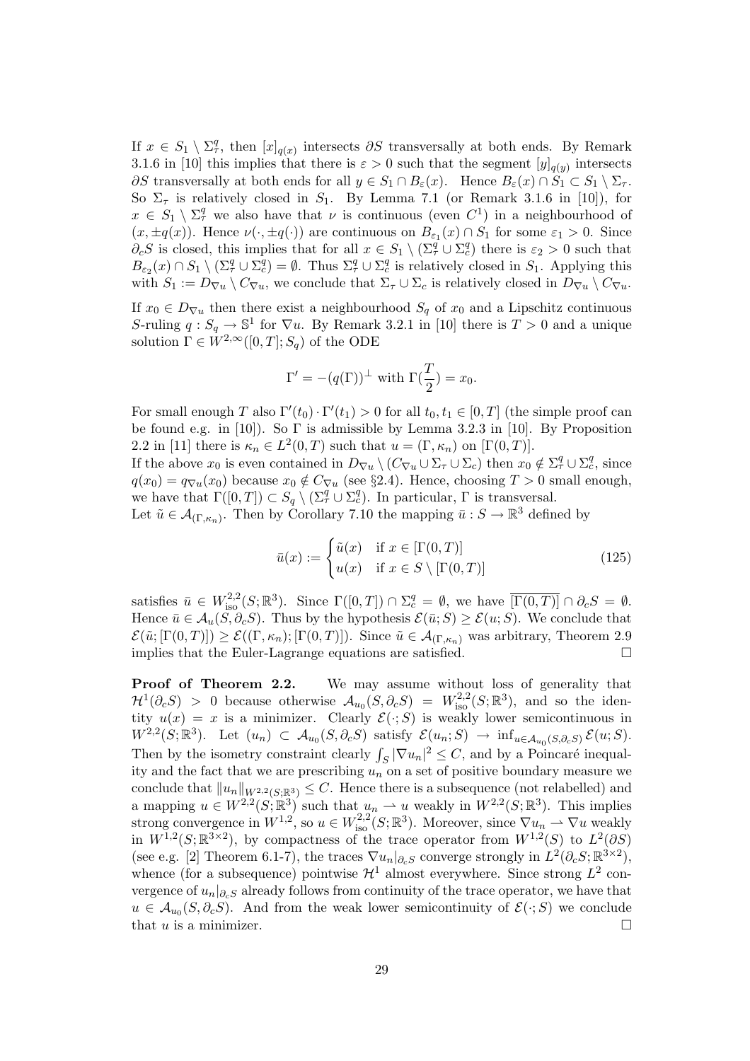If $x \in S_1 \setminus \Sigma_\tau^q$, then $[x]_{q(x)}$ intersects $\partial S$ transversally at both ends. By Remark 3.1.6 in [10] this implies that there is $\varepsilon > 0$ such that the segment $[y]_{q(y)}$ intersects $\partial S$ transversally at both ends for all $y \in S_1 \cap B_\varepsilon(x)$. Hence $B_\varepsilon(x) \cap S_1 \subset S_1 \setminus \Sigma_\tau$. So $\Sigma_\tau$ is relatively closed in $S_1$. By Lemma 7.1 (or Remark 3.1.6 in [10]), for $x \in S_1 \setminus \Sigma_\tau^q$ we also have that $\nu$ is continuous (even $C^1$) in a neighbourhood of $(x, \pm q(x))$. Hence $\nu(\cdot, \pm q(\cdot))$ are continuous on $B_{\varepsilon_1}(x) \cap S_1$ for some $\varepsilon_1 > 0$. Since $\partial_c S$ is closed, this implies that for all $x \in S_1 \setminus (\Sigma_\tau^q \cup \Sigma_c^q)$ there is $\varepsilon_2 > 0$ such that $B_{\varepsilon_2}(x) \cap S_1 \setminus (\Sigma_\tau^q \cup \Sigma_c^q) = \emptyset$. Thus $\Sigma_\tau^q \cup \Sigma_c^q$ is relatively closed in $S_1$. Applying this with $S_1 := D_{\nabla u} \setminus C_{\nabla u}$, we conclude that $\Sigma_\tau \cup \Sigma_c$ is relatively closed in $D_{\nabla u} \setminus C_{\nabla u}$.

If $x_0 \in D_{\nabla u}$ then there exist a neighbourhood $S_q$ of $x_0$ and a Lipschitz continuous $S$-ruling $q : S_q \to \mathbb{S}^1$ for $\nabla u$. By Remark 3.2.1 in [10] there is $T > 0$ and a unique solution $\Gamma \in W^{2,\infty}([0,T]; S_q)$ of the ODE

$$\Gamma' = -(q(\Gamma))^\perp \text{ with } \Gamma(\frac{T}{2}) = x_0.$$

For small enough $T$ also $\Gamma'(t_0) \cdot \Gamma'(t_1) > 0$ for all $t_0, t_1 \in [0,T]$ (the simple proof can be found e.g. in [10]). So $\Gamma$ is admissible by Lemma 3.2.3 in [10]. By Proposition 2.2 in [11] there is $\kappa_n \in L^2(0,T)$ such that $u = (\Gamma, \kappa_n)$ on $[\Gamma(0,T)]$.
If the above $x_0$ is even contained in $D_{\nabla u} \setminus (C_{\nabla u} \cup \Sigma_\tau \cup \Sigma_c)$ then $x_0 \notin \Sigma_\tau^q \cup \Sigma_c^q$, since $q(x_0) = q_{\nabla u}(x_0)$ because $x_0 \notin C_{\nabla u}$ (see §2.4). Hence, choosing $T > 0$ small enough, we have that $\Gamma([0,T]) \subset S_q \setminus (\Sigma_\tau^q \cup \Sigma_c^q)$. In particular, $\Gamma$ is transversal.
Let $\tilde{u} \in \mathcal{A}_{(\Gamma, \kappa_n)}$. Then by Corollary 7.10 the mapping $\bar{u} : S \to \mathbb{R}^3$ defined by

$$\bar{u}(x) := \begin{cases} \tilde{u}(x) & \text{if } x \in [\Gamma(0,T)] \\ u(x) & \text{if } x \in S \setminus [\Gamma(0,T)] \end{cases} \tag{125}$$

satisfies $\bar{u} \in W^{2,2}_{\text{iso}}(S; \mathbb{R}^3)$. Since $\Gamma([0,T]) \cap \Sigma_c^q = \emptyset$, we have $\overline{[\Gamma(0,T)]} \cap \partial_c S = \emptyset$. Hence $\bar{u} \in \mathcal{A}_u(S, \partial_c S)$. Thus by the hypothesis $\mathcal{E}(\bar{u}; S) \geq \mathcal{E}(u; S)$. We conclude that $\mathcal{E}(\tilde{u}; [\Gamma(0,T)]) \geq \mathcal{E}((\Gamma, \kappa_n); [\Gamma(0,T)])$. Since $\tilde{u} \in \mathcal{A}_{(\Gamma, \kappa_n)}$ was arbitrary, Theorem 2.9 implies that the Euler-Lagrange equations are satisfied. $\square$

**Proof of Theorem 2.2.** We may assume without loss of generality that $\mathcal{H}^1(\partial_c S) > 0$ because otherwise $\mathcal{A}_{u_0}(S, \partial_c S) = W^{2,2}_{\text{iso}}(S; \mathbb{R}^3)$, and so the identity $u(x) = x$ is a minimizer. Clearly $\mathcal{E}(\cdot; S)$ is weakly lower semicontinuous in $W^{2,2}(S; \mathbb{R}^3)$. Let $(u_n) \subset \mathcal{A}_{u_0}(S, \partial_c S)$ satisfy $\mathcal{E}(u_n; S) \to \inf_{u \in \mathcal{A}_{u_0}(S, \partial_c S)} \mathcal{E}(u; S)$. Then by the isometry constraint clearly $\int_S |\nabla u_n|^2 \leq C$, and by a Poincaré inequality and the fact that we are prescribing $u_n$ on a set of positive boundary measure we conclude that $\|u_n\|_{W^{2,2}(S;\mathbb{R}^3)} \leq C$. Hence there is a subsequence (not relabelled) and a mapping $u \in W^{2,2}(S; \mathbb{R}^3)$ such that $u_n \rightharpoonup u$ weakly in $W^{2,2}(S; \mathbb{R}^3)$. This implies strong convergence in $W^{1,2}$, so $u \in W^{2,2}_{\text{iso}}(S; \mathbb{R}^3)$. Moreover, since $\nabla u_n \rightharpoonup \nabla u$ weakly in $W^{1,2}(S; \mathbb{R}^{3\times 2})$, by compactness of the trace operator from $W^{1,2}(S)$ to $L^2(\partial S)$ (see e.g. [2] Theorem 6.1-7), the traces $\nabla u_n|_{\partial_c S}$ converge strongly in $L^2(\partial_c S; \mathbb{R}^{3\times 2})$, whence (for a subsequence) pointwise $\mathcal{H}^1$ almost everywhere. Since strong $L^2$ convergence of $u_n|_{\partial_c S}$ already follows from continuity of the trace operator, we have that $u \in \mathcal{A}_{u_0}(S, \partial_c S)$. And from the weak lower semicontinuity of $\mathcal{E}(\cdot; S)$ we conclude that $u$ is a minimizer. $\square$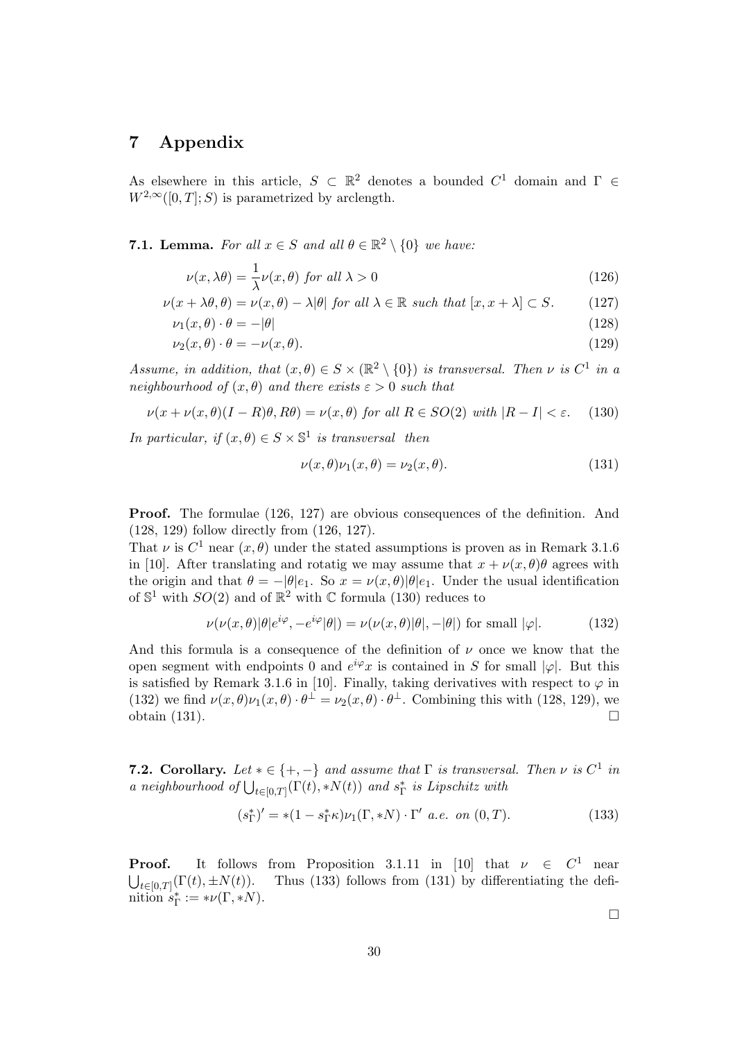# 7 Appendix

As elsewhere in this article, $S \subset \mathbb{R}^2$ denotes a bounded $C^1$ domain and $\Gamma \in W^{2,\infty}([0,T]; S)$ is parametrized by arclength.

**7.1. Lemma.** *For all $x \in S$ and all $\theta \in \mathbb{R}^2 \setminus \{0\}$ we have:*

$$\nu(x, \lambda\theta) = \frac{1}{\lambda}\nu(x, \theta) \text{ for all } \lambda > 0 \tag{126}$$

$$\nu(x + \lambda\theta, \theta) = \nu(x, \theta) - \lambda|\theta| \text{ for all } \lambda \in \mathbb{R} \text{ such that } [x, x + \lambda] \subset S. \tag{127}$$

$$\nu_1(x, \theta) \cdot \theta = -|\theta| \tag{128}$$

$$\nu_2(x, \theta) \cdot \theta = -\nu(x, \theta). \tag{129}$$

*Assume, in addition, that $(x, \theta) \in S \times (\mathbb{R}^2 \setminus \{0\})$ is transversal. Then $\nu$ is $C^1$ in a neighbourhood of $(x, \theta)$ and there exists $\varepsilon > 0$ such that*

$$\nu(x + \nu(x, \theta)(I - R)\theta, R\theta) = \nu(x, \theta) \text{ for all } R \in SO(2) \text{ with } |R - I| < \varepsilon. \tag{130}$$

*In particular, if $(x, \theta) \in S \times \mathbb{S}^1$ is transversal then*

$$\nu(x, \theta)\nu_1(x, \theta) = \nu_2(x, \theta). \tag{131}$$

**Proof.** The formulae (126, 127) are obvious consequences of the definition. And (128, 129) follow directly from (126, 127).
That $\nu$ is $C^1$ near $(x, \theta)$ under the stated assumptions is proven as in Remark 3.1.6 in [10]. After translating and rotatig we may assume that $x + \nu(x, \theta)\theta$ agrees with the origin and that $\theta = -|\theta|e_1$. So $x = \nu(x, \theta)|\theta|e_1$. Under the usual identification of $\mathbb{S}^1$ with $SO(2)$ and of $\mathbb{R}^2$ with $\mathbb{C}$ formula (130) reduces to

$$\nu(\nu(x, \theta)|\theta|e^{i\varphi}, -e^{i\varphi}|\theta|) = \nu(\nu(x, \theta)|\theta|, -|\theta|) \text{ for small } |\varphi|. \tag{132}$$

And this formula is a consequence of the definition of $\nu$ once we know that the open segment with endpoints 0 and $e^{i\varphi}x$ is contained in $S$ for small $|\varphi|$. But this is satisfied by Remark 3.1.6 in [10]. Finally, taking derivatives with respect to $\varphi$ in (132) we find $\nu(x, \theta)\nu_1(x, \theta) \cdot \theta^\perp = \nu_2(x, \theta) \cdot \theta^\perp$. Combining this with (128, 129), we obtain (131). $\square$

**7.2. Corollary.** *Let $* \in \{+, -\}$ and assume that $\Gamma$ is transversal. Then $\nu$ is $C^1$ in a neighbourhood of $\bigcup_{t \in [0,T]}(\Gamma(t), *N(t))$ and $s_\Gamma^*$ is Lipschitz with*

$$(s_\Gamma^*)' = *(1 - s_\Gamma^*\kappa)\nu_1(\Gamma, *N) \cdot \Gamma' \text{ a.e. on } (0, T). \tag{133}$$

**Proof.** It follows from Proposition 3.1.11 in [10] that $\nu \in C^1$ near $\bigcup_{t \in [0,T]}(\Gamma(t), \pm N(t))$. Thus (133) follows from (131) by differentiating the definition $s_\Gamma^* := *\nu(\Gamma, *N)$.

$\square$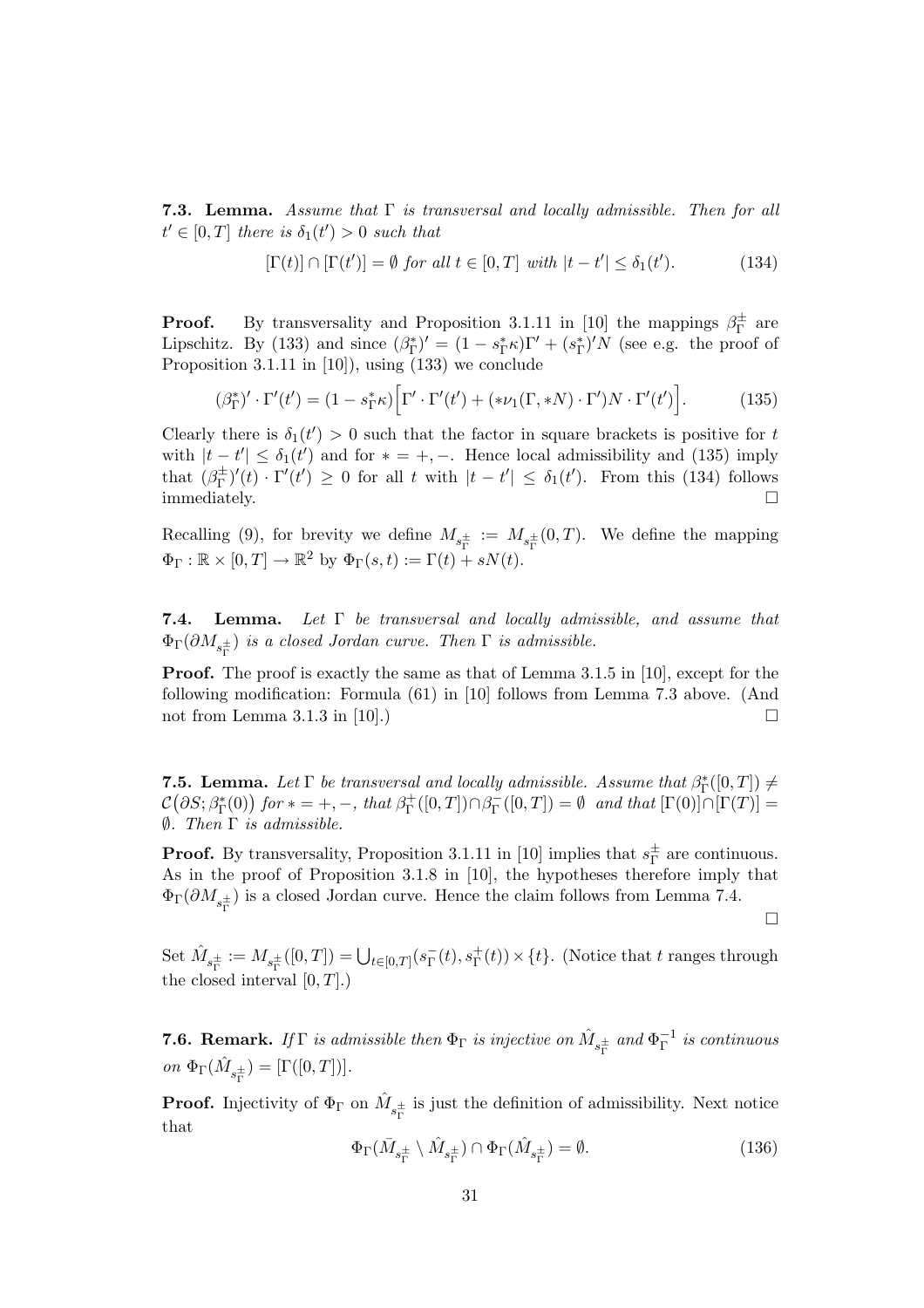**7.3. Lemma.** *Assume that $\Gamma$ is transversal and locally admissible. Then for all $t' \in [0,T]$ there is $\delta_1(t') > 0$ such that*

$$[\Gamma(t)] \cap [\Gamma(t')] = \emptyset \text{ for all } t \in [0,T] \text{ with } |t - t'| \leq \delta_1(t'). \tag{134}$$

**Proof.** By transversality and Proposition 3.1.11 in [10] the mappings $\beta_\Gamma^\pm$ are Lipschitz. By (133) and since $(\beta_\Gamma^*)' = (1 - s_\Gamma^* \kappa)\Gamma' + (s_\Gamma^*)' N$ (see e.g. the proof of Proposition 3.1.11 in [10]), using (133) we conclude

$$(\beta_\Gamma^*)' \cdot \Gamma'(t') = (1 - s_\Gamma^* \kappa)\Big[\Gamma' \cdot \Gamma'(t') + (*\nu_1(\Gamma, *N) \cdot \Gamma')N \cdot \Gamma'(t')\Big]. \tag{135}$$

Clearly there is $\delta_1(t') > 0$ such that the factor in square brackets is positive for $t$ with $|t - t'| \leq \delta_1(t')$ and for $* = +, -$. Hence local admissibility and (135) imply that $(\beta_\Gamma^\pm)'(t) \cdot \Gamma'(t') \geq 0$ for all $t$ with $|t - t'| \leq \delta_1(t')$. From this (134) follows immediately. $\square$

Recalling (9), for brevity we define $M_{s_\Gamma^\pm} := M_{s_\Gamma^\pm}(0,T)$. We define the mapping $\Phi_\Gamma : \mathbb{R} \times [0,T] \to \mathbb{R}^2$ by $\Phi_\Gamma(s,t) := \Gamma(t) + sN(t)$.

**7.4. Lemma.** *Let $\Gamma$ be transversal and locally admissible, and assume that $\Phi_\Gamma(\partial M_{s_\Gamma^\pm})$ is a closed Jordan curve. Then $\Gamma$ is admissible.*

**Proof.** The proof is exactly the same as that of Lemma 3.1.5 in [10], except for the following modification: Formula (61) in [10] follows from Lemma 7.3 above. (And not from Lemma 3.1.3 in [10].) $\square$

**7.5. Lemma.** *Let $\Gamma$ be transversal and locally admissible. Assume that $\beta_\Gamma^*([0,T]) \neq \mathcal{C}\big(\partial S; \beta_\Gamma^*(0)\big)$ for $* = +, -$, that $\beta_\Gamma^+([0,T]) \cap \beta_\Gamma^-([0,T]) = \emptyset$ and that $[\Gamma(0)] \cap [\Gamma(T)] = \emptyset$. Then $\Gamma$ is admissible.*

**Proof.** By transversality, Proposition 3.1.11 in [10] implies that $s_\Gamma^\pm$ are continuous. As in the proof of Proposition 3.1.8 in [10], the hypotheses therefore imply that $\Phi_\Gamma(\partial M_{s_\Gamma^\pm})$ is a closed Jordan curve. Hence the claim follows from Lemma 7.4. $\square$

Set $\hat{M}_{s_\Gamma^\pm} := M_{s_\Gamma^\pm}([0,T]) = \bigcup_{t \in [0,T]} (s_\Gamma^-(t), s_\Gamma^+(t)) \times \{t\}$. (Notice that $t$ ranges through the closed interval $[0,T]$.)

**7.6. Remark.** *If $\Gamma$ is admissible then $\Phi_\Gamma$ is injective on $\hat{M}_{s_\Gamma^\pm}$ and $\Phi_\Gamma^{-1}$ is continuous on $\Phi_\Gamma(\hat{M}_{s_\Gamma^\pm}) = [\Gamma([0,T])]$.*

**Proof.** Injectivity of $\Phi_\Gamma$ on $\hat{M}_{s_\Gamma^\pm}$ is just the definition of admissibility. Next notice that

$$\Phi_\Gamma(\bar{M}_{s_\Gamma^\pm} \setminus \hat{M}_{s_\Gamma^\pm}) \cap \Phi_\Gamma(\hat{M}_{s_\Gamma^\pm}) = \emptyset. \tag{136}$$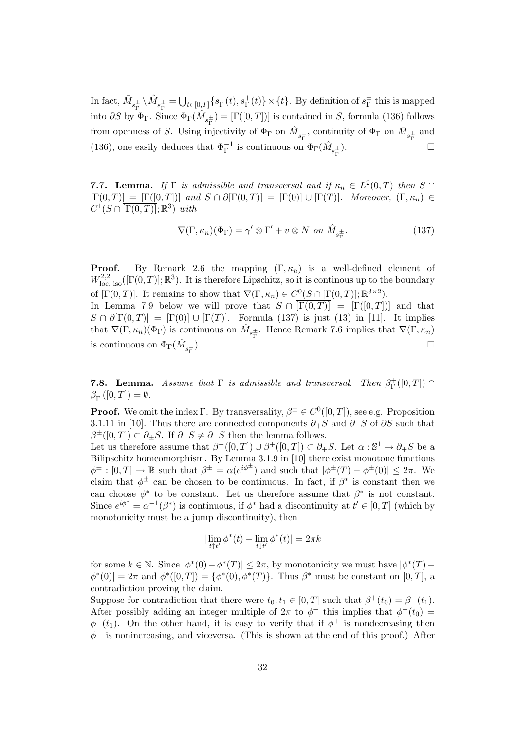In fact, $\bar{M}_{s_\Gamma^\pm} \setminus \hat{M}_{s_\Gamma^\pm} = \bigcup_{t\in[0,T]} \{s_\Gamma^-(t), s_\Gamma^+(t)\} \times \{t\}$. By definition of $s_\Gamma^\pm$ this is mapped into $\partial S$ by $\Phi_\Gamma$. Since $\Phi_\Gamma(\hat{M}_{s_\Gamma^\pm}) = [\Gamma([0,T])]$ is contained in $S$, formula (136) follows from openness of $S$. Using injectivity of $\Phi_\Gamma$ on $\hat{M}_{s_\Gamma^\pm}$, continuity of $\Phi_\Gamma$ on $\bar{M}_{s_\Gamma^\pm}$ and (136), one easily deduces that $\Phi_\Gamma^{-1}$ is continuous on $\Phi_\Gamma(\hat{M}_{s_\Gamma^\pm})$. $\square$

**7.7. Lemma.** *If $\Gamma$ is admissible and transversal and if $\kappa_n \in L^2(0,T)$ then $S \cap \overline{[\Gamma(0,T)]} = [\Gamma([0,T])]$ and $S \cap \partial[\Gamma(0,T)] = [\Gamma(0)] \cup [\Gamma(T)]$. Moreover, $(\Gamma, \kappa_n) \in C^1(S \cap \overline{[\Gamma(0,T)]}; \mathbb{R}^3)$ with*

$$\nabla(\Gamma, \kappa_n)(\Phi_\Gamma) = \gamma' \otimes \Gamma' + v \otimes N \text{ on } \hat{M}_{s_\Gamma^\pm}. \tag{137}$$

**Proof.** By Remark 2.6 the mapping $(\Gamma, \kappa_n)$ is a well-defined element of $W^{2,2}_{\text{loc, iso}}([\Gamma(0,T)]; \mathbb{R}^3)$. It is therefore Lipschitz, so it is continous up to the boundary of $[\Gamma(0,T)]$. It remains to show that $\nabla(\Gamma, \kappa_n) \in C^0(S \cap \overline{[\Gamma(0,T)]}; \mathbb{R}^{3\times 2})$.
In Lemma 7.9 below we will prove that $S \cap \overline{[\Gamma(0,T)]} = [\Gamma([0,T])]$ and that $S \cap \partial[\Gamma(0,T)] = [\Gamma(0)] \cup [\Gamma(T)]$. Formula (137) is just (13) in [11]. It implies that $\nabla(\Gamma, \kappa_n)(\Phi_\Gamma)$ is continuous on $\hat{M}_{s_\Gamma^\pm}$. Hence Remark 7.6 implies that $\nabla(\Gamma, \kappa_n)$ is continuous on $\Phi_\Gamma(\hat{M}_{s_\Gamma^\pm})$. $\square$

**7.8. Lemma.** *Assume that $\Gamma$ is admissible and transversal. Then $\beta_\Gamma^+([0,T]) \cap \beta_\Gamma^-([0,T]) = \emptyset$.*

**Proof.** We omit the index $\Gamma$. By transversality, $\beta^\pm \in C^0([0,T])$, see e.g. Proposition 3.1.11 in [10]. Thus there are connected components $\partial_+ S$ and $\partial_- S$ of $\partial S$ such that $\beta^\pm([0,T]) \subset \partial_\pm S$. If $\partial_+ S \neq \partial_- S$ then the lemma follows.
Let us therefore assume that $\beta^-([0,T]) \cup \beta^+([0,T]) \subset \partial_+ S$. Let $\alpha : \mathbb{S}^1 \to \partial_+ S$ be a Bilipschitz homeomorphism. By Lemma 3.1.9 in [10] there exist monotone functions $\phi^\pm : [0,T] \to \mathbb{R}$ such that $\beta^\pm = \alpha(e^{i\phi^\pm})$ and such that $|\phi^\pm(T) - \phi^\pm(0)| \leq 2\pi$. We claim that $\phi^\pm$ can be chosen to be continuous. In fact, if $\beta^*$ is constant then we can choose $\phi^*$ to be constant. Let us therefore assume that $\beta^*$ is not constant. Since $e^{i\phi^*} = \alpha^{-1}(\beta^*)$ is continuous, if $\phi^*$ had a discontinuity at $t' \in [0,T]$ (which by monotonicity must be a jump discontinuity), then

$$|\lim_{t\uparrow t'} \phi^*(t) - \lim_{t\downarrow t'} \phi^*(t)| = 2\pi k$$

for some $k \in \mathbb{N}$. Since $|\phi^*(0) - \phi^*(T)| \leq 2\pi$, by monotonicity we must have $|\phi^*(T) - \phi^*(0)| = 2\pi$ and $\phi^*([0,T]) = \{\phi^*(0), \phi^*(T)\}$. Thus $\beta^*$ must be constant on $[0,T]$, a contradiction proving the claim.
Suppose for contradiction that there were $t_0, t_1 \in [0,T]$ such that $\beta^+(t_0) = \beta^-(t_1)$. After possibly adding an integer multiple of $2\pi$ to $\phi^-$ this implies that $\phi^+(t_0) = \phi^-(t_1)$. On the other hand, it is easy to verify that if $\phi^+$ is nondecreasing then $\phi^-$ is nonincreasing, and viceversa. (This is shown at the end of this proof.) After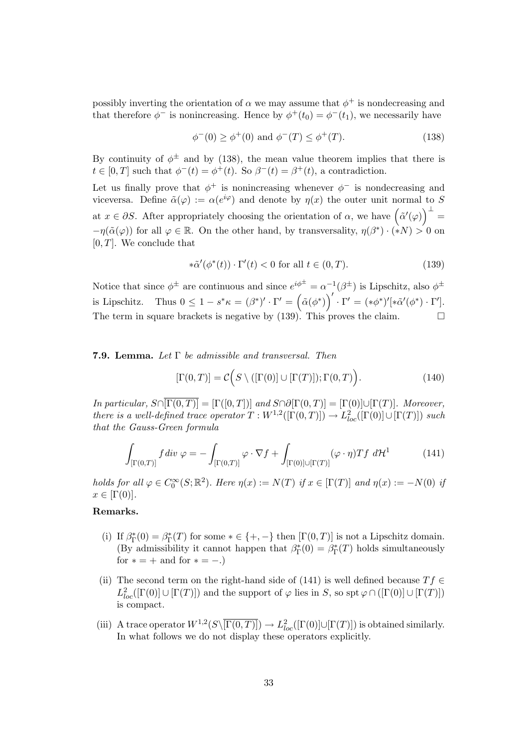possibly inverting the orientation of $\alpha$ we may assume that $\phi^+$ is nondecreasing and that therefore $\phi^-$ is nonincreasing. Hence by $\phi^+(t_0) = \phi^-(t_1)$, we necessarily have

$$\phi^-(0) \geq \phi^+(0) \text{ and } \phi^-(T) \leq \phi^+(T). \tag{138}$$

By continuity of $\phi^\pm$ and by (138), the mean value theorem implies that there is $t \in [0,T]$ such that $\phi^-(t) = \phi^+(t)$. So $\beta^-(t) = \beta^+(t)$, a contradiction.

Let us finally prove that $\phi^+$ is nonincreasing whenever $\phi^-$ is nondecreasing and viceversa. Define $\tilde{\alpha}(\varphi) := \alpha(e^{i\varphi})$ and denote by $\eta(x)$ the outer unit normal to $S$ at $x \in \partial S$. After appropriately choosing the orientation of $\alpha$, we have $\left(\tilde{\alpha}'(\varphi)\right)^\perp = -\eta(\tilde{\alpha}(\varphi))$ for all $\varphi \in \mathbb{R}$. On the other hand, by transversality, $\eta(\beta^*) \cdot (*N) > 0$ on $[0,T]$. We conclude that

$$*\tilde{\alpha}'(\phi^*(t)) \cdot \Gamma'(t) < 0 \text{ for all } t \in (0,T). \tag{139}$$

Notice that since $\phi^\pm$ are continuous and since $e^{i\phi^\pm} = \alpha^{-1}(\beta^\pm)$ is Lipschitz, also $\phi^\pm$ is Lipschitz. Thus $0 \leq 1 - s^*\kappa = (\beta^*)' \cdot \Gamma' = \left(\tilde{\alpha}(\phi^*)\right)' \cdot \Gamma' = (*\phi^*)'[*\tilde{\alpha}'(\phi^*) \cdot \Gamma']$. The term in square brackets is negative by (139). This proves the claim. $\square$

**7.9. Lemma.** *Let $\Gamma$ be admissible and transversal. Then*

$$[\Gamma(0,T)] = \mathcal{C}\Big(S \setminus ([\Gamma(0)] \cup [\Gamma(T)]); \Gamma(0,T)\Big). \tag{140}$$

*In particular, $S \cap \overline{[\Gamma(0,T)]} = [\Gamma([0,T])]$ and $S \cap \partial[\Gamma(0,T)] = [\Gamma(0)] \cup [\Gamma(T)]$. Moreover, there is a well-defined trace operator $T : W^{1,2}([\Gamma(0,T)]) \to L^2_{loc}([\Gamma(0)] \cup [\Gamma(T)])$ such that the Gauss-Green formula*

$$\int_{[\Gamma(0,T)]} f \, div\, \varphi = -\int_{[\Gamma(0,T)]} \varphi \cdot \nabla f + \int_{[\Gamma(0)] \cup [\Gamma(T)]} (\varphi \cdot \eta) Tf \; d\mathcal{H}^1 \tag{141}$$

*holds for all $\varphi \in C_0^\infty(S; \mathbb{R}^2)$. Here $\eta(x) := N(T)$ if $x \in [\Gamma(T)]$ and $\eta(x) := -N(0)$ if $x \in [\Gamma(0)]$.*

**Remarks.**

(i) If $\beta^*_\Gamma(0) = \beta^*_\Gamma(T)$ for some $* \in \{+,-\}$ then $[\Gamma(0,T)]$ is not a Lipschitz domain. (By admissibility it cannot happen that $\beta^*_\Gamma(0) = \beta^*_\Gamma(T)$ holds simultaneously for $* = +$ and for $* = -$.)

(ii) The second term on the right-hand side of (141) is well defined because $Tf \in L^2_{loc}([\Gamma(0)] \cup [\Gamma(T)])$ and the support of $\varphi$ lies in $S$, so $\operatorname{spt}\varphi \cap ([\Gamma(0)] \cup [\Gamma(T)])$ is compact.

(iii) A trace operator $W^{1,2}(S \setminus \overline{[\Gamma(0,T)]}) \to L^2_{loc}([\Gamma(0)] \cup [\Gamma(T)])$ is obtained similarly. In what follows we do not display these operators explicitly.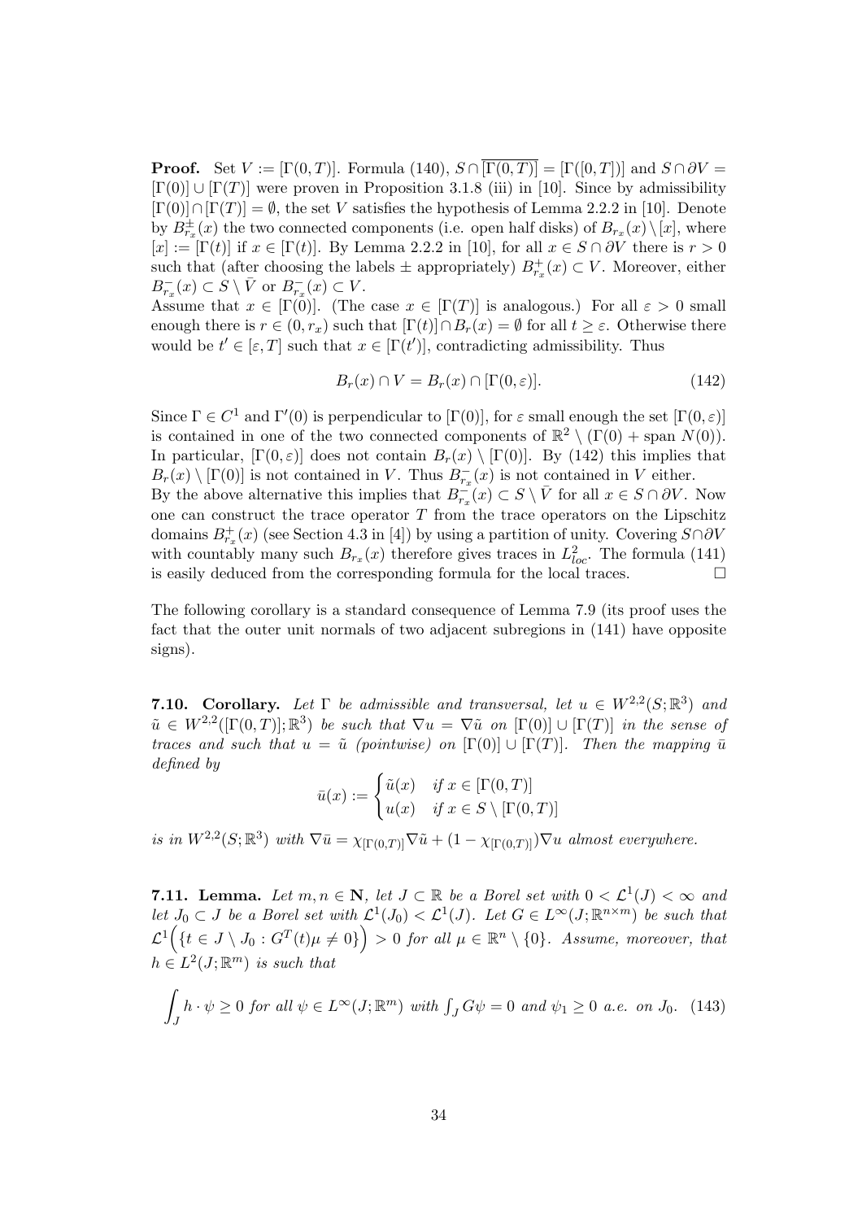**Proof.** Set $V := [\Gamma(0,T)]$. Formula (140), $S \cap \overline{[\Gamma(0,T)]} = [\Gamma([0,T])]$ and $S \cap \partial V = [\Gamma(0)] \cup [\Gamma(T)]$ were proven in Proposition 3.1.8 (iii) in [10]. Since by admissibility $[\Gamma(0)] \cap [\Gamma(T)] = \emptyset$, the set $V$ satisfies the hypothesis of Lemma 2.2.2 in [10]. Denote by $B^{\pm}_{r_x}(x)$ the two connected components (i.e. open half disks) of $B_{r_x}(x) \setminus [x]$, where $[x] := [\Gamma(t)]$ if $x \in [\Gamma(t)]$. By Lemma 2.2.2 in [10], for all $x \in S \cap \partial V$ there is $r > 0$ such that (after choosing the labels $\pm$ appropriately) $B^+_{r_x}(x) \subset V$. Moreover, either $B^-_{r_x}(x) \subset S \setminus \bar{V}$ or $B^-_{r_x}(x) \subset V$.

Assume that $x \in [\Gamma(0)]$. (The case $x \in [\Gamma(T)]$ is analogous.) For all $\varepsilon > 0$ small enough there is $r \in (0, r_x)$ such that $[\Gamma(t)] \cap B_r(x) = \emptyset$ for all $t \geq \varepsilon$. Otherwise there would be $t' \in [\varepsilon, T]$ such that $x \in [\Gamma(t')]$, contradicting admissibility. Thus

$$B_r(x) \cap V = B_r(x) \cap [\Gamma(0, \varepsilon)]. \tag{142}$$

Since $\Gamma \in C^1$ and $\Gamma'(0)$ is perpendicular to $[\Gamma(0)]$, for $\varepsilon$ small enough the set $[\Gamma(0,\varepsilon)]$ is contained in one of the two connected components of $\mathbb{R}^2 \setminus (\Gamma(0) + \text{span } N(0))$. In particular, $[\Gamma(0,\varepsilon)]$ does not contain $B_r(x) \setminus [\Gamma(0)]$. By (142) this implies that $B_r(x) \setminus [\Gamma(0)]$ is not contained in $V$. Thus $B^-_{r_x}(x)$ is not contained in $V$ either.

By the above alternative this implies that $B^-_{r_x}(x) \subset S \setminus \bar{V}$ for all $x \in S \cap \partial V$. Now one can construct the trace operator $T$ from the trace operators on the Lipschitz domains $B^+_{r_x}(x)$ (see Section 4.3 in [4]) by using a partition of unity. Covering $S \cap \partial V$ with countably many such $B_{r_x}(x)$ therefore gives traces in $L^2_{loc}$. The formula (141) is easily deduced from the corresponding formula for the local traces. □

The following corollary is a standard consequence of Lemma 7.9 (its proof uses the fact that the outer unit normals of two adjacent subregions in (141) have opposite signs).

**7.10. Corollary.** *Let $\Gamma$ be admissible and transversal, let $u \in W^{2,2}(S;\mathbb{R}^3)$ and $\tilde{u} \in W^{2,2}([\Gamma(0,T)];\mathbb{R}^3)$ be such that $\nabla u = \nabla \tilde{u}$ on $[\Gamma(0)] \cup [\Gamma(T)]$ in the sense of traces and such that $u = \tilde{u}$ (pointwise) on $[\Gamma(0)] \cup [\Gamma(T)]$. Then the mapping $\bar{u}$ defined by*

$$\bar{u}(x) := \begin{cases} \tilde{u}(x) & \text{if } x \in [\Gamma(0,T)] \\ u(x) & \text{if } x \in S \setminus [\Gamma(0,T)] \end{cases}$$

*is in $W^{2,2}(S;\mathbb{R}^3)$ with $\nabla \bar{u} = \chi_{[\Gamma(0,T)]} \nabla \tilde{u} + (1 - \chi_{[\Gamma(0,T)]}) \nabla u$ almost everywhere.*

**7.11. Lemma.** *Let $m, n \in \mathbf{N}$, let $J \subset \mathbb{R}$ be a Borel set with $0 < \mathcal{L}^1(J) < \infty$ and let $J_0 \subset J$ be a Borel set with $\mathcal{L}^1(J_0) < \mathcal{L}^1(J)$. Let $G \in L^\infty(J;\mathbb{R}^{n \times m})$ be such that $\mathcal{L}^1\Big(\{t \in J \setminus J_0 : G^T(t)\mu \neq 0\}\Big) > 0$ for all $\mu \in \mathbb{R}^n \setminus \{0\}$. Assume, moreover, that $h \in L^2(J;\mathbb{R}^m)$ is such that*

$$\int_J h \cdot \psi \geq 0 \text{ for all } \psi \in L^\infty(J;\mathbb{R}^m) \text{ with } \textstyle\int_J G\psi = 0 \text{ and } \psi_1 \geq 0 \text{ a.e. on } J_0. \tag{143}$$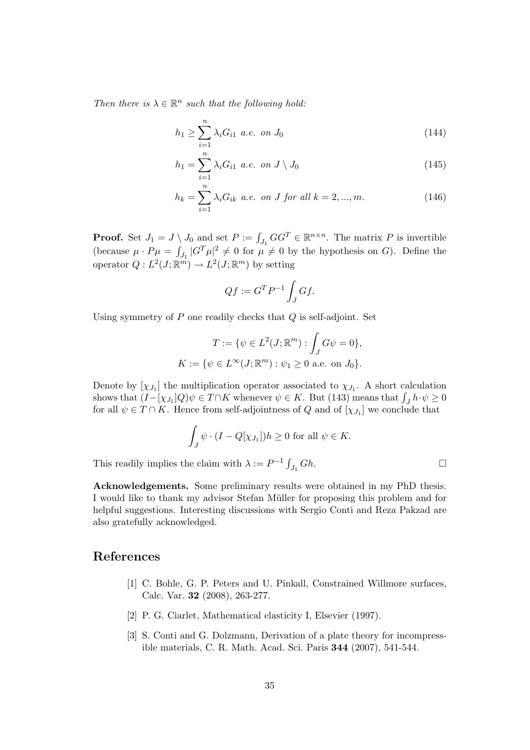*Then there is $\lambda \in \mathbb{R}^n$ such that the following hold:*

$$h_1 \geq \sum_{i=1}^{n} \lambda_i G_{i1} \text{ a.e. on } J_0 \tag{144}$$

$$h_1 = \sum_{i=1}^{n} \lambda_i G_{i1} \text{ a.e. on } J \setminus J_0 \tag{145}$$

$$h_k = \sum_{i=1}^{n} \lambda_i G_{ik} \text{ a.e. on } J \text{ for all } k = 2, ..., m. \tag{146}$$

**Proof.** Set $J_1 = J \setminus J_0$ and set $P := \int_{J_1} GG^T \in \mathbb{R}^{n \times n}$. The matrix $P$ is invertible (because $\mu \cdot P\mu = \int_{J_1} |G^T \mu|^2 \neq 0$ for $\mu \neq 0$ by the hypothesis on $G$). Define the operator $Q : L^2(J; \mathbb{R}^m) \to L^2(J; \mathbb{R}^m)$ by setting

$$Qf := G^T P^{-1} \int_J Gf.$$

Using symmetry of $P$ one readily checks that $Q$ is self-adjoint. Set

$$T := \{\psi \in L^2(J; \mathbb{R}^m) : \int_J G\psi = 0\},$$
$$K := \{\psi \in L^\infty(J; \mathbb{R}^m) : \psi_1 \geq 0 \text{ a.e. on } J_0\}.$$

Denote by $[\chi_{J_1}]$ the multiplication operator associated to $\chi_{J_1}$. A short calculation shows that $(I - [\chi_{J_1}]Q)\psi \in T \cap K$ whenever $\psi \in K$. But (143) means that $\int_J h \cdot \psi \geq 0$ for all $\psi \in T \cap K$. Hence from self-adjointness of $Q$ and of $[\chi_{J_1}]$ we conclude that

$$\int_J \psi \cdot (I - Q[\chi_{J_1}])h \geq 0 \text{ for all } \psi \in K.$$

This readily implies the claim with $\lambda := P^{-1} \int_{J_1} Gh$. □

**Acknowledgements.** Some preliminary results were obtained in my PhD thesis. I would like to thank my advisor Stefan Müller for proposing this problem and for helpful suggestions. Interesting discussions with Sergio Conti and Reza Pakzad are also gratefully acknowledged.

# References

[1] C. Bohle, G. P. Peters and U. Pinkall, Constrained Willmore surfaces, Calc. Var. **32** (2008), 263-277.

[2] P. G. Ciarlet, Mathematical elasticity I, Elsevier (1997).

[3] S. Conti and G. Dolzmann, Derivation of a plate theory for incompressible materials, C. R. Math. Acad. Sci. Paris **344** (2007), 541-544.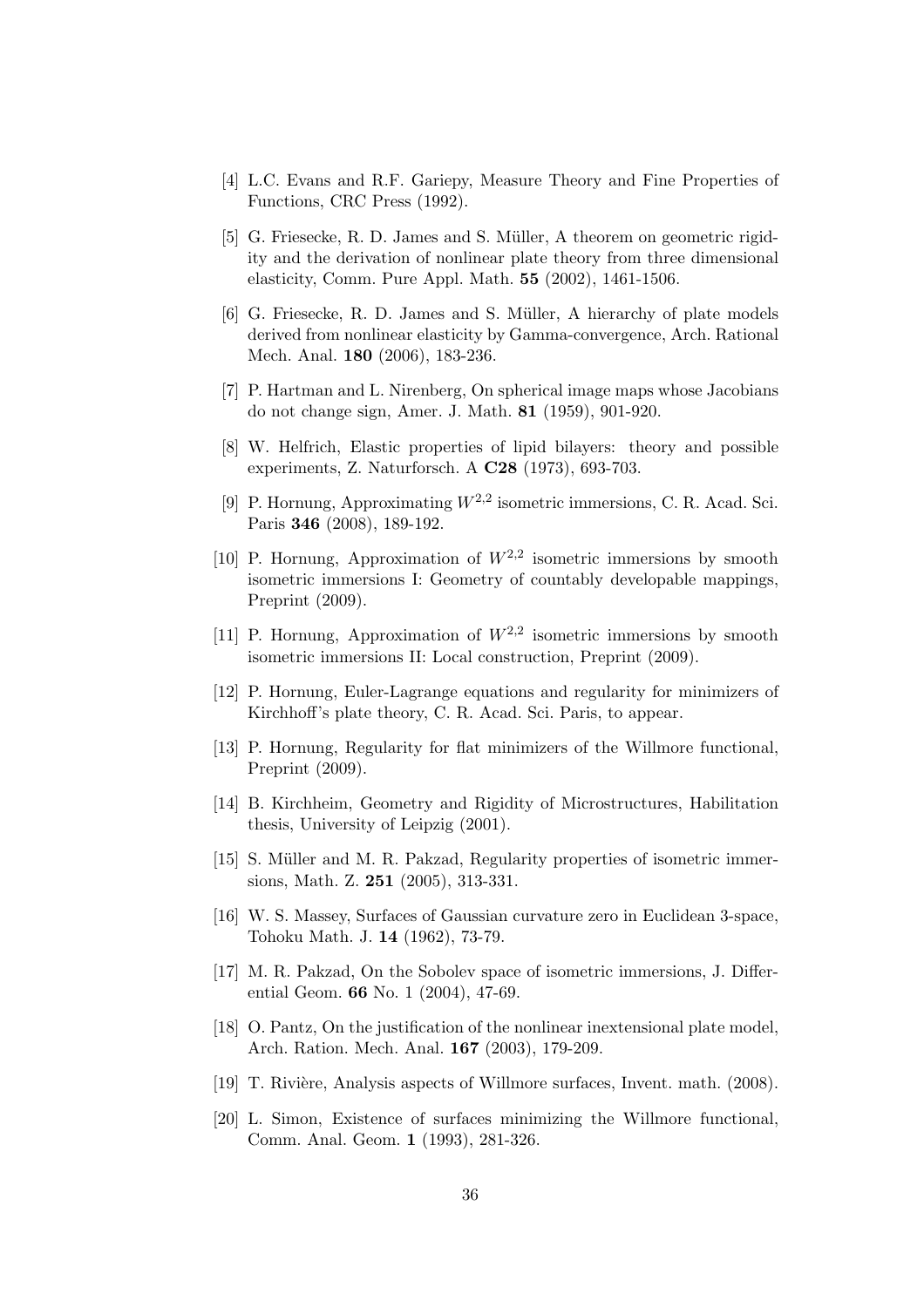[4] L.C. Evans and R.F. Gariepy, Measure Theory and Fine Properties of Functions, CRC Press (1992).

[5] G. Friesecke, R. D. James and S. Müller, A theorem on geometric rigidity and the derivation of nonlinear plate theory from three dimensional elasticity, Comm. Pure Appl. Math. **55** (2002), 1461-1506.

[6] G. Friesecke, R. D. James and S. Müller, A hierarchy of plate models derived from nonlinear elasticity by Gamma-convergence, Arch. Rational Mech. Anal. **180** (2006), 183-236.

[7] P. Hartman and L. Nirenberg, On spherical image maps whose Jacobians do not change sign, Amer. J. Math. **81** (1959), 901-920.

[8] W. Helfrich, Elastic properties of lipid bilayers: theory and possible experiments, Z. Naturforsch. A **C28** (1973), 693-703.

[9] P. Hornung, Approximating $W^{2,2}$ isometric immersions, C. R. Acad. Sci. Paris **346** (2008), 189-192.

[10] P. Hornung, Approximation of $W^{2,2}$ isometric immersions by smooth isometric immersions I: Geometry of countably developable mappings, Preprint (2009).

[11] P. Hornung, Approximation of $W^{2,2}$ isometric immersions by smooth isometric immersions II: Local construction, Preprint (2009).

[12] P. Hornung, Euler-Lagrange equations and regularity for minimizers of Kirchhoff's plate theory, C. R. Acad. Sci. Paris, to appear.

[13] P. Hornung, Regularity for flat minimizers of the Willmore functional, Preprint (2009).

[14] B. Kirchheim, Geometry and Rigidity of Microstructures, Habilitation thesis, University of Leipzig (2001).

[15] S. Müller and M. R. Pakzad, Regularity properties of isometric immersions, Math. Z. **251** (2005), 313-331.

[16] W. S. Massey, Surfaces of Gaussian curvature zero in Euclidean 3-space, Tohoku Math. J. **14** (1962), 73-79.

[17] M. R. Pakzad, On the Sobolev space of isometric immersions, J. Differential Geom. **66** No. 1 (2004), 47-69.

[18] O. Pantz, On the justification of the nonlinear inextensional plate model, Arch. Ration. Mech. Anal. **167** (2003), 179-209.

[19] T. Rivière, Analysis aspects of Willmore surfaces, Invent. math. (2008).

[20] L. Simon, Existence of surfaces minimizing the Willmore functional, Comm. Anal. Geom. **1** (1993), 281-326.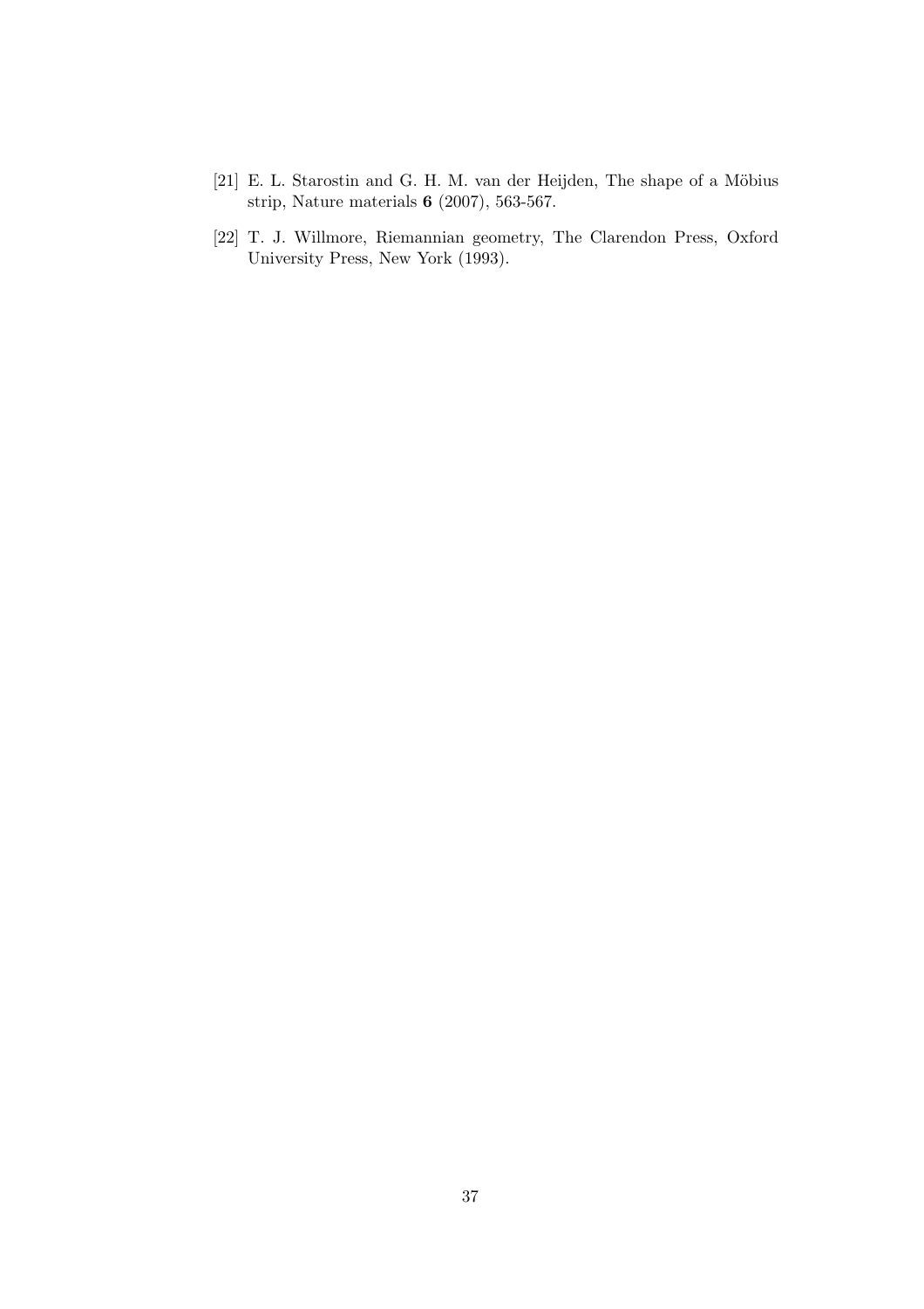[21] E. L. Starostin and G. H. M. van der Heijden, The shape of a Möbius strip, Nature materials **6** (2007), 563-567.

[22] T. J. Willmore, Riemannian geometry, The Clarendon Press, Oxford University Press, New York (1993).